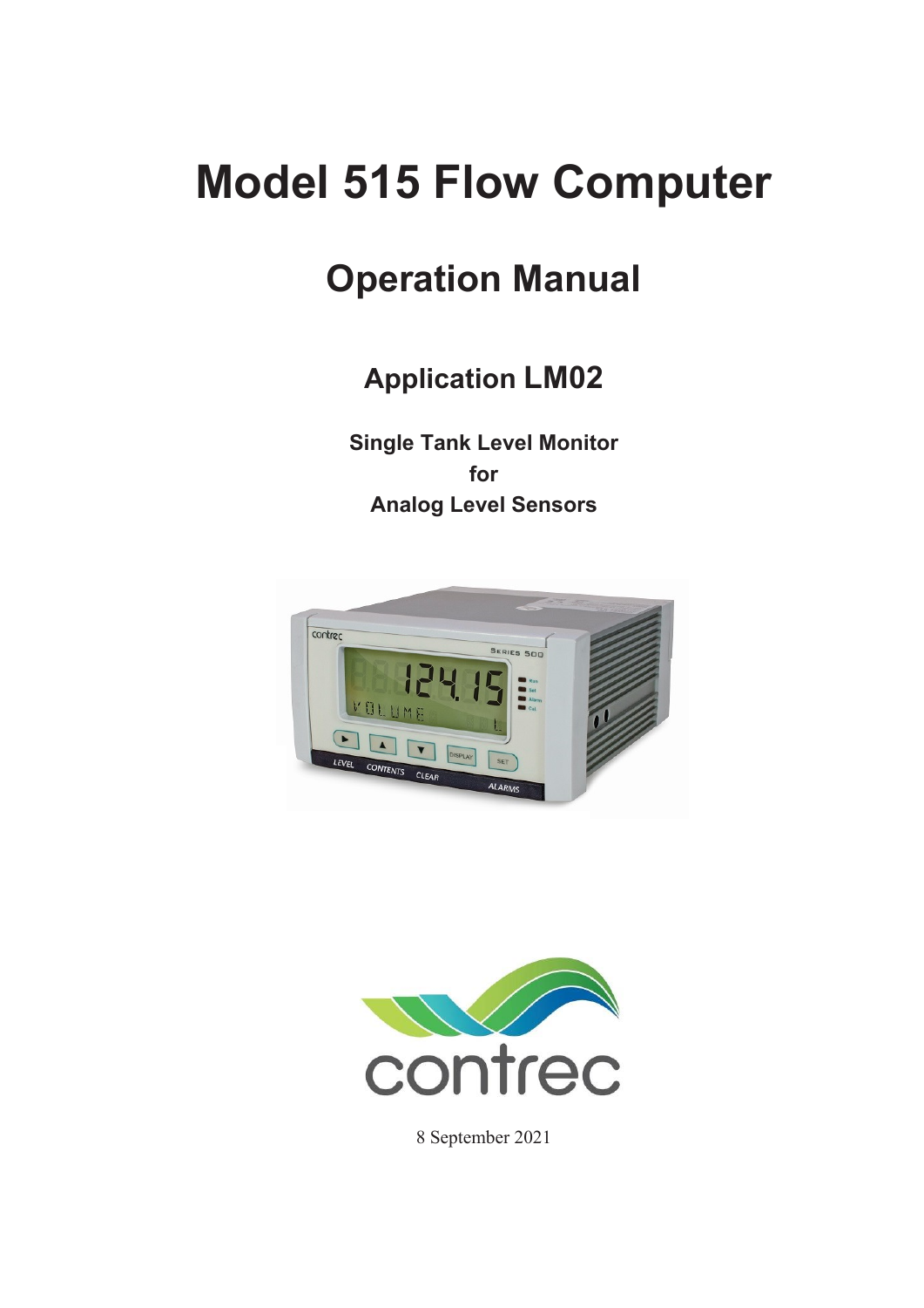# Model 515 Flow Computer

## Operation Manual

### Application LM02

**Single Tank Level Monitor**
**for**
**Analog Level Sensors**

8 September 2021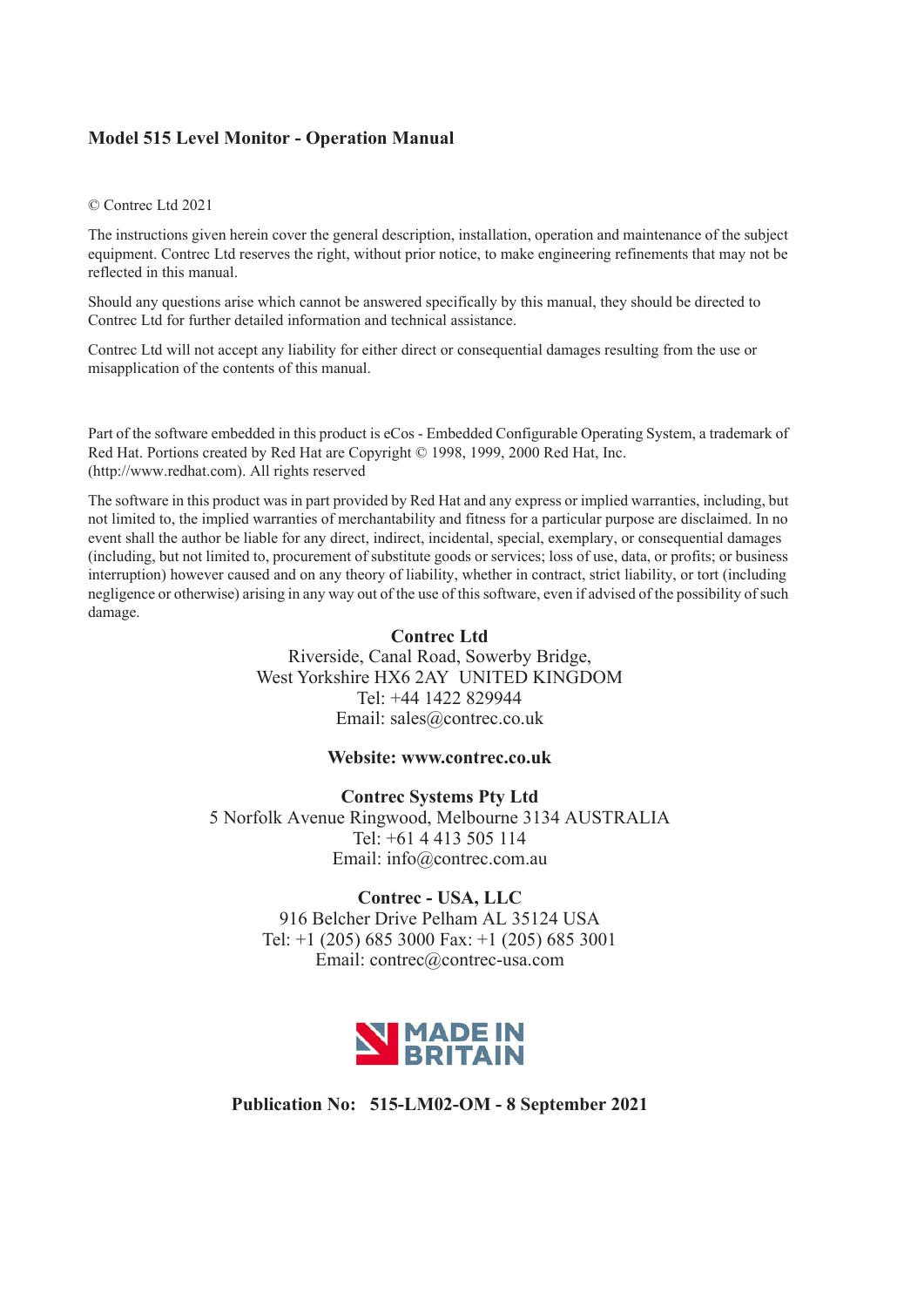**Model 515 Level Monitor - Operation Manual**

© Contrec Ltd 2021

The instructions given herein cover the general description, installation, operation and maintenance of the subject equipment. Contrec Ltd reserves the right, without prior notice, to make engineering refinements that may not be reflected in this manual.

Should any questions arise which cannot be answered specifically by this manual, they should be directed to Contrec Ltd for further detailed information and technical assistance.

Contrec Ltd will not accept any liability for either direct or consequential damages resulting from the use or misapplication of the contents of this manual.

Part of the software embedded in this product is eCos - Embedded Configurable Operating System, a trademark of Red Hat. Portions created by Red Hat are Copyright © 1998, 1999, 2000 Red Hat, Inc. (http://www.redhat.com). All rights reserved

The software in this product was in part provided by Red Hat and any express or implied warranties, including, but not limited to, the implied warranties of merchantability and fitness for a particular purpose are disclaimed. In no event shall the author be liable for any direct, indirect, incidental, special, exemplary, or consequential damages (including, but not limited to, procurement of substitute goods or services; loss of use, data, or profits; or business interruption) however caused and on any theory of liability, whether in contract, strict liability, or tort (including negligence or otherwise) arising in any way out of the use of this software, even if advised of the possibility of such damage.

**Contrec Ltd**
Riverside, Canal Road, Sowerby Bridge,
West Yorkshire HX6 2AY UNITED KINGDOM
Tel: +44 1422 829944
Email: sales@contrec.co.uk

**Website: www.contrec.co.uk**

**Contrec Systems Pty Ltd**
5 Norfolk Avenue Ringwood, Melbourne 3134 AUSTRALIA
Tel: +61 4 413 505 114
Email: info@contrec.com.au

**Contrec - USA, LLC**
916 Belcher Drive Pelham AL 35124 USA
Tel: +1 (205) 685 3000 Fax: +1 (205) 685 3001
Email: contrec@contrec-usa.com

MADE IN BRITAIN

**Publication No: 515-LM02-OM - 8 September 2021**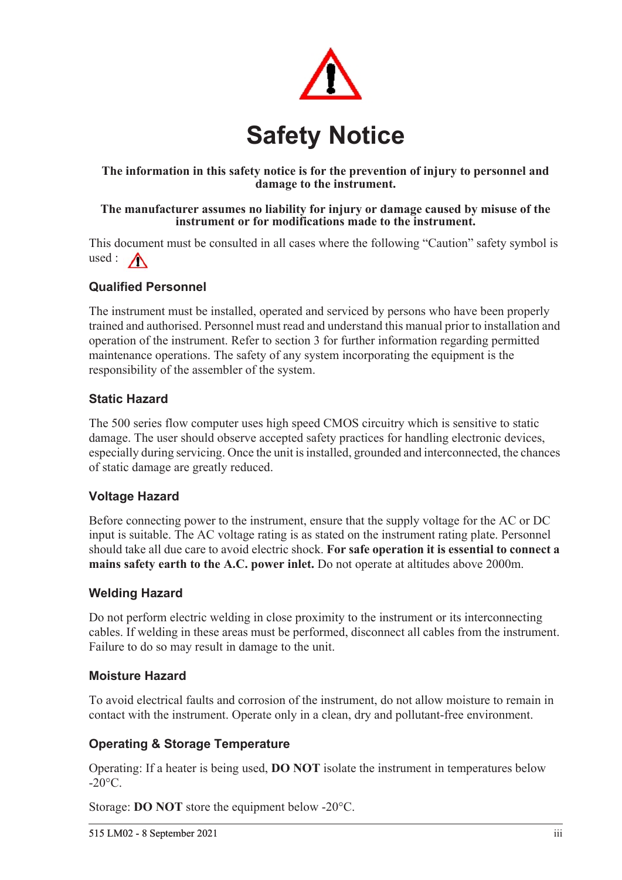# Safety Notice

**The information in this safety notice is for the prevention of injury to personnel and damage to the instrument.**

**The manufacturer assumes no liability for injury or damage caused by misuse of the instrument or for modifications made to the instrument.**

This document must be consulted in all cases where the following “Caution” safety symbol is used : ⚠

### Qualified Personnel

The instrument must be installed, operated and serviced by persons who have been properly trained and authorised. Personnel must read and understand this manual prior to installation and operation of the instrument. Refer to section 3 for further information regarding permitted maintenance operations. The safety of any system incorporating the equipment is the responsibility of the assembler of the system.

### Static Hazard

The 500 series flow computer uses high speed CMOS circuitry which is sensitive to static damage. The user should observe accepted safety practices for handling electronic devices, especially during servicing. Once the unit is installed, grounded and interconnected, the chances of static damage are greatly reduced.

### Voltage Hazard

Before connecting power to the instrument, ensure that the supply voltage for the AC or DC input is suitable. The AC voltage rating is as stated on the instrument rating plate. Personnel should take all due care to avoid electric shock. **For safe operation it is essential to connect a mains safety earth to the A.C. power inlet.** Do not operate at altitudes above 2000m.

### Welding Hazard

Do not perform electric welding in close proximity to the instrument or its interconnecting cables. If welding in these areas must be performed, disconnect all cables from the instrument. Failure to do so may result in damage to the unit.

### Moisture Hazard

To avoid electrical faults and corrosion of the instrument, do not allow moisture to remain in contact with the instrument. Operate only in a clean, dry and pollutant-free environment.

### Operating & Storage Temperature

Operating: If a heater is being used, **DO NOT** isolate the instrument in temperatures below -20°C.

Storage: **DO NOT** store the equipment below -20°C.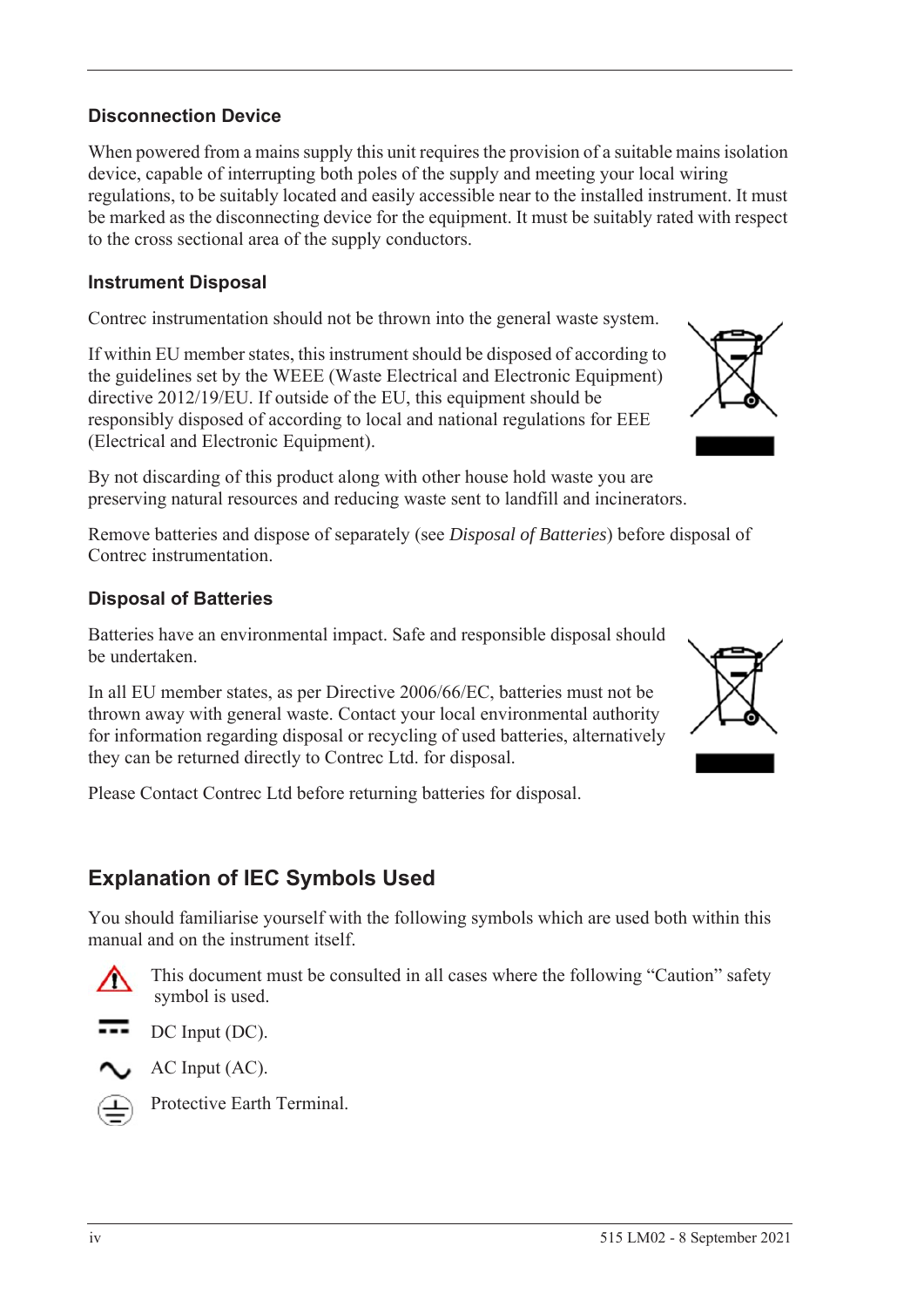### Disconnection Device

When powered from a mains supply this unit requires the provision of a suitable mains isolation device, capable of interrupting both poles of the supply and meeting your local wiring regulations, to be suitably located and easily accessible near to the installed instrument. It must be marked as the disconnecting device for the equipment. It must be suitably rated with respect to the cross sectional area of the supply conductors.

### Instrument Disposal

Contrec instrumentation should not be thrown into the general waste system.

If within EU member states, this instrument should be disposed of according to the guidelines set by the WEEE (Waste Electrical and Electronic Equipment) directive 2012/19/EU. If outside of the EU, this equipment should be responsibly disposed of according to local and national regulations for EEE (Electrical and Electronic Equipment).

By not discarding of this product along with other house hold waste you are preserving natural resources and reducing waste sent to landfill and incinerators.

Remove batteries and dispose of separately (see *Disposal of Batteries*) before disposal of Contrec instrumentation.

### Disposal of Batteries

Batteries have an environmental impact. Safe and responsible disposal should be undertaken.

In all EU member states, as per Directive 2006/66/EC, batteries must not be thrown away with general waste. Contact your local environmental authority for information regarding disposal or recycling of used batteries, alternatively they can be returned directly to Contrec Ltd. for disposal.

Please Contact Contrec Ltd before returning batteries for disposal.

## Explanation of IEC Symbols Used

You should familiarise yourself with the following symbols which are used both within this manual and on the instrument itself.

This document must be consulted in all cases where the following "Caution" safety symbol is used.

DC Input (DC).

AC Input (AC).

Protective Earth Terminal.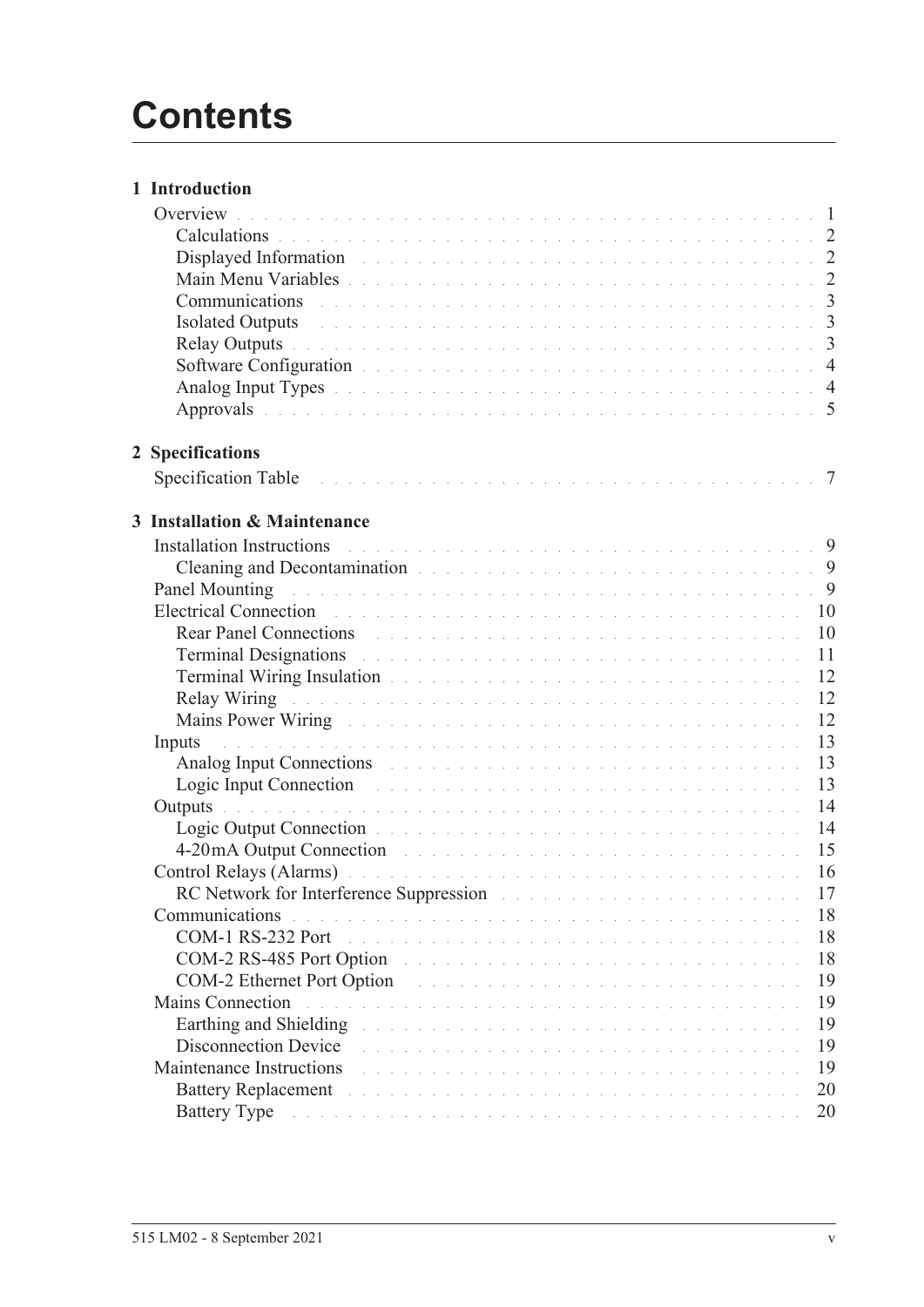# Contents

## 1 Introduction

- Overview . . . 1
  - Calculations . . . 2
  - Displayed Information . . . 2
  - Main Menu Variables . . . 2
  - Communications . . . 3
  - Isolated Outputs . . . 3
  - Relay Outputs . . . 3
  - Software Configuration . . . 4
  - Analog Input Types . . . 4
  - Approvals . . . 5

## 2 Specifications

- Specification Table . . . 7

## 3 Installation & Maintenance

- Installation Instructions . . . 9
  - Cleaning and Decontamination . . . 9
- Panel Mounting . . . 9
- Electrical Connection . . . 10
  - Rear Panel Connections . . . 10
  - Terminal Designations . . . 11
  - Terminal Wiring Insulation . . . 12
  - Relay Wiring . . . 12
  - Mains Power Wiring . . . 12
- Inputs . . . 13
  - Analog Input Connections . . . 13
  - Logic Input Connection . . . 13
- Outputs . . . 14
  - Logic Output Connection . . . 14
  - 4-20mA Output Connection . . . 15
- Control Relays (Alarms) . . . 16
  - RC Network for Interference Suppression . . . 17
- Communications . . . 18
  - COM-1 RS-232 Port . . . 18
  - COM-2 RS-485 Port Option . . . 18
  - COM-2 Ethernet Port Option . . . 19
- Mains Connection . . . 19
  - Earthing and Shielding . . . 19
  - Disconnection Device . . . 19
- Maintenance Instructions . . . 19
  - Battery Replacement . . . 20
  - Battery Type . . . 20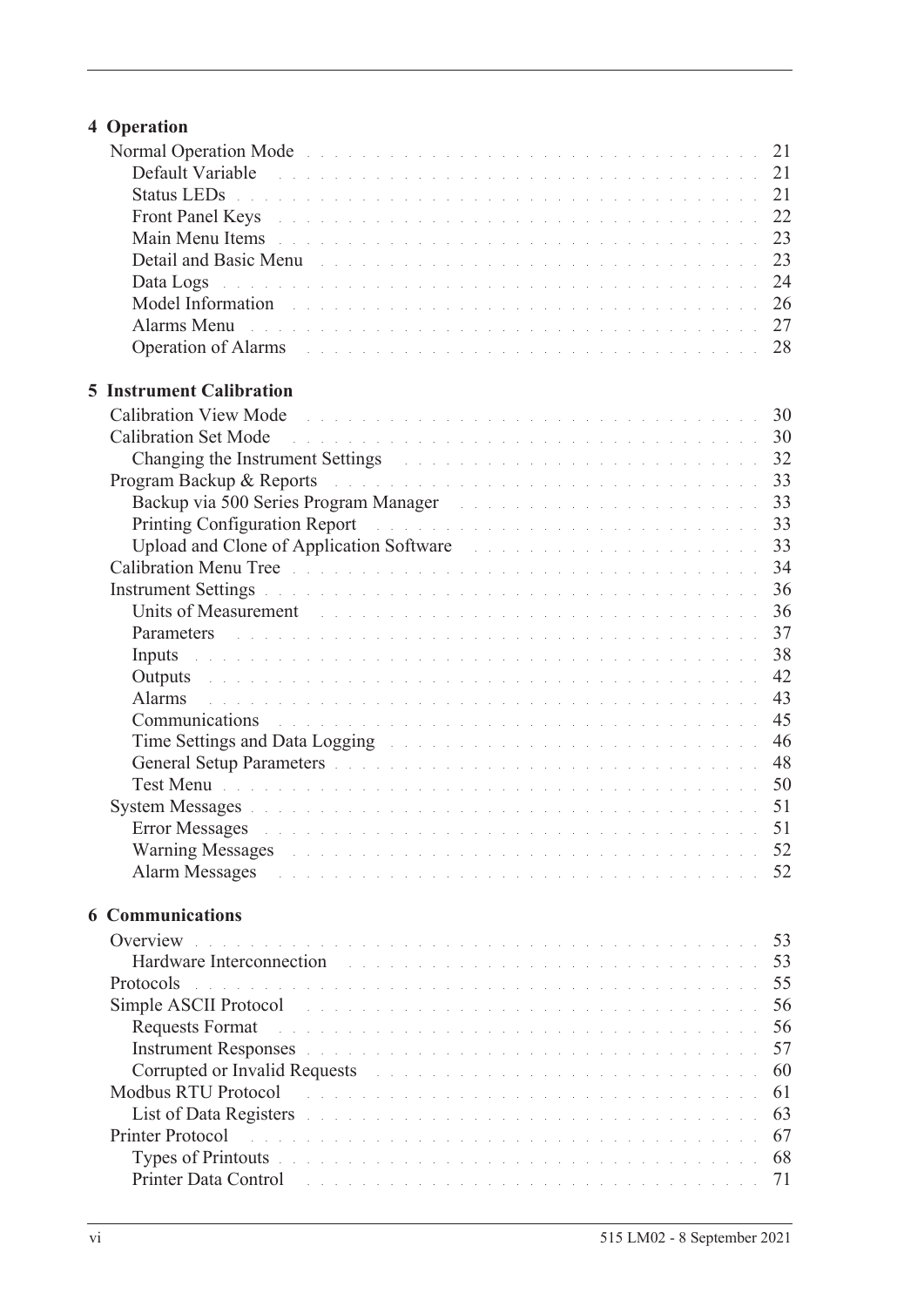**4 Operation**

- Normal Operation Mode . . . 21
  - Default Variable . . . 21
  - Status LEDs . . . 21
  - Front Panel Keys . . . 22
  - Main Menu Items . . . 23
  - Detail and Basic Menu . . . 23
  - Data Logs . . . 24
  - Model Information . . . 26
  - Alarms Menu . . . 27
  - Operation of Alarms . . . 28

**5 Instrument Calibration**

- Calibration View Mode . . . 30
- Calibration Set Mode . . . 30
  - Changing the Instrument Settings . . . 32
- Program Backup & Reports . . . 33
  - Backup via 500 Series Program Manager . . . 33
  - Printing Configuration Report . . . 33
  - Upload and Clone of Application Software . . . 33
- Calibration Menu Tree . . . 34
- Instrument Settings . . . 36
  - Units of Measurement . . . 36
  - Parameters . . . 37
  - Inputs . . . 38
  - Outputs . . . 42
  - Alarms . . . 43
  - Communications . . . 45
  - Time Settings and Data Logging . . . 46
  - General Setup Parameters . . . 48
  - Test Menu . . . 50
- System Messages . . . 51
  - Error Messages . . . 51
  - Warning Messages . . . 52
  - Alarm Messages . . . 52

**6 Communications**

- Overview . . . 53
  - Hardware Interconnection . . . 53
- Protocols . . . 55
- Simple ASCII Protocol . . . 56
  - Requests Format . . . 56
  - Instrument Responses . . . 57
  - Corrupted or Invalid Requests . . . 60
- Modbus RTU Protocol . . . 61
  - List of Data Registers . . . 63
- Printer Protocol . . . 67
  - Types of Printouts . . . 68
  - Printer Data Control . . . 71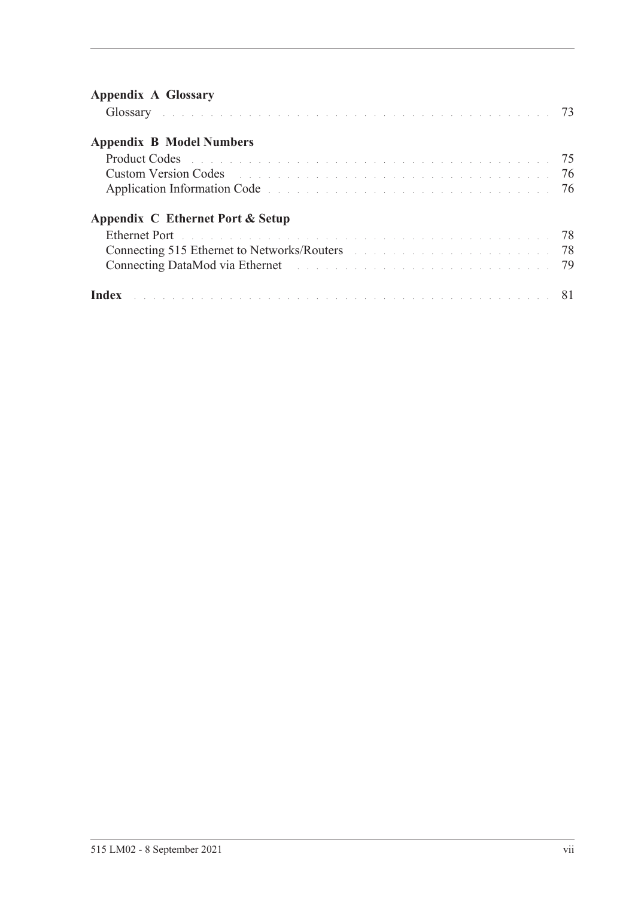**Appendix A Glossary**

Glossary . . . . . . . . . . . . . . . . . . . . . . . . . . . . . . . . . . . . . . . . . . 73

**Appendix B Model Numbers**

Product Codes . . . . . . . . . . . . . . . . . . . . . . . . . . . . . . . . . . . . . . . . 75
Custom Version Codes . . . . . . . . . . . . . . . . . . . . . . . . . . . . . . . . . . . 76
Application Information Code . . . . . . . . . . . . . . . . . . . . . . . . . . . . . . . 76

**Appendix C Ethernet Port & Setup**

Ethernet Port . . . . . . . . . . . . . . . . . . . . . . . . . . . . . . . . . . . . . . . . 78
Connecting 515 Ethernet to Networks/Routers . . . . . . . . . . . . . . . . . . . . . . 78
Connecting DataMod via Ethernet . . . . . . . . . . . . . . . . . . . . . . . . . . . . 79

**Index** . . . . . . . . . . . . . . . . . . . . . . . . . . . . . . . . . . . . . . . . . . . 81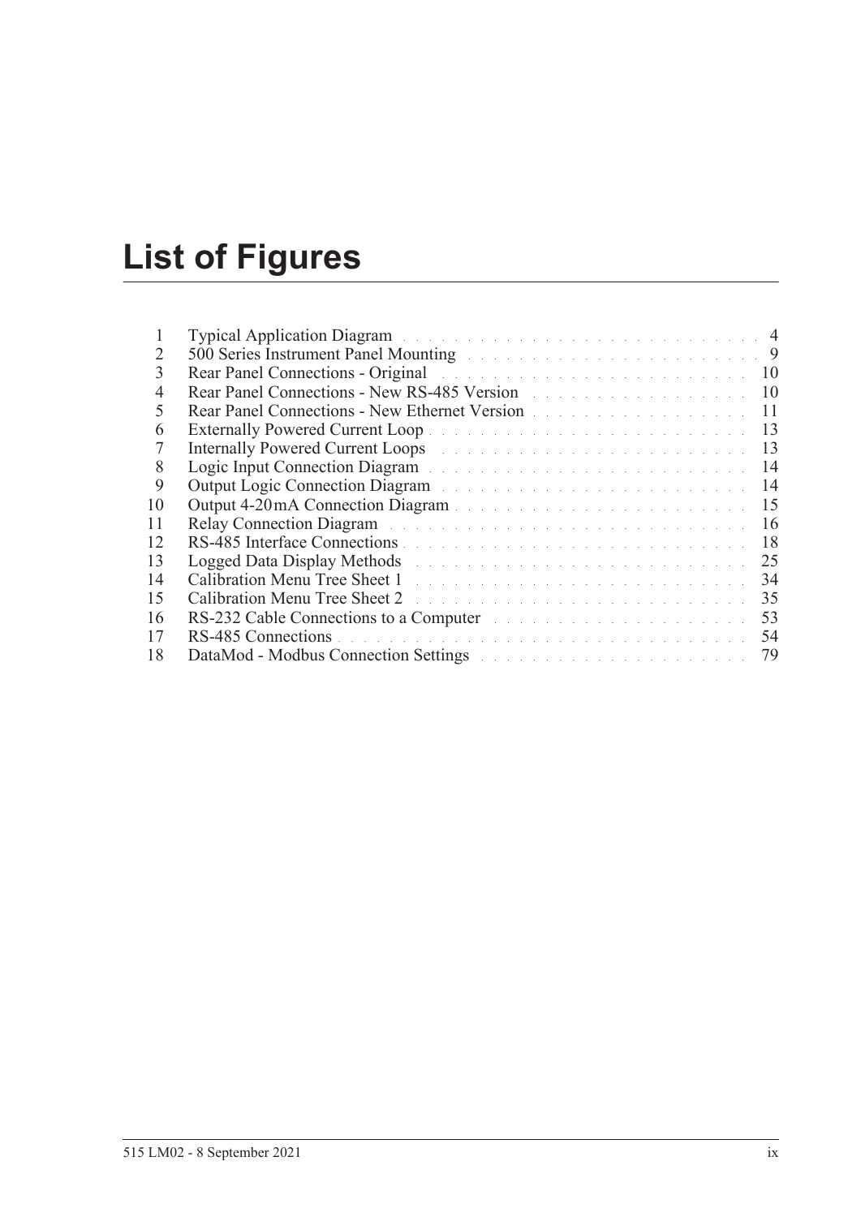# List of Figures

| | | |
|---|---|---|
| 1 | Typical Application Diagram | 4 |
| 2 | 500 Series Instrument Panel Mounting | 9 |
| 3 | Rear Panel Connections - Original | 10 |
| 4 | Rear Panel Connections - New RS-485 Version | 10 |
| 5 | Rear Panel Connections - New Ethernet Version | 11 |
| 6 | Externally Powered Current Loop | 13 |
| 7 | Internally Powered Current Loops | 13 |
| 8 | Logic Input Connection Diagram | 14 |
| 9 | Output Logic Connection Diagram | 14 |
| 10 | Output 4-20 mA Connection Diagram | 15 |
| 11 | Relay Connection Diagram | 16 |
| 12 | RS-485 Interface Connections | 18 |
| 13 | Logged Data Display Methods | 25 |
| 14 | Calibration Menu Tree Sheet 1 | 34 |
| 15 | Calibration Menu Tree Sheet 2 | 35 |
| 16 | RS-232 Cable Connections to a Computer | 53 |
| 17 | RS-485 Connections | 54 |
| 18 | DataMod - Modbus Connection Settings | 79 |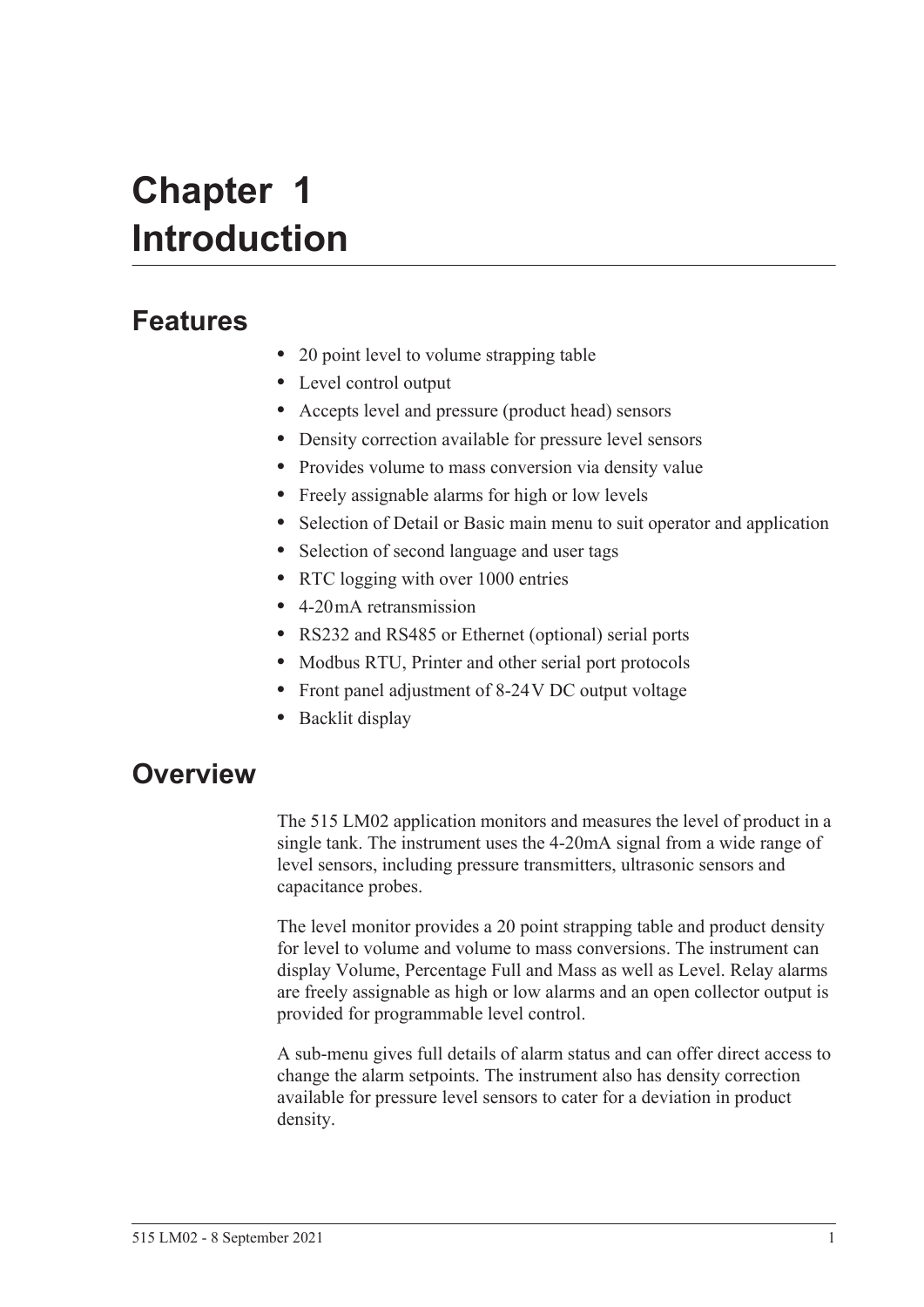# Chapter 1 Introduction

## Features

- 20 point level to volume strapping table
- Level control output
- Accepts level and pressure (product head) sensors
- Density correction available for pressure level sensors
- Provides volume to mass conversion via density value
- Freely assignable alarms for high or low levels
- Selection of Detail or Basic main menu to suit operator and application
- Selection of second language and user tags
- RTC logging with over 1000 entries
- 4-20mA retransmission
- RS232 and RS485 or Ethernet (optional) serial ports
- Modbus RTU, Printer and other serial port protocols
- Front panel adjustment of 8-24V DC output voltage
- Backlit display

## Overview

The 515 LM02 application monitors and measures the level of product in a single tank. The instrument uses the 4-20mA signal from a wide range of level sensors, including pressure transmitters, ultrasonic sensors and capacitance probes.

The level monitor provides a 20 point strapping table and product density for level to volume and volume to mass conversions. The instrument can display Volume, Percentage Full and Mass as well as Level. Relay alarms are freely assignable as high or low alarms and an open collector output is provided for programmable level control.

A sub-menu gives full details of alarm status and can offer direct access to change the alarm setpoints. The instrument also has density correction available for pressure level sensors to cater for a deviation in product density.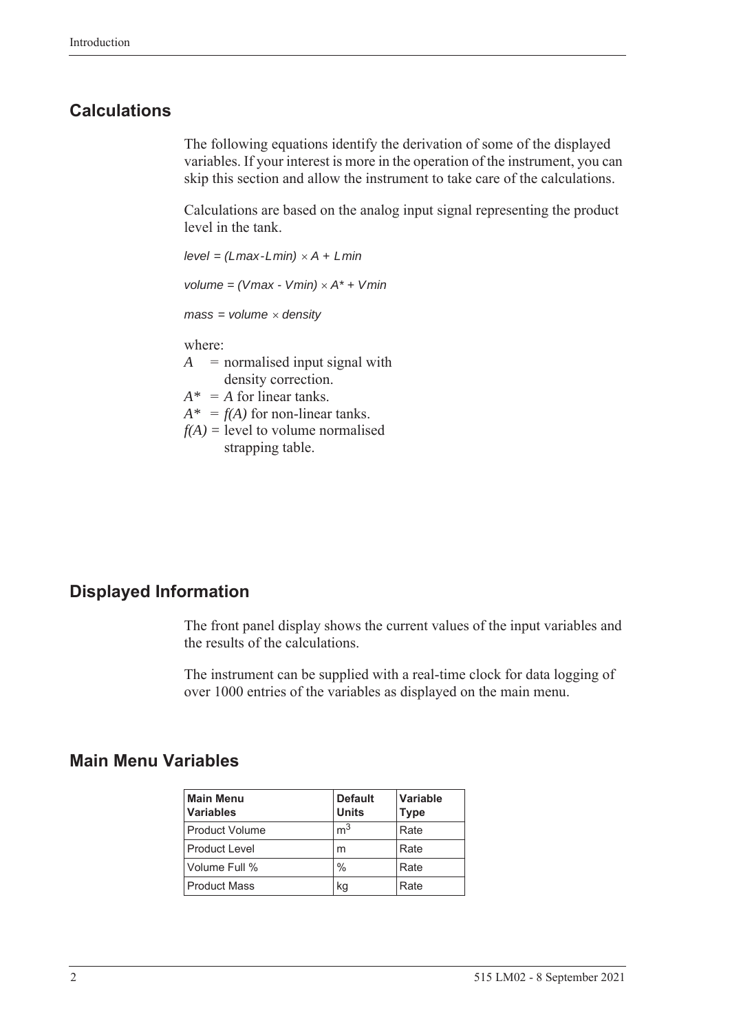## Calculations

The following equations identify the derivation of some of the displayed variables. If your interest is more in the operation of the instrument, you can skip this section and allow the instrument to take care of the calculations.

Calculations are based on the analog input signal representing the product level in the tank.

$$level = (Lmax - Lmin) \times A + Lmin$$

$$volume = (Vmax - Vmin) \times A^* + Vmin$$

$$mass = volume \times density$$

where:

- $A$ = normalised input signal with density correction.
- $A^*$ = $A$ for linear tanks.
- $A^*$ = $f(A)$ for non-linear tanks.
- $f(A)$ = level to volume normalised strapping table.

## Displayed Information

The front panel display shows the current values of the input variables and the results of the calculations.

The instrument can be supplied with a real-time clock for data logging of over 1000 entries of the variables as displayed on the main menu.

## Main Menu Variables

| Main Menu Variables | Default Units | Variable Type |
|---|---|---|
| Product Volume | $m^3$ | Rate |
| Product Level | m | Rate |
| Volume Full % | % | Rate |
| Product Mass | kg | Rate |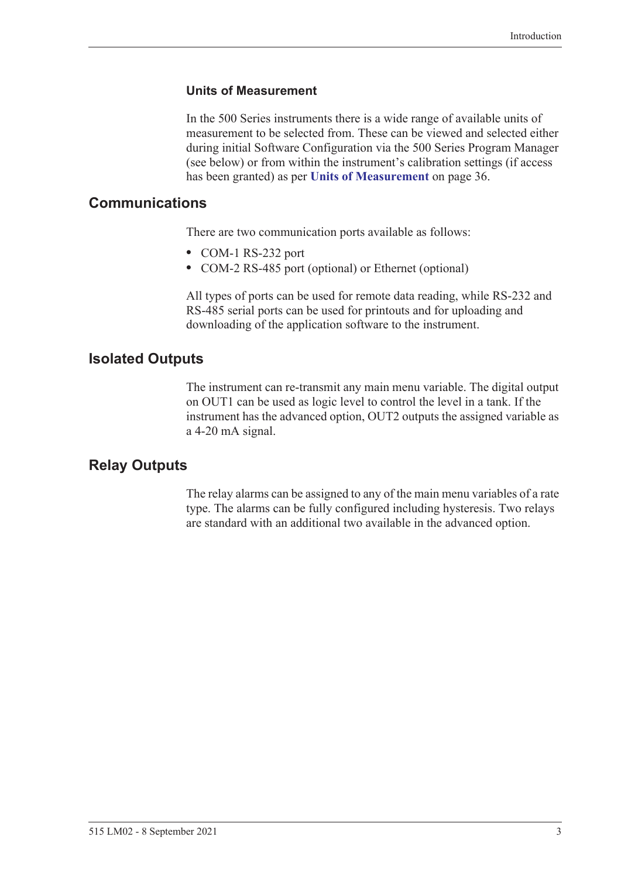### Units of Measurement

In the 500 Series instruments there is a wide range of available units of measurement to be selected from. These can be viewed and selected either during initial Software Configuration via the 500 Series Program Manager (see below) or from within the instrument's calibration settings (if access has been granted) as per **Units of Measurement** on page 36.

## Communications

There are two communication ports available as follows:

- COM-1 RS-232 port
- COM-2 RS-485 port (optional) or Ethernet (optional)

All types of ports can be used for remote data reading, while RS-232 and RS-485 serial ports can be used for printouts and for uploading and downloading of the application software to the instrument.

## Isolated Outputs

The instrument can re-transmit any main menu variable. The digital output on OUT1 can be used as logic level to control the level in a tank. If the instrument has the advanced option, OUT2 outputs the assigned variable as a 4-20 mA signal.

## Relay Outputs

The relay alarms can be assigned to any of the main menu variables of a rate type. The alarms can be fully configured including hysteresis. Two relays are standard with an additional two available in the advanced option.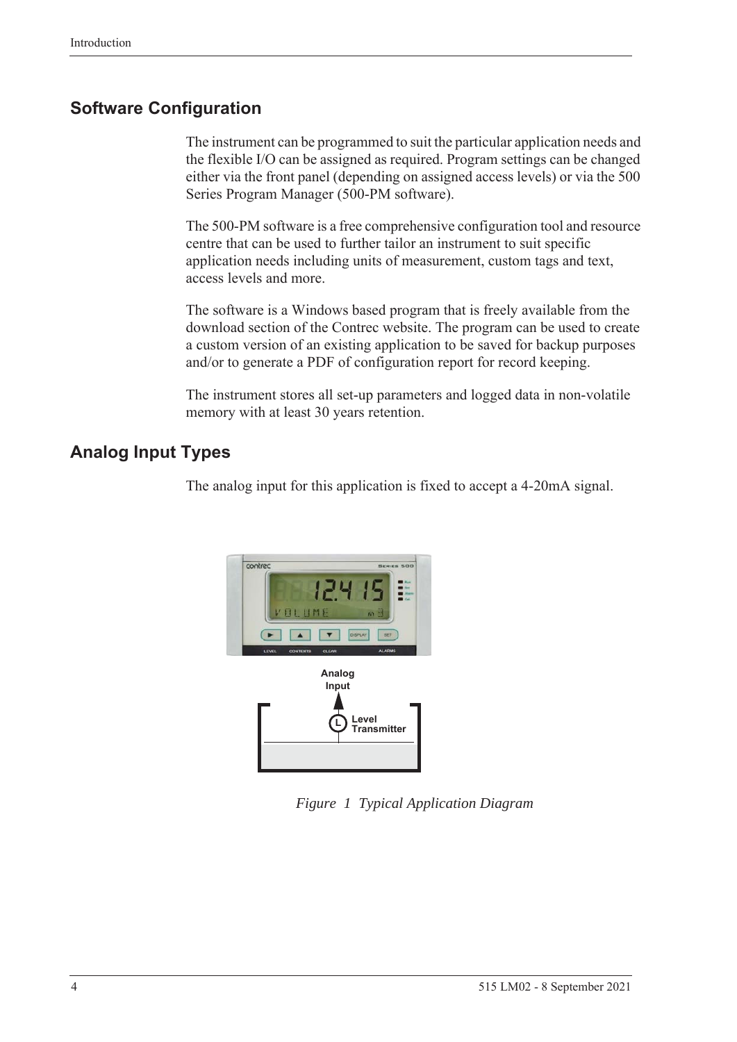## Software Configuration

The instrument can be programmed to suit the particular application needs and the flexible I/O can be assigned as required. Program settings can be changed either via the front panel (depending on assigned access levels) or via the 500 Series Program Manager (500-PM software).

The 500-PM software is a free comprehensive configuration tool and resource centre that can be used to further tailor an instrument to suit specific application needs including units of measurement, custom tags and text, access levels and more.

The software is a Windows based program that is freely available from the download section of the Contrec website. The program can be used to create a custom version of an existing application to be saved for backup purposes and/or to generate a PDF of configuration report for record keeping.

The instrument stores all set-up parameters and logged data in non-volatile memory with at least 30 years retention.

## Analog Input Types

The analog input for this application is fixed to accept a 4-20mA signal.

*Figure 1 Typical Application Diagram*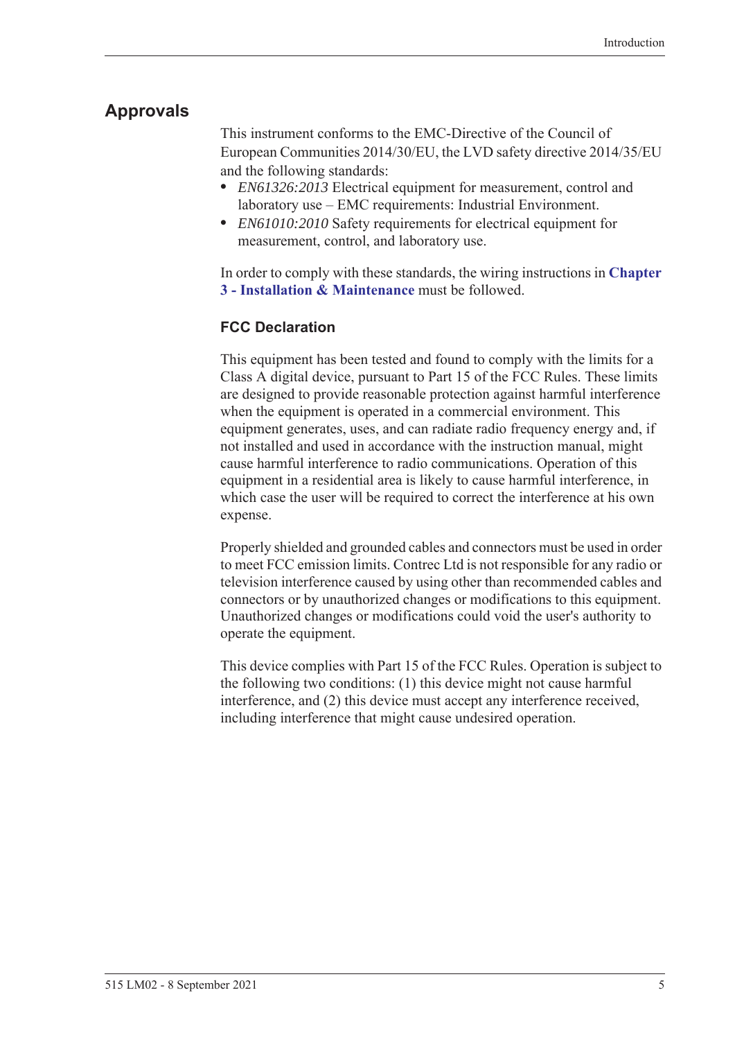## Approvals

This instrument conforms to the EMC-Directive of the Council of European Communities 2014/30/EU, the LVD safety directive 2014/35/EU and the following standards:

- *EN61326:2013* Electrical equipment for measurement, control and laboratory use – EMC requirements: Industrial Environment.
- *EN61010:2010* Safety requirements for electrical equipment for measurement, control, and laboratory use.

In order to comply with these standards, the wiring instructions in **Chapter 3 - Installation & Maintenance** must be followed.

### FCC Declaration

This equipment has been tested and found to comply with the limits for a Class A digital device, pursuant to Part 15 of the FCC Rules. These limits are designed to provide reasonable protection against harmful interference when the equipment is operated in a commercial environment. This equipment generates, uses, and can radiate radio frequency energy and, if not installed and used in accordance with the instruction manual, might cause harmful interference to radio communications. Operation of this equipment in a residential area is likely to cause harmful interference, in which case the user will be required to correct the interference at his own expense.

Properly shielded and grounded cables and connectors must be used in order to meet FCC emission limits. Contrec Ltd is not responsible for any radio or television interference caused by using other than recommended cables and connectors or by unauthorized changes or modifications to this equipment. Unauthorized changes or modifications could void the user's authority to operate the equipment.

This device complies with Part 15 of the FCC Rules. Operation is subject to the following two conditions: (1) this device might not cause harmful interference, and (2) this device must accept any interference received, including interference that might cause undesired operation.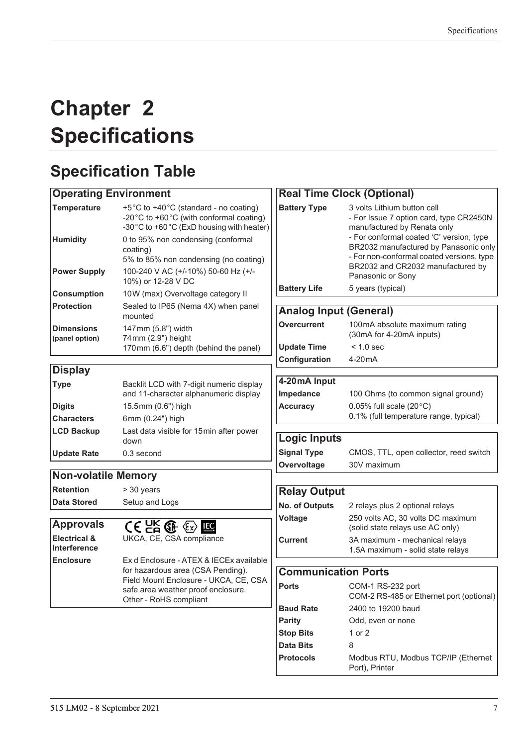# Chapter 2 Specifications

## Specification Table

| Operating Environment | |
|---|---|
| **Temperature** | +5°C to +40°C (standard - no coating)<br>-20°C to +60°C (with conformal coating)<br>-30°C to +60°C (ExD housing with heater) |
| **Humidity** | 0 to 95% non condensing (conformal coating)<br>5% to 85% non condensing (no coating) |
| **Power Supply** | 100-240 V AC (+/-10%) 50-60 Hz (+/-10%) or 12-28 V DC |
| **Consumption** | 10W (max) Overvoltage category II |
| **Protection** | Sealed to IP65 (Nema 4X) when panel mounted |
| **Dimensions (panel option)** | 147mm (5.8") width<br>74mm (2.9") height<br>170mm (6.6") depth (behind the panel) |

| Display | |
|---|---|
| **Type** | Backlit LCD with 7-digit numeric display and 11-character alphanumeric display |
| **Digits** | 15.5mm (0.6") high |
| **Characters** | 6mm (0.24") high |
| **LCD Backup** | Last data visible for 15min after power down |
| **Update Rate** | 0.3 second |

| Non-volatile Memory | |
|---|---|
| **Retention** | > 30 years |
| **Data Stored** | Setup and Logs |

| Approvals | |
|---|---|
| **Electrical & Interference** | UKCA, CE, CSA compliance |
| **Enclosure** | Ex d Enclosure - ATEX & IECEx available for hazardous area (CSA Pending).<br>Field Mount Enclosure - UKCA, CE, CSA safe area weather proof enclosure.<br>Other - RoHS compliant |

| Real Time Clock (Optional) | |
|---|---|
| **Battery Type** | 3 volts Lithium button cell<br>- For Issue 7 option card, type CR2450N manufactured by Renata only<br>- For conformal coated 'C' version, type BR2032 manufactured by Panasonic only<br>- For non-conformal coated versions, type BR2032 and CR2032 manufactured by Panasonic or Sony |
| **Battery Life** | 5 years (typical) |

| Analog Input (General) | |
|---|---|
| **Overcurrent** | 100mA absolute maximum rating (30mA for 4-20mA inputs) |
| **Update Time** | < 1.0 sec |
| **Configuration** | 4-20mA |

| 4-20mA Input | |
|---|---|
| **Impedance** | 100 Ohms (to common signal ground) |
| **Accuracy** | 0.05% full scale (20°C)<br>0.1% (full temperature range, typical) |

| Logic Inputs | |
|---|---|
| **Signal Type** | CMOS, TTL, open collector, reed switch |
| **Overvoltage** | 30V maximum |

| Relay Output | |
|---|---|
| **No. of Outputs** | 2 relays plus 2 optional relays |
| **Voltage** | 250 volts AC, 30 volts DC maximum (solid state relays use AC only) |
| **Current** | 3A maximum - mechanical relays<br>1.5A maximum - solid state relays |

| Communication Ports | |
|---|---|
| **Ports** | COM-1 RS-232 port<br>COM-2 RS-485 or Ethernet port (optional) |
| **Baud Rate** | 2400 to 19200 baud |
| **Parity** | Odd, even or none |
| **Stop Bits** | 1 or 2 |
| **Data Bits** | 8 |
| **Protocols** | Modbus RTU, Modbus TCP/IP (Ethernet Port), Printer |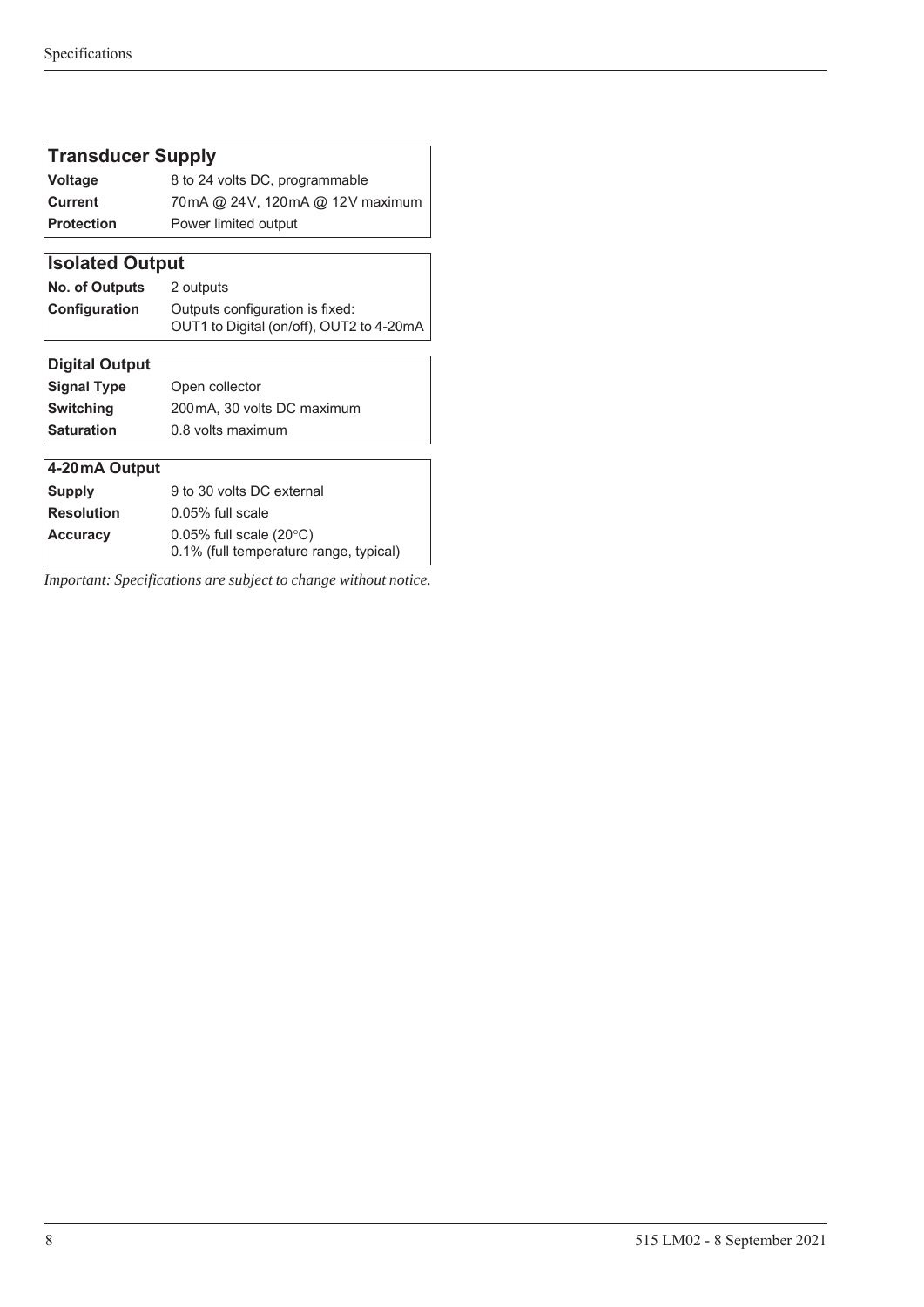| Transducer Supply | |
|---|---|
| **Voltage** | 8 to 24 volts DC, programmable |
| **Current** | 70mA @ 24V, 120mA @ 12V maximum |
| **Protection** | Power limited output |

| Isolated Output | |
|---|---|
| **No. of Outputs** | 2 outputs |
| **Configuration** | Outputs configuration is fixed: OUT1 to Digital (on/off), OUT2 to 4-20mA |

| Digital Output | |
|---|---|
| **Signal Type** | Open collector |
| **Switching** | 200mA, 30 volts DC maximum |
| **Saturation** | 0.8 volts maximum |

| 4-20mA Output | |
|---|---|
| **Supply** | 9 to 30 volts DC external |
| **Resolution** | 0.05% full scale |
| **Accuracy** | 0.05% full scale (20°C)<br>0.1% (full temperature range, typical) |

*Important: Specifications are subject to change without notice.*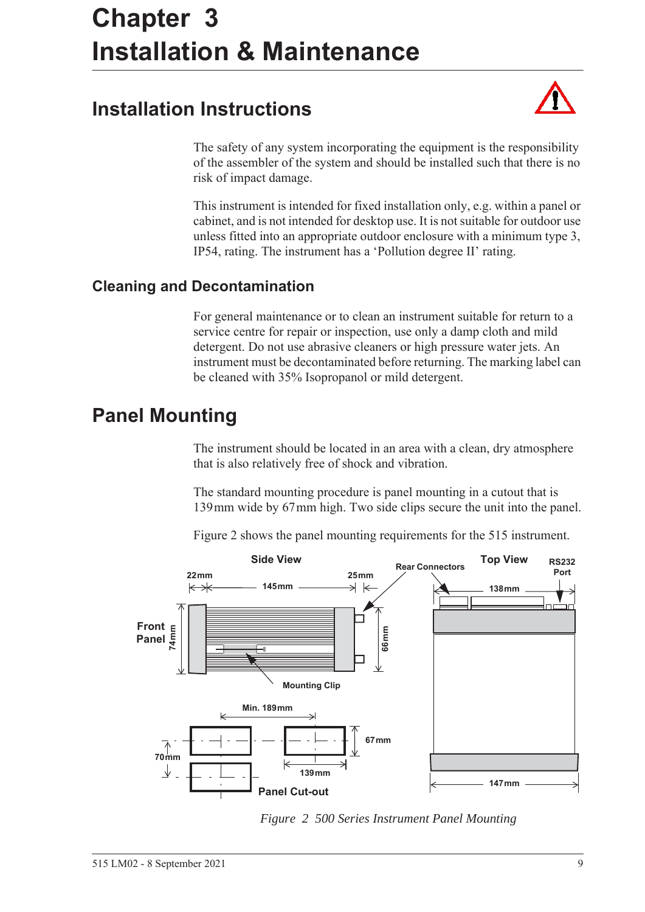#  Chapter 3 Installation & Maintenance

## Installation Instructions

The safety of any system incorporating the equipment is the responsibility of the assembler of the system and should be installed such that there is no risk of impact damage.

This instrument is intended for fixed installation only, e.g. within a panel or cabinet, and is not intended for desktop use. It is not suitable for outdoor use unless fitted into an appropriate outdoor enclosure with a minimum type 3, IP54, rating. The instrument has a 'Pollution degree II' rating.

### Cleaning and Decontamination

For general maintenance or to clean an instrument suitable for return to a service centre for repair or inspection, use only a damp cloth and mild detergent. Do not use abrasive cleaners or high pressure water jets. An instrument must be decontaminated before returning. The marking label can be cleaned with 35% Isopropanol or mild detergent.

## Panel Mounting

The instrument should be located in an area with a clean, dry atmosphere that is also relatively free of shock and vibration.

The standard mounting procedure is panel mounting in a cutout that is 139 mm wide by 67 mm high. Two side clips secure the unit into the panel.

Figure 2 shows the panel mounting requirements for the 515 instrument.

*Figure 2 500 Series Instrument Panel Mounting*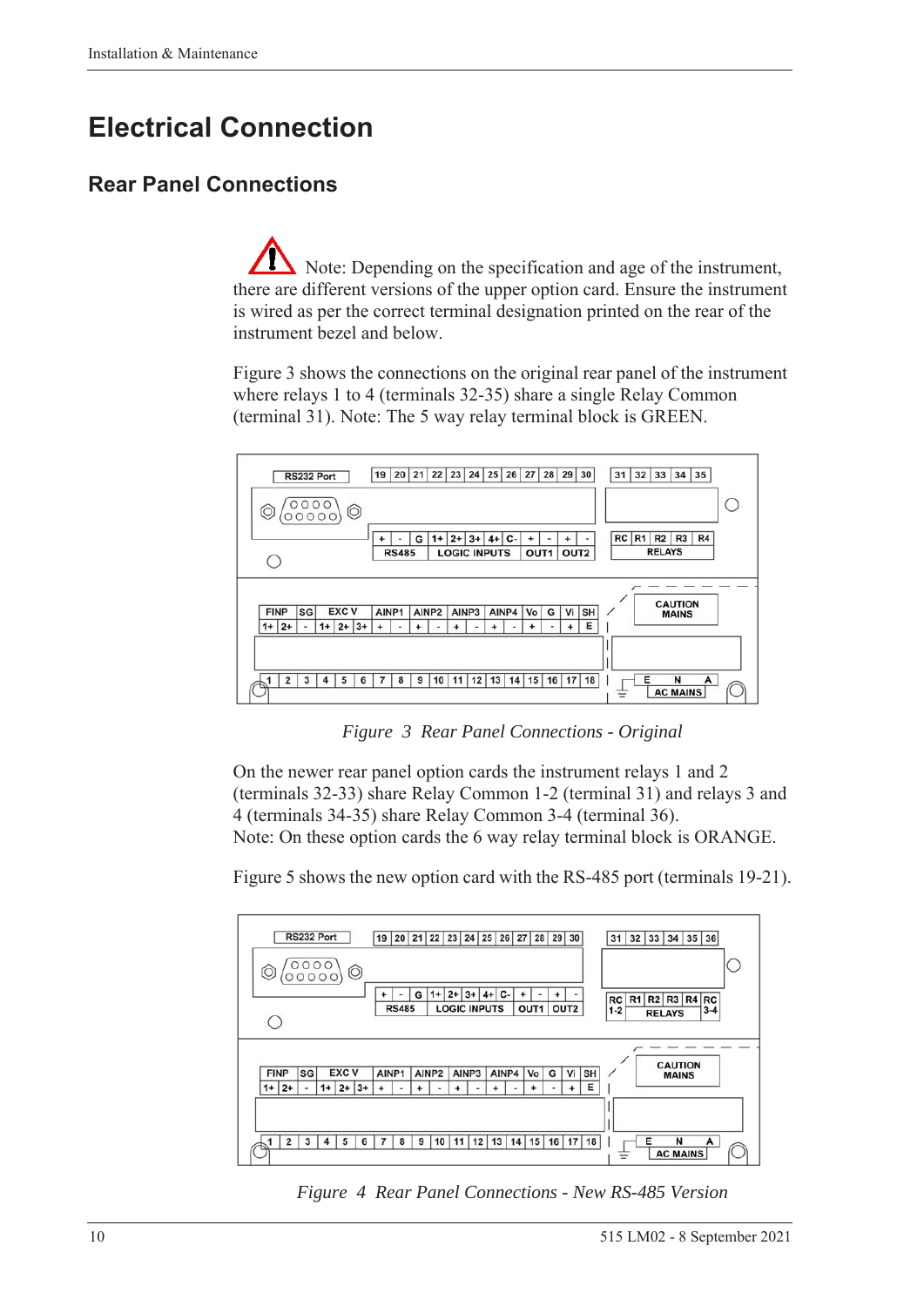# Electrical Connection

## Rear Panel Connections

Note: Depending on the specification and age of the instrument, there are different versions of the upper option card. Ensure the instrument is wired as per the correct terminal designation printed on the rear of the instrument bezel and below.

Figure 3 shows the connections on the original rear panel of the instrument where relays 1 to 4 (terminals 32-35) share a single Relay Common (terminal 31). Note: The 5 way relay terminal block is GREEN.

*Figure 3 Rear Panel Connections - Original*

On the newer rear panel option cards the instrument relays 1 and 2 (terminals 32-33) share Relay Common 1-2 (terminal 31) and relays 3 and 4 (terminals 34-35) share Relay Common 3-4 (terminal 36).
Note: On these option cards the 6 way relay terminal block is ORANGE.

Figure 5 shows the new option card with the RS-485 port (terminals 19-21).

*Figure 4 Rear Panel Connections - New RS-485 Version*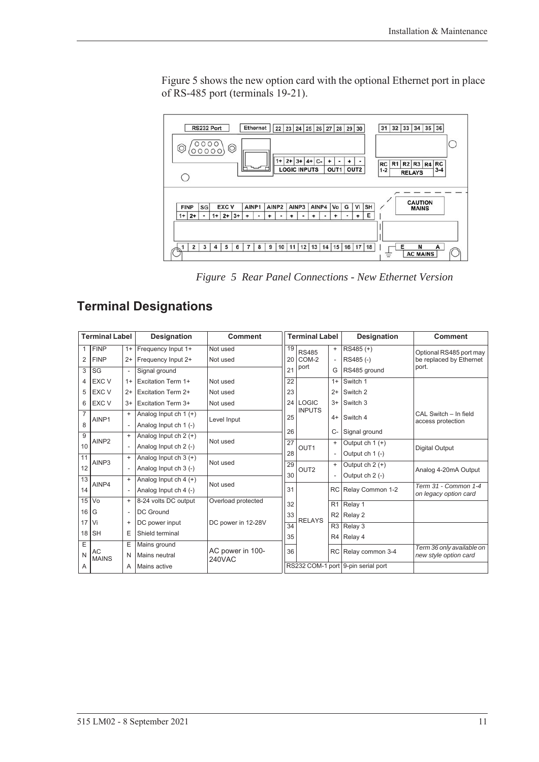Figure 5 shows the new option card with the optional Ethernet port in place of RS-485 port (terminals 19-21).

*Figure 5 Rear Panel Connections - New Ethernet Version*

## Terminal Designations

| Terminal Label | | | Designation | Comment |
|---|---|---|---|---|
| 1 | FINP | 1+ | Frequency Input 1+ | Not used |
| 2 | FINP | 2+ | Frequency Input 2+ | Not used |
| 3 | SG | - | Signal ground | |
| 4 | EXC V | 1+ | Excitation Term 1+ | Not used |
| 5 | EXC V | 2+ | Excitation Term 2+ | Not used |
| 6 | EXC V | 3+ | Excitation Term 3+ | Not used |
| 7 | AINP1 | + | Analog Input ch 1 (+) | Level Input |
| 8 | | - | Analog Input ch 1 (-) | |
| 9 | AINP2 | + | Analog Input ch 2 (+) | Not used |
| 10 | | - | Analog Input ch 2 (-) | |
| 11 | AINP3 | + | Analog Input ch 3 (+) | Not used |
| 12 | | - | Analog Input ch 3 (-) | |
| 13 | AINP4 | + | Analog Input ch 4 (+) | Not used |
| 14 | | - | Analog Input ch 4 (-) | |
| 15 | Vo | + | 8-24 volts DC output | Overload protected |
| 16 | G | - | DC Ground | |
| 17 | Vi | + | DC power input | DC power in 12-28V |
| 18 | SH | E | Shield terminal | |
| E | AC MAINS | E | Mains ground | AC power in 100-240VAC |
| N | | N | Mains neutral | |
| A | | A | Mains active | |

| Terminal Label | | | Designation | Comment |
|---|---|---|---|---|
| 19 | RS485 COM-2 port | + | RS485 (+) | Optional RS485 port may be replaced by Ethernet port. |
| 20 | | - | RS485 (-) | |
| 21 | | G | RS485 ground | |
| 22 | LOGIC INPUTS | 1+ | Switch 1 | |
| 23 | | 2+ | Switch 2 | |
| 24 | | 3+ | Switch 3 | |
| 25 | | 4+ | Switch 4 | CAL Switch – In field access protection |
| 26 | | C- | Signal ground | |
| 27 | OUT1 | + | Output ch 1 (+) | Digital Output |
| 28 | | - | Output ch 1 (-) | |
| 29 | OUT2 | + | Output ch 2 (+) | Analog 4-20mA Output |
| 30 | | - | Output ch 2 (-) | |
| 31 | RELAYS | RC | Relay Common 1-2 | *Term 31 - Common 1-4 on legacy option card* |
| 32 | | R1 | Relay 1 | |
| 33 | | R2 | Relay 2 | |
| 34 | | R3 | Relay 3 | |
| 35 | | R4 | Relay 4 | |
| 36 | | RC | Relay common 3-4 | *Term 36 only available on new style option card* |
| RS232 COM-1 port | | | 9-pin serial port | |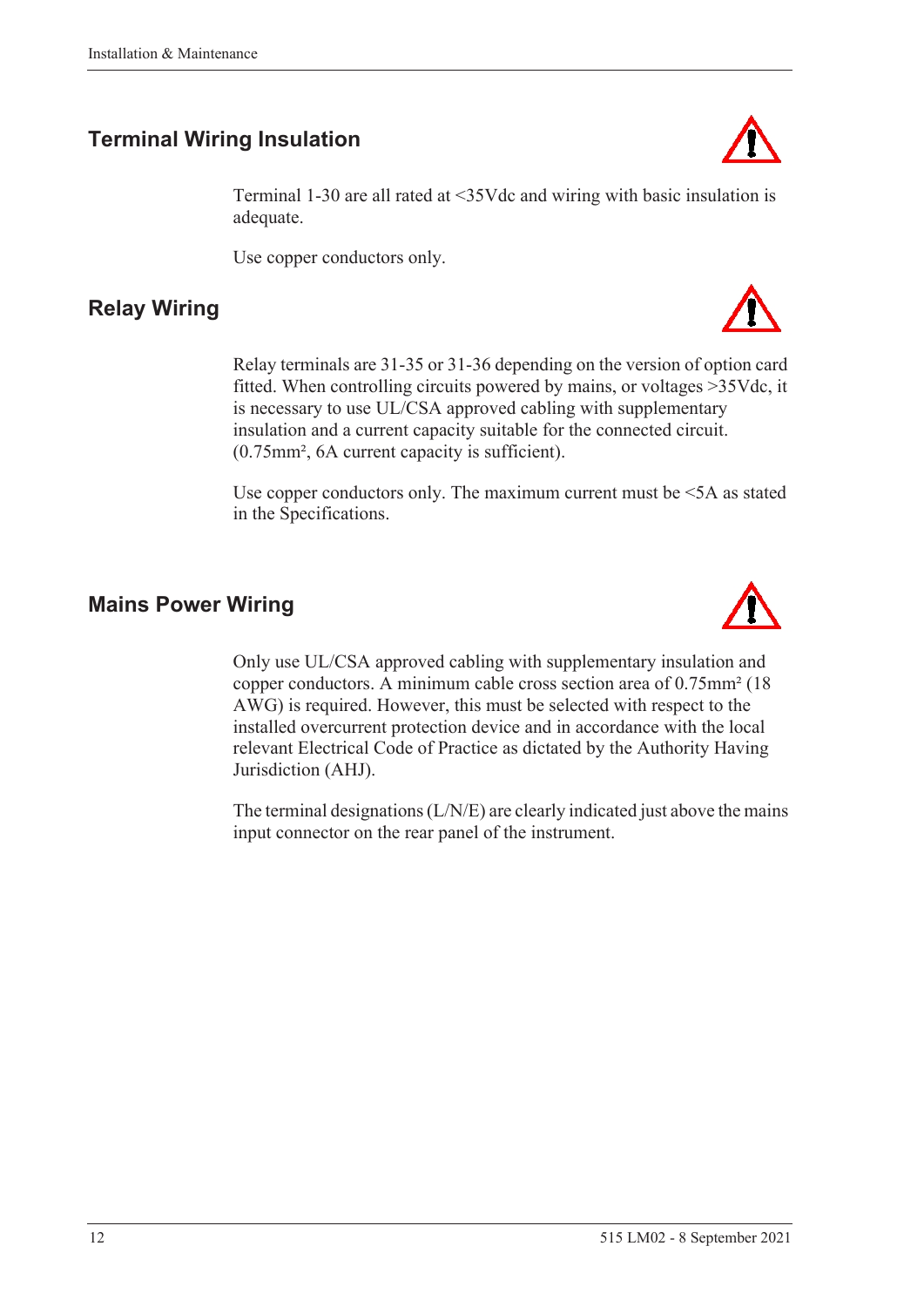## Terminal Wiring Insulation

Terminal 1-30 are all rated at <35Vdc and wiring with basic insulation is adequate.

Use copper conductors only.

## Relay Wiring

Relay terminals are 31-35 or 31-36 depending on the version of option card fitted. When controlling circuits powered by mains, or voltages >35Vdc, it is necessary to use UL/CSA approved cabling with supplementary insulation and a current capacity suitable for the connected circuit. (0.75mm², 6A current capacity is sufficient).

Use copper conductors only. The maximum current must be <5A as stated in the Specifications.

## Mains Power Wiring

Only use UL/CSA approved cabling with supplementary insulation and copper conductors. A minimum cable cross section area of 0.75mm² (18 AWG) is required. However, this must be selected with respect to the installed overcurrent protection device and in accordance with the local relevant Electrical Code of Practice as dictated by the Authority Having Jurisdiction (AHJ).

The terminal designations (L/N/E) are clearly indicated just above the mains input connector on the rear panel of the instrument.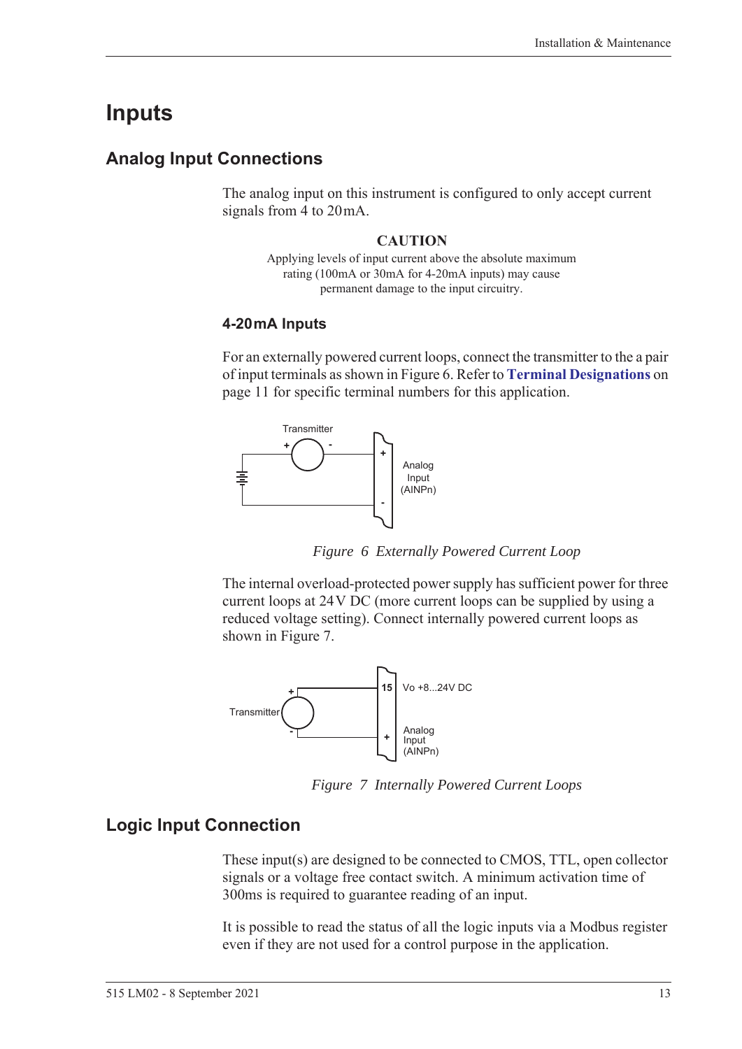# Inputs

## Analog Input Connections

The analog input on this instrument is configured to only accept current signals from 4 to 20 mA.

**CAUTION**

Applying levels of input current above the absolute maximum rating (100mA or 30mA for 4-20mA inputs) may cause permanent damage to the input circuitry.

### 4-20 mA Inputs

For an externally powered current loops, connect the transmitter to the a pair of input terminals as shown in Figure 6. Refer to **Terminal Designations** on page 11 for specific terminal numbers for this application.

*Figure 6 Externally Powered Current Loop*

The internal overload-protected power supply has sufficient power for three current loops at 24 V DC (more current loops can be supplied by using a reduced voltage setting). Connect internally powered current loops as shown in Figure 7.

*Figure 7 Internally Powered Current Loops*

## Logic Input Connection

These input(s) are designed to be connected to CMOS, TTL, open collector signals or a voltage free contact switch. A minimum activation time of 300ms is required to guarantee reading of an input.

It is possible to read the status of all the logic inputs via a Modbus register even if they are not used for a control purpose in the application.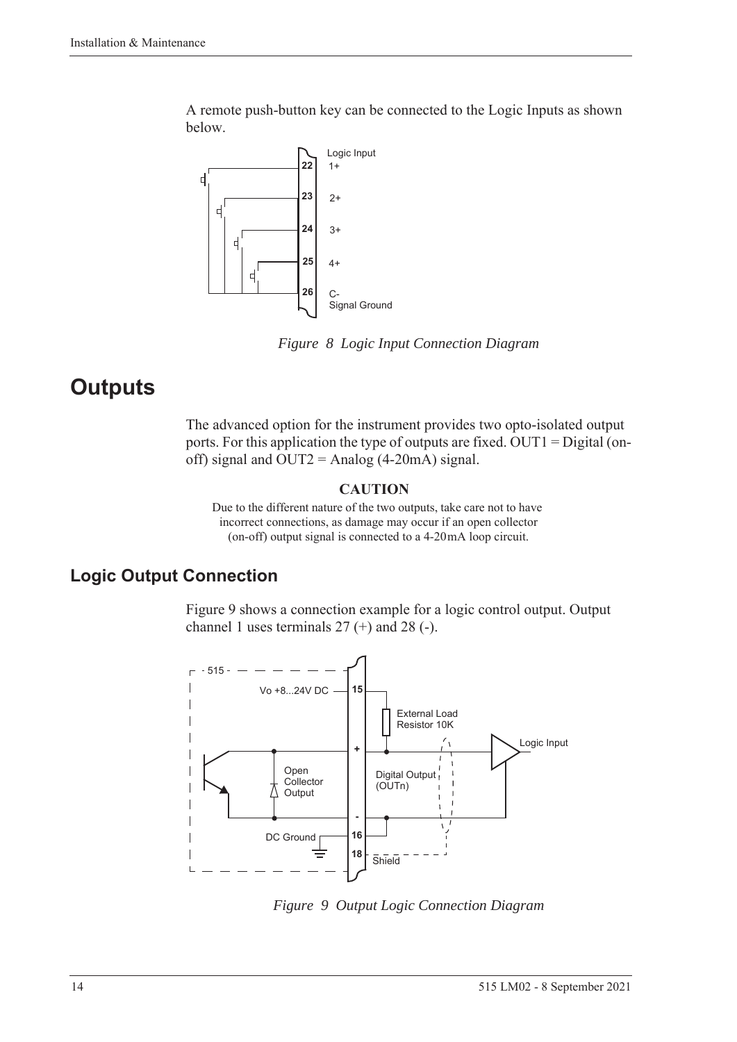A remote push-button key can be connected to the Logic Inputs as shown below.

*Figure 8 Logic Input Connection Diagram*

# Outputs

The advanced option for the instrument provides two opto-isolated output ports. For this application the type of outputs are fixed. OUT1 = Digital (on-off) signal and OUT2 = Analog (4-20mA) signal.

**CAUTION**

Due to the different nature of the two outputs, take care not to have incorrect connections, as damage may occur if an open collector (on-off) output signal is connected to a 4-20mA loop circuit.

## Logic Output Connection

Figure 9 shows a connection example for a logic control output. Output channel 1 uses terminals 27 (+) and 28 (-).

*Figure 9 Output Logic Connection Diagram*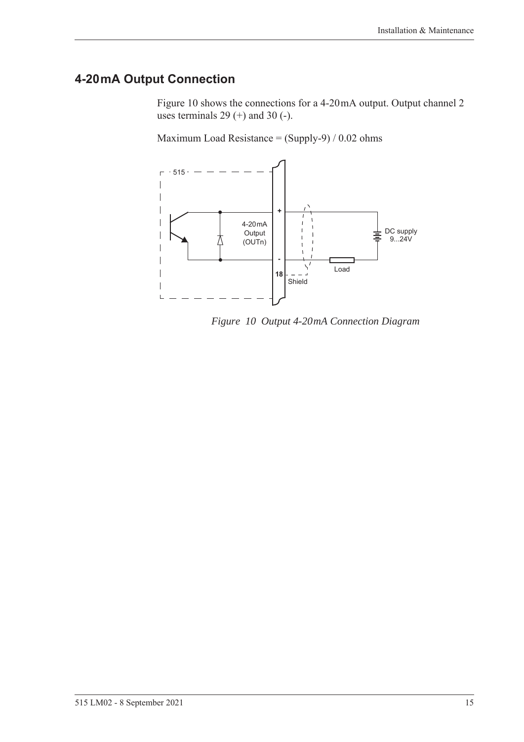## 4-20mA Output Connection

Figure 10 shows the connections for a 4-20mA output. Output channel 2 uses terminals 29 (+) and 30 (-).

Maximum Load Resistance = (Supply-9) / 0.02 ohms

*Figure 10 Output 4-20mA Connection Diagram*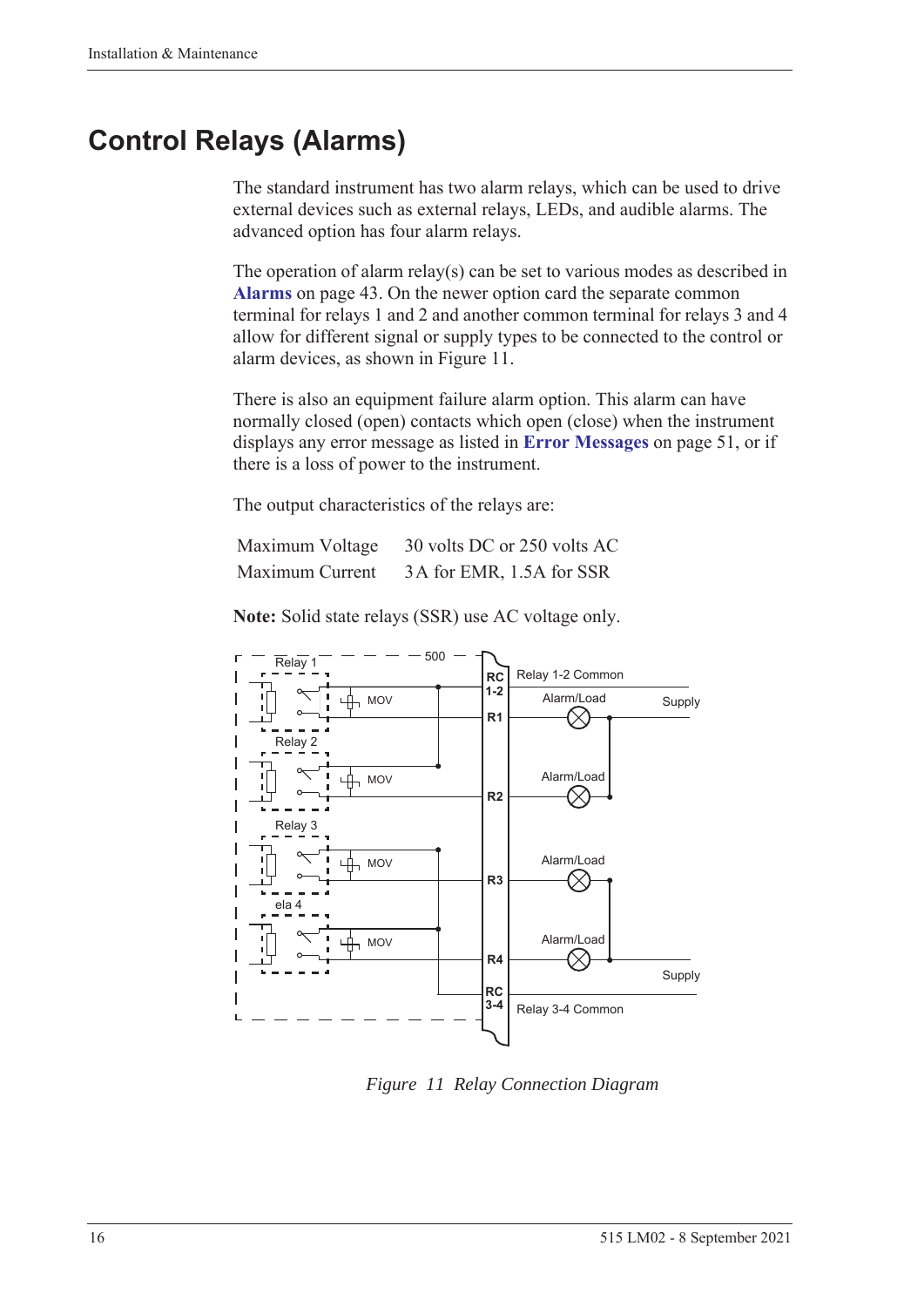# Control Relays (Alarms)

The standard instrument has two alarm relays, which can be used to drive external devices such as external relays, LEDs, and audible alarms. The advanced option has four alarm relays.

The operation of alarm relay(s) can be set to various modes as described in **Alarms** on page 43. On the newer option card the separate common terminal for relays 1 and 2 and another common terminal for relays 3 and 4 allow for different signal or supply types to be connected to the control or alarm devices, as shown in Figure 11.

There is also an equipment failure alarm option. This alarm can have normally closed (open) contacts which open (close) when the instrument displays any error message as listed in **Error Messages** on page 51, or if there is a loss of power to the instrument.

The output characteristics of the relays are:

| | |
|---|---|
| Maximum Voltage | 30 volts DC or 250 volts AC |
| Maximum Current | 3 A for EMR, 1.5A for SSR |

**Note:** Solid state relays (SSR) use AC voltage only.

*Figure 11 Relay Connection Diagram*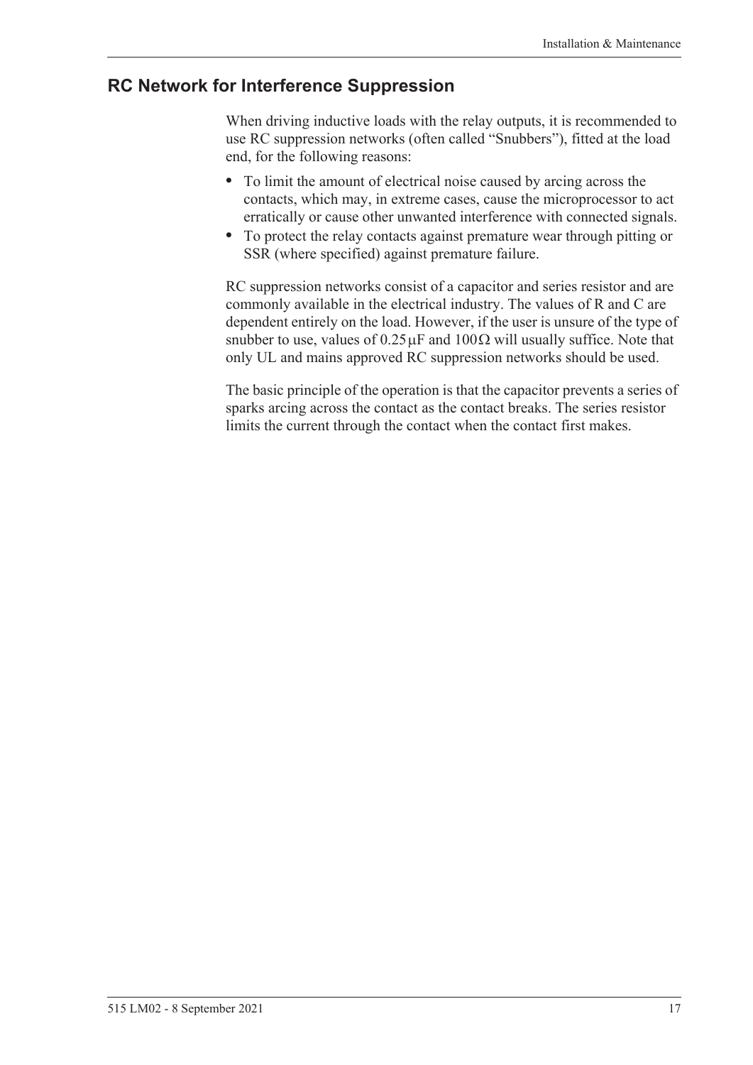## RC Network for Interference Suppression

When driving inductive loads with the relay outputs, it is recommended to use RC suppression networks (often called "Snubbers"), fitted at the load end, for the following reasons:

- To limit the amount of electrical noise caused by arcing across the contacts, which may, in extreme cases, cause the microprocessor to act erratically or cause other unwanted interference with connected signals.
- To protect the relay contacts against premature wear through pitting or SSR (where specified) against premature failure.

RC suppression networks consist of a capacitor and series resistor and are commonly available in the electrical industry. The values of R and C are dependent entirely on the load. However, if the user is unsure of the type of snubber to use, values of 0.25 µF and 100 Ω will usually suffice. Note that only UL and mains approved RC suppression networks should be used.

The basic principle of the operation is that the capacitor prevents a series of sparks arcing across the contact as the contact breaks. The series resistor limits the current through the contact when the contact first makes.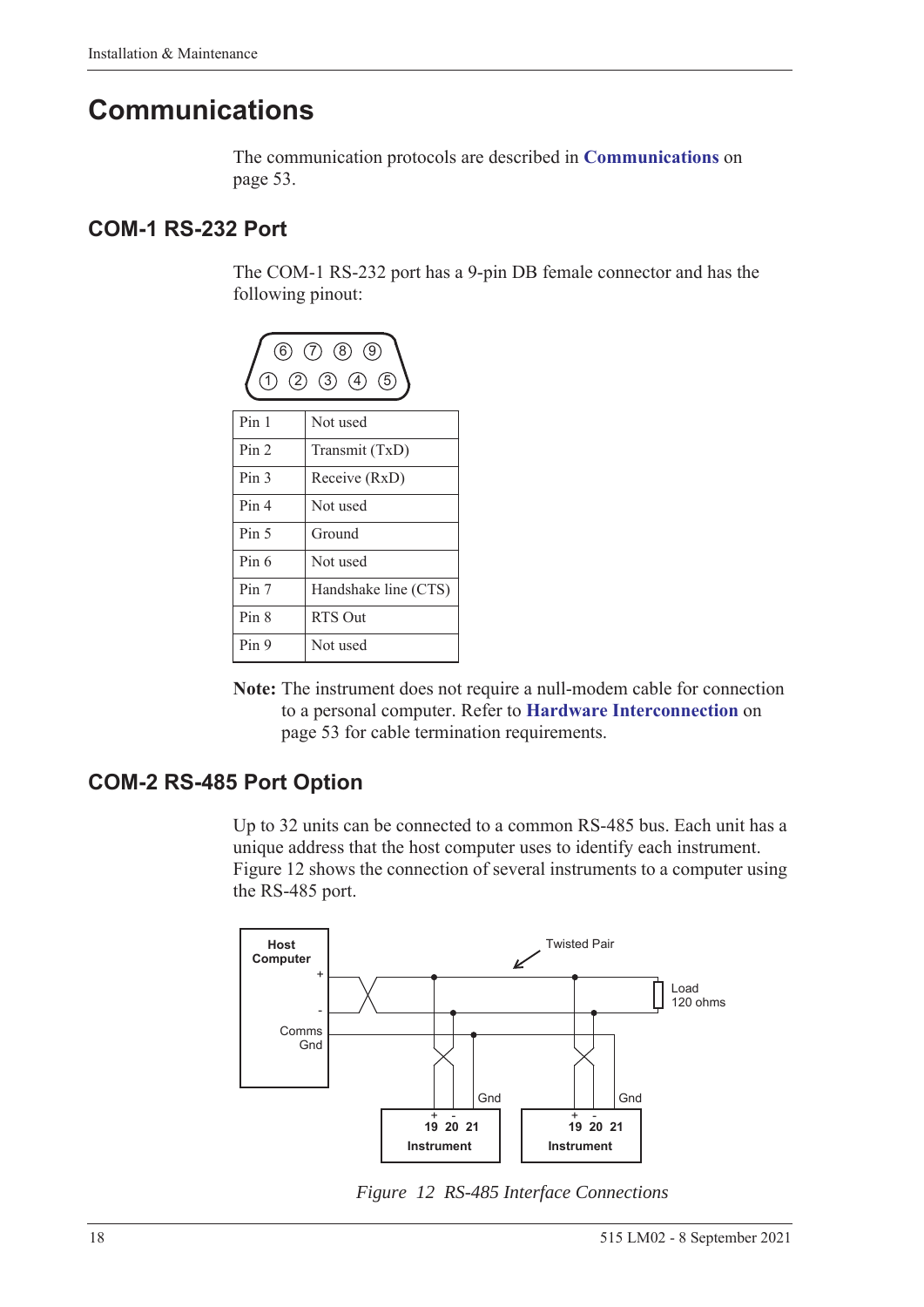# Communications

The communication protocols are described in **Communications** on page 53.

## COM-1 RS-232 Port

The COM-1 RS-232 port has a 9-pin DB female connector and has the following pinout:

| Pin 1 | Not used |
|---|---|
| Pin 2 | Transmit (TxD) |
| Pin 3 | Receive (RxD) |
| Pin 4 | Not used |
| Pin 5 | Ground |
| Pin 6 | Not used |
| Pin 7 | Handshake line (CTS) |
| Pin 8 | RTS Out |
| Pin 9 | Not used |

**Note:** The instrument does not require a null-modem cable for connection to a personal computer. Refer to **Hardware Interconnection** on page 53 for cable termination requirements.

## COM-2 RS-485 Port Option

Up to 32 units can be connected to a common RS-485 bus. Each unit has a unique address that the host computer uses to identify each instrument. Figure 12 shows the connection of several instruments to a computer using the RS-485 port.

*Figure 12 RS-485 Interface Connections*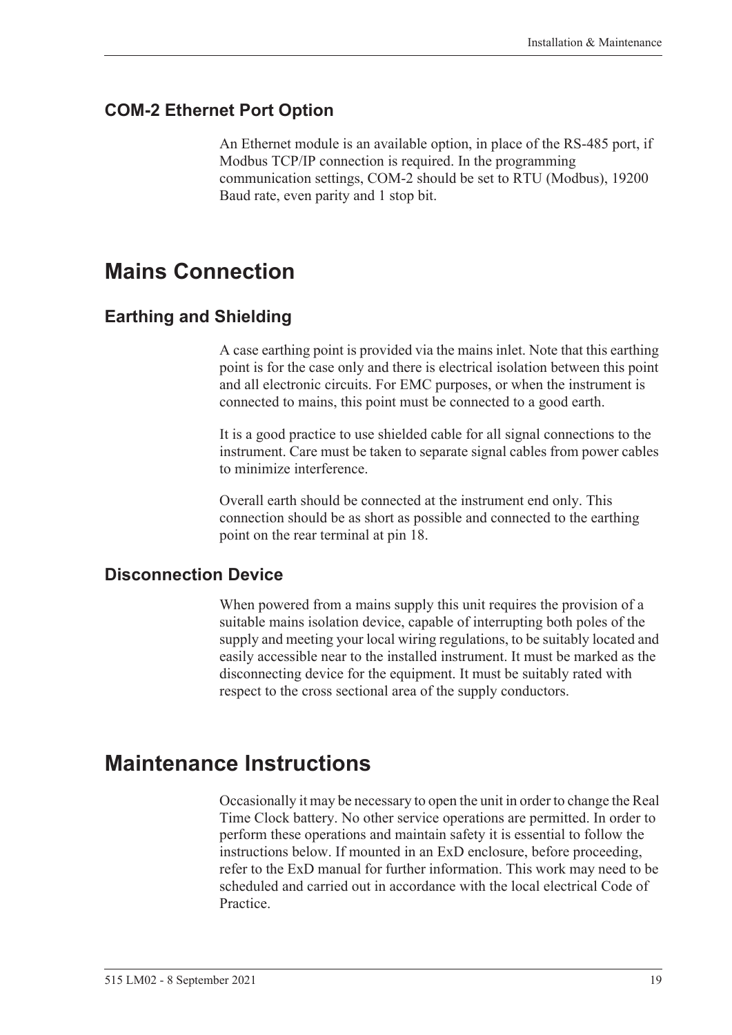### COM-2 Ethernet Port Option

An Ethernet module is an available option, in place of the RS-485 port, if Modbus TCP/IP connection is required. In the programming communication settings, COM-2 should be set to RTU (Modbus), 19200 Baud rate, even parity and 1 stop bit.

## Mains Connection

### Earthing and Shielding

A case earthing point is provided via the mains inlet. Note that this earthing point is for the case only and there is electrical isolation between this point and all electronic circuits. For EMC purposes, or when the instrument is connected to mains, this point must be connected to a good earth.

It is a good practice to use shielded cable for all signal connections to the instrument. Care must be taken to separate signal cables from power cables to minimize interference.

Overall earth should be connected at the instrument end only. This connection should be as short as possible and connected to the earthing point on the rear terminal at pin 18.

### Disconnection Device

When powered from a mains supply this unit requires the provision of a suitable mains isolation device, capable of interrupting both poles of the supply and meeting your local wiring regulations, to be suitably located and easily accessible near to the installed instrument. It must be marked as the disconnecting device for the equipment. It must be suitably rated with respect to the cross sectional area of the supply conductors.

## Maintenance Instructions

Occasionally it may be necessary to open the unit in order to change the Real Time Clock battery. No other service operations are permitted. In order to perform these operations and maintain safety it is essential to follow the instructions below. If mounted in an ExD enclosure, before proceeding, refer to the ExD manual for further information. This work may need to be scheduled and carried out in accordance with the local electrical Code of Practice.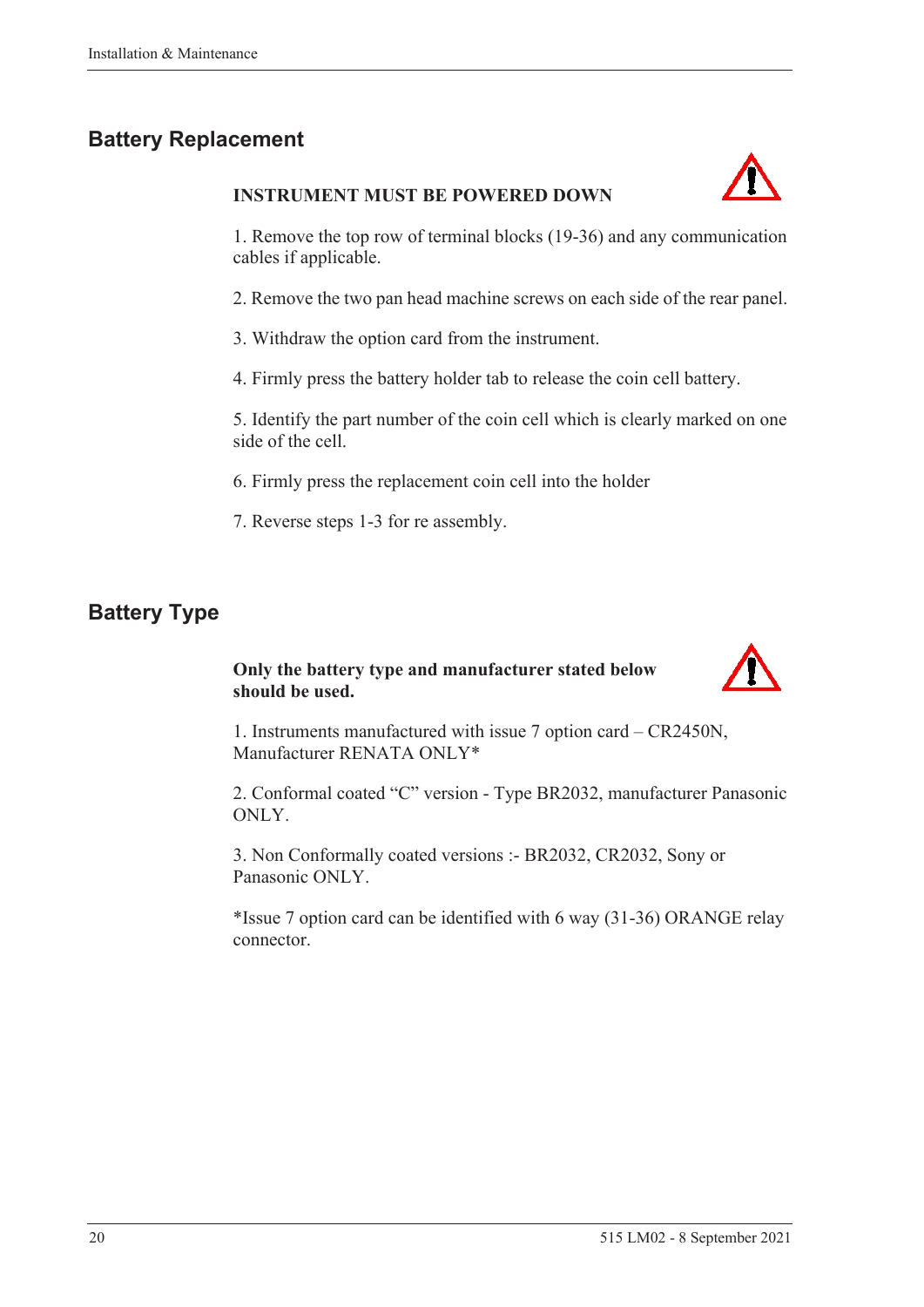## Battery Replacement

**INSTRUMENT MUST BE POWERED DOWN**

1. Remove the top row of terminal blocks (19-36) and any communication cables if applicable.

2. Remove the two pan head machine screws on each side of the rear panel.

3. Withdraw the option card from the instrument.

4. Firmly press the battery holder tab to release the coin cell battery.

5. Identify the part number of the coin cell which is clearly marked on one side of the cell.

6. Firmly press the replacement coin cell into the holder

7. Reverse steps 1-3 for re assembly.

## Battery Type

**Only the battery type and manufacturer stated below should be used.**

1. Instruments manufactured with issue 7 option card – CR2450N, Manufacturer RENATA ONLY*

2. Conformal coated "C" version - Type BR2032, manufacturer Panasonic ONLY.

3. Non Conformally coated versions :- BR2032, CR2032, Sony or Panasonic ONLY.

*Issue 7 option card can be identified with 6 way (31-36) ORANGE relay connector.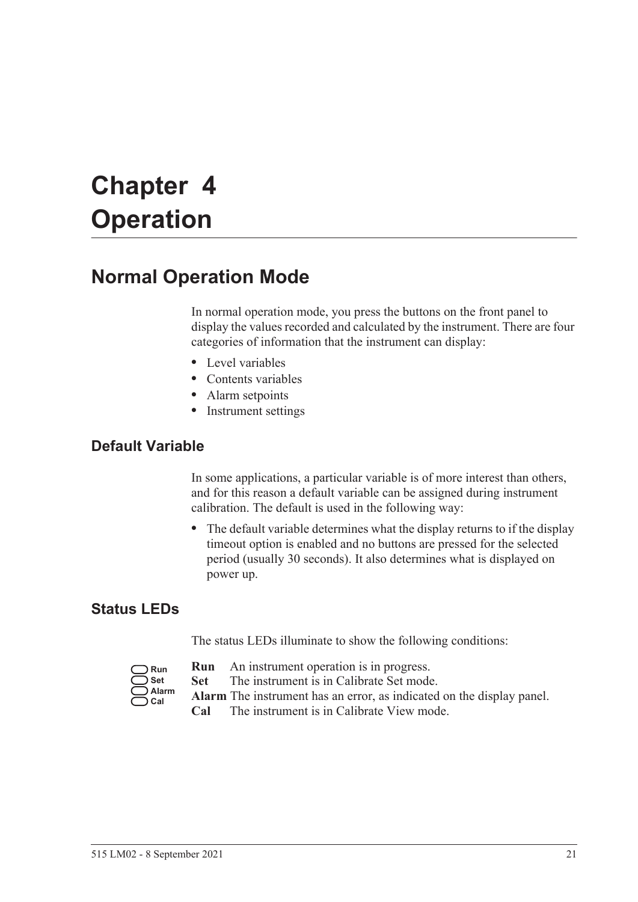# Chapter 4 Operation

## Normal Operation Mode

In normal operation mode, you press the buttons on the front panel to display the values recorded and calculated by the instrument. There are four categories of information that the instrument can display:

- Level variables
- Contents variables
- Alarm setpoints
- Instrument settings

### Default Variable

In some applications, a particular variable is of more interest than others, and for this reason a default variable can be assigned during instrument calibration. The default is used in the following way:

- The default variable determines what the display returns to if the display timeout option is enabled and no buttons are pressed for the selected period (usually 30 seconds). It also determines what is displayed on power up.

### Status LEDs

The status LEDs illuminate to show the following conditions:

**Run** An instrument operation is in progress.
**Set** The instrument is in Calibrate Set mode.
**Alarm** The instrument has an error, as indicated on the display panel.
**Cal** The instrument is in Calibrate View mode.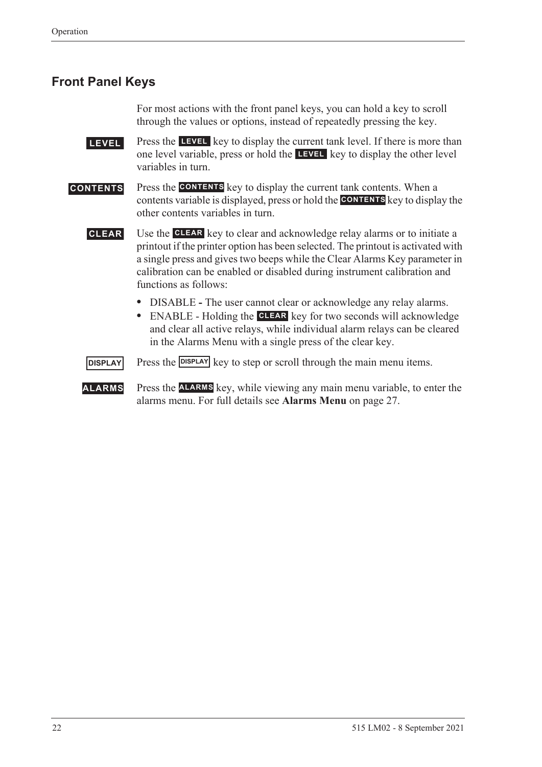## Front Panel Keys

For most actions with the front panel keys, you can hold a key to scroll through the values or options, instead of repeatedly pressing the key.

**LEVEL** Press the **LEVEL** key to display the current tank level. If there is more than one level variable, press or hold the **LEVEL** key to display the other level variables in turn.

**CONTENTS** Press the **CONTENTS** key to display the current tank contents. When a contents variable is displayed, press or hold the **CONTENTS** key to display the other contents variables in turn.

**CLEAR** Use the **CLEAR** key to clear and acknowledge relay alarms or to initiate a printout if the printer option has been selected. The printout is activated with a single press and gives two beeps while the Clear Alarms Key parameter in calibration can be enabled or disabled during instrument calibration and functions as follows:

- DISABLE **-** The user cannot clear or acknowledge any relay alarms.
- ENABLE - Holding the **CLEAR** key for two seconds will acknowledge and clear all active relays, while individual alarm relays can be cleared in the Alarms Menu with a single press of the clear key.

**DISPLAY** Press the **DISPLAY** key to step or scroll through the main menu items.

**ALARMS** Press the **ALARMS** key, while viewing any main menu variable, to enter the alarms menu. For full details see **Alarms Menu** on page 27.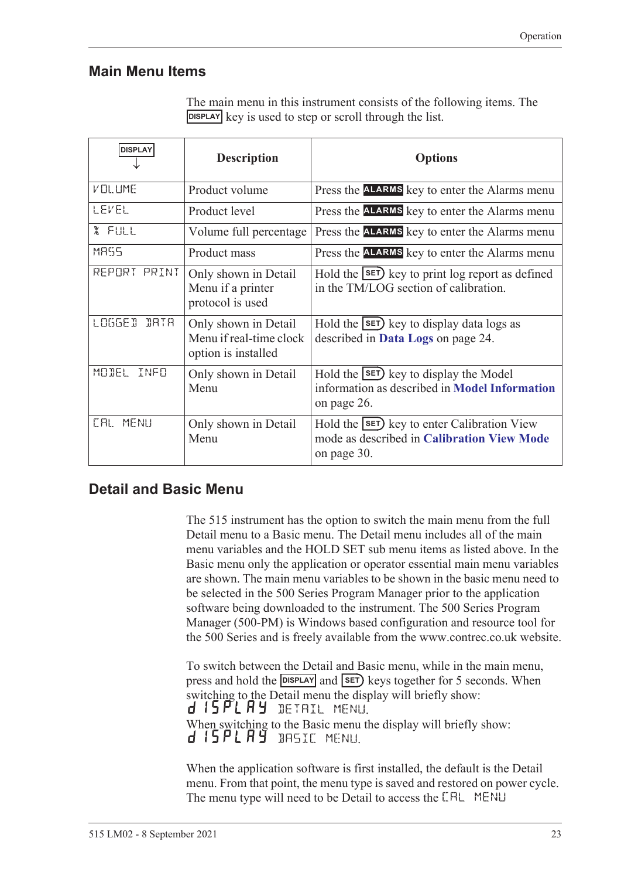## Main Menu Items

The main menu in this instrument consists of the following items. The DISPLAY key is used to step or scroll through the list.

| DISPLAY ↓ | Description | Options |
|---|---|---|
| VOLUME | Product volume | Press the ALARMS key to enter the Alarms menu |
| LEVEL | Product level | Press the ALARMS key to enter the Alarms menu |
| % FULL | Volume full percentage | Press the ALARMS key to enter the Alarms menu |
| MASS | Product mass | Press the ALARMS key to enter the Alarms menu |
| REPORT PRINT | Only shown in Detail Menu if a printer protocol is used | Hold the SET key to print log report as defined in the TM/LOG section of calibration. |
| LOGGED DATA | Only shown in Detail Menu if real-time clock option is installed | Hold the SET key to display data logs as described in **Data Logs** on page 24. |
| MODEL INFO | Only shown in Detail Menu | Hold the SET key to display the Model information as described in **Model Information** on page 26. |
| CAL MENU | Only shown in Detail Menu | Hold the SET key to enter Calibration View mode as described in **Calibration View Mode** on page 30. |

## Detail and Basic Menu

The 515 instrument has the option to switch the main menu from the full Detail menu to a Basic menu. The Detail menu includes all of the main menu variables and the HOLD SET sub menu items as listed above. In the Basic menu only the application or operator essential main menu variables are shown. The main menu variables to be shown in the basic menu need to be selected in the 500 Series Program Manager prior to the application software being downloaded to the instrument. The 500 Series Program Manager (500-PM) is Windows based configuration and resource tool for the 500 Series and is freely available from the www.contrec.co.uk website.

To switch between the Detail and Basic menu, while in the main menu, press and hold the DISPLAY and SET keys together for 5 seconds. When switching to the Detail menu the display will briefly show:

dISPLAY DETAIL MENU.

When switching to the Basic menu the display will briefly show:

dISPLAY BASIC MENU.

When the application software is first installed, the default is the Detail menu. From that point, the menu type is saved and restored on power cycle. The menu type will need to be Detail to access the CAL MENU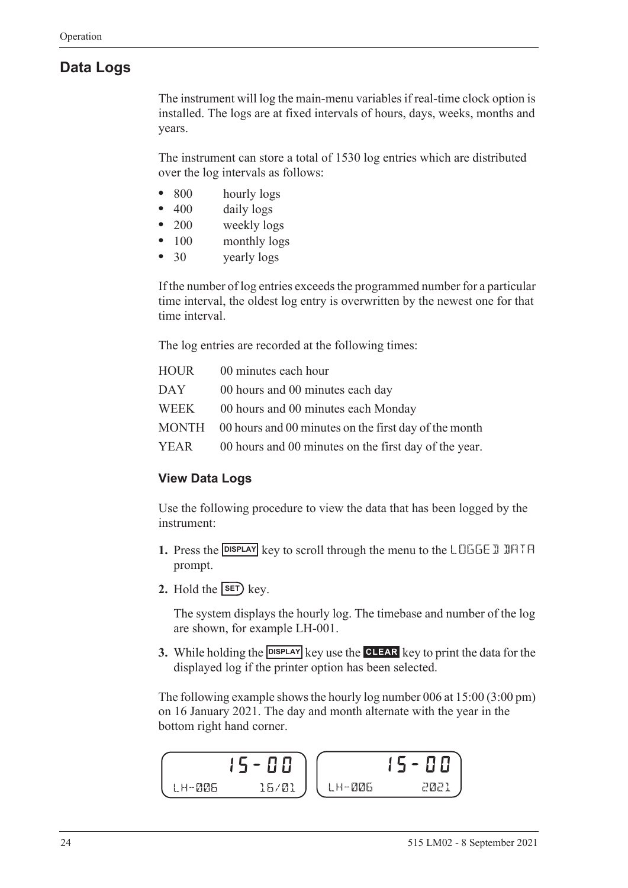## Data Logs

The instrument will log the main-menu variables if real-time clock option is installed. The logs are at fixed intervals of hours, days, weeks, months and years.

The instrument can store a total of 1530 log entries which are distributed over the log intervals as follows:

- 800 hourly logs
- 400 daily logs
- 200 weekly logs
- 100 monthly logs
- 30 yearly logs

If the number of log entries exceeds the programmed number for a particular time interval, the oldest log entry is overwritten by the newest one for that time interval.

The log entries are recorded at the following times:

| | |
|---|---|
| HOUR | 00 minutes each hour |
| DAY | 00 hours and 00 minutes each day |
| WEEK | 00 hours and 00 minutes each Monday |
| MONTH | 00 hours and 00 minutes on the first day of the month |
| YEAR | 00 hours and 00 minutes on the first day of the year. |

### View Data Logs

Use the following procedure to view the data that has been logged by the instrument:

1. Press the **DISPLAY** key to scroll through the menu to the LOGGED DATA prompt.
2. Hold the **SET** key.

   The system displays the hourly log. The timebase and number of the log are shown, for example LH-001.

3. While holding the **DISPLAY** key use the **CLEAR** key to print the data for the displayed log if the printer option has been selected.

The following example shows the hourly log number 006 at 15:00 (3:00 pm) on 16 January 2021. The day and month alternate with the year in the bottom right hand corner.

```
        15-00              15-00
LH-006       16/01   LH-006        2021
```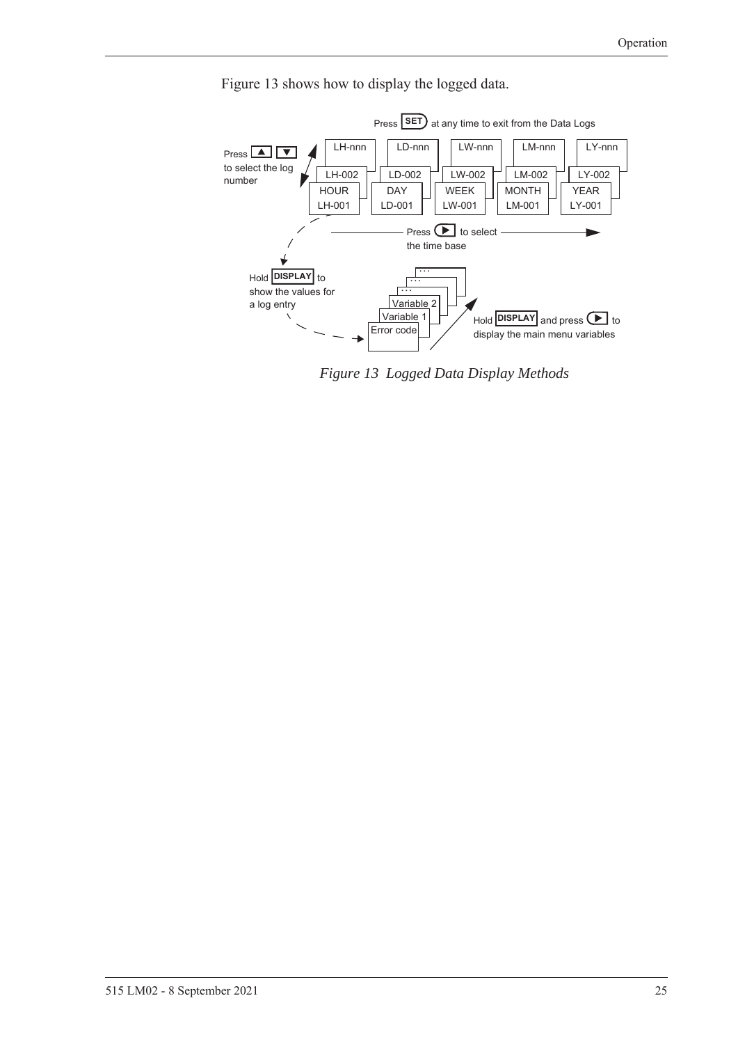Figure 13 shows how to display the logged data.

Press SET at any time to exit from the Data Logs

Press ▲ ▼ to select the log number

| HOUR | DAY | WEEK | MONTH | YEAR |
|---|---|---|---|---|
| LH-001 | LD-001 | LW-001 | LM-001 | LY-001 |
| LH-002 | LD-002 | LW-002 | LM-002 | LY-002 |
| LH-nnn | LD-nnn | LW-nnn | LM-nnn | LY-nnn |

Press ▶ to select the time base

Hold DISPLAY to show the values for a log entry

Error code
Variable 1
Variable 2
...
...
...

Hold DISPLAY and press ▶ to display the main menu variables

*Figure 13 Logged Data Display Methods*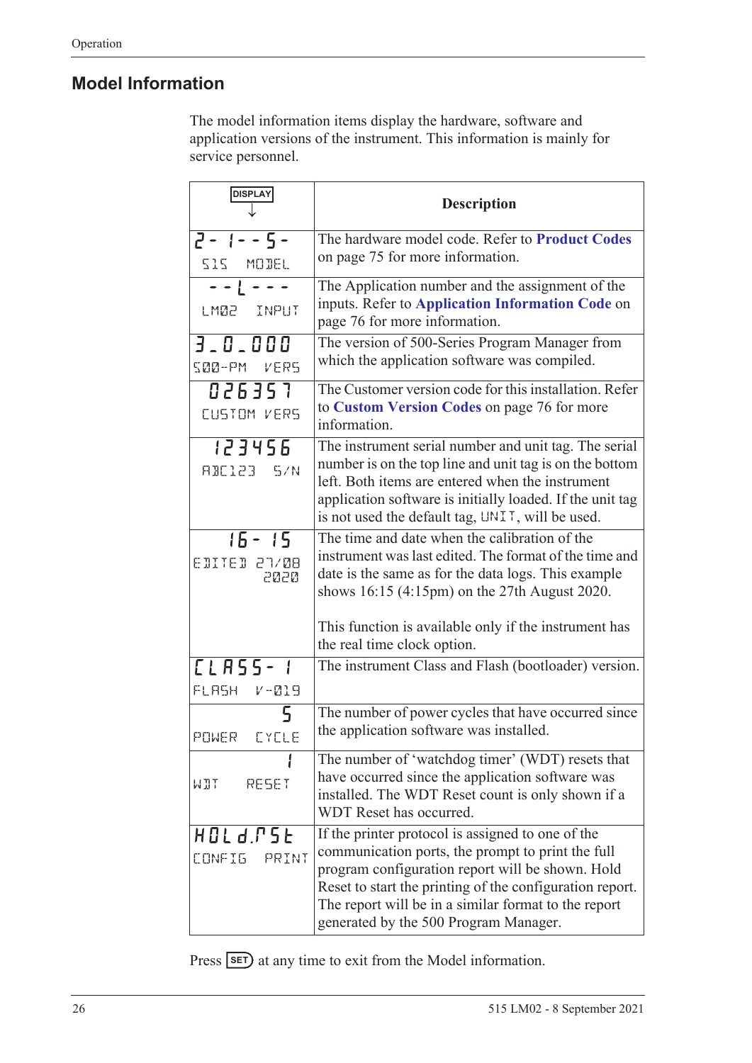## Model Information

The model information items display the hardware, software and application versions of the instrument. This information is mainly for service personnel.

| DISPLAY ↓ | Description |
|---|---|
| 2 - 1 - - 5 -<br>515 MODEL | The hardware model code. Refer to **Product Codes** on page 75 for more information. |
| - - L - - -<br>LM02 INPUT | The Application number and the assignment of the inputs. Refer to **Application Information Code** on page 76 for more information. |
| 3_0_000<br>500-PM VERS | The version of 500-Series Program Manager from which the application software was compiled. |
| 026357<br>CUSTOM VERS | The Customer version code for this installation. Refer to **Custom Version Codes** on page 76 for more information. |
| 123456<br>ABC123 S/N | The instrument serial number and unit tag. The serial number is on the top line and unit tag is on the bottom left. Both items are entered when the instrument application software is initially loaded. If the unit tag is not used the default tag, UNIT, will be used. |
| 16 - 15<br>EDITED 27/08 2020 | The time and date when the calibration of the instrument was last edited. The format of the time and date is the same as for the data logs. This example shows 16:15 (4:15pm) on the 27th August 2020.<br><br>This function is available only if the instrument has the real time clock option. |
| CLASS- 1<br>FLASH V-019 | The instrument Class and Flash (bootloader) version. |
| 5<br>POWER CYCLE | The number of power cycles that have occurred since the application software was installed. |
| 1<br>WDT RESET | The number of 'watchdog timer' (WDT) resets that have occurred since the application software was installed. The WDT Reset count is only shown if a WDT Reset has occurred. |
| HOLd.rSt<br>CONFIG PRINT | If the printer protocol is assigned to one of the communication ports, the prompt to print the full program configuration report will be shown. Hold Reset to start the printing of the configuration report. The report will be in a similar format to the report generated by the 500 Program Manager. |

Press SET at any time to exit from the Model information.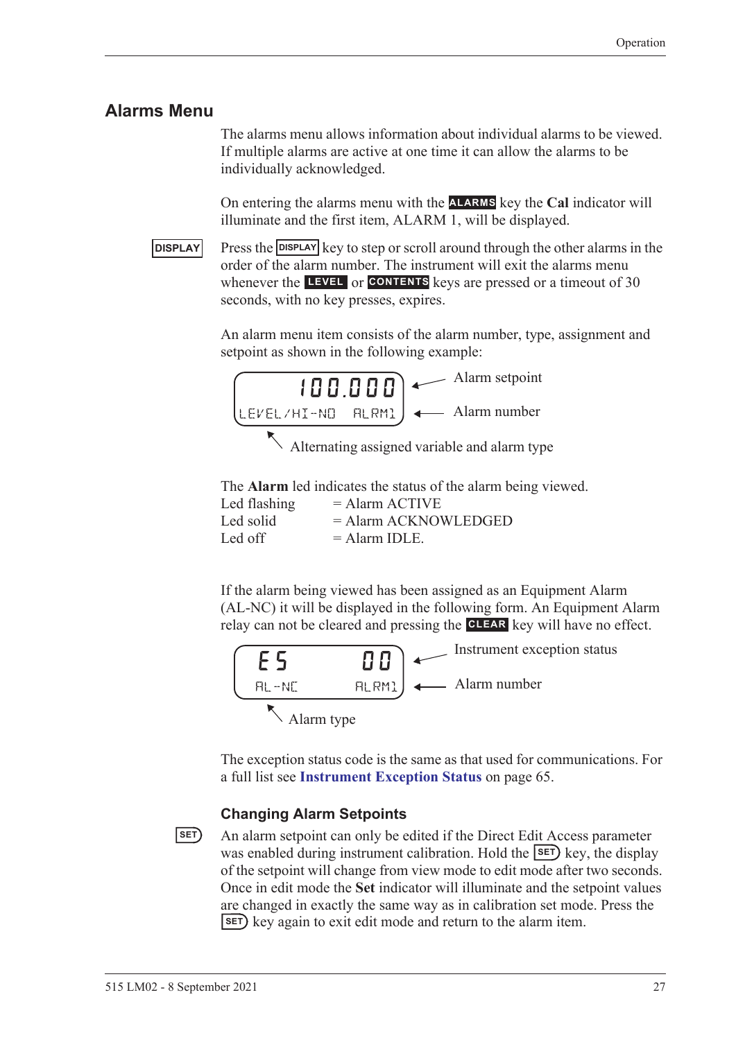## Alarms Menu

The alarms menu allows information about individual alarms to be viewed. If multiple alarms are active at one time it can allow the alarms to be individually acknowledged.

On entering the alarms menu with the **ALARMS** key the **Cal** indicator will illuminate and the first item, ALARM 1, will be displayed.

DISPLAY

Press the DISPLAY key to step or scroll around through the other alarms in the order of the alarm number. The instrument will exit the alarms menu whenever the **LEVEL** or **CONTENTS** keys are pressed or a timeout of 30 seconds, with no key presses, expires.

An alarm menu item consists of the alarm number, type, assignment and setpoint as shown in the following example:

```
100.000          ← Alarm setpoint
LEVEL/HI-NO  ALRM1   ← Alarm number
```

↖ Alternating assigned variable and alarm type

The **Alarm** led indicates the status of the alarm being viewed.

| | |
|---|---|
| Led flashing | = Alarm ACTIVE |
| Led solid | = Alarm ACKNOWLEDGED |
| Led off | = Alarm IDLE. |

If the alarm being viewed has been assigned as an Equipment Alarm (AL-NC) it will be displayed in the following form. An Equipment Alarm relay can not be cleared and pressing the **CLEAR** key will have no effect.

```
ES           00     ← Instrument exception status
AL-NC     ALRM1     ← Alarm number
```

↖ Alarm type

The exception status code is the same as that used for communications. For a full list see **Instrument Exception Status** on page 65.

### Changing Alarm Setpoints

SET

An alarm setpoint can only be edited if the Direct Edit Access parameter was enabled during instrument calibration. Hold the SET key, the display of the setpoint will change from view mode to edit mode after two seconds. Once in edit mode the **Set** indicator will illuminate and the setpoint values are changed in exactly the same way as in calibration set mode. Press the SET key again to exit edit mode and return to the alarm item.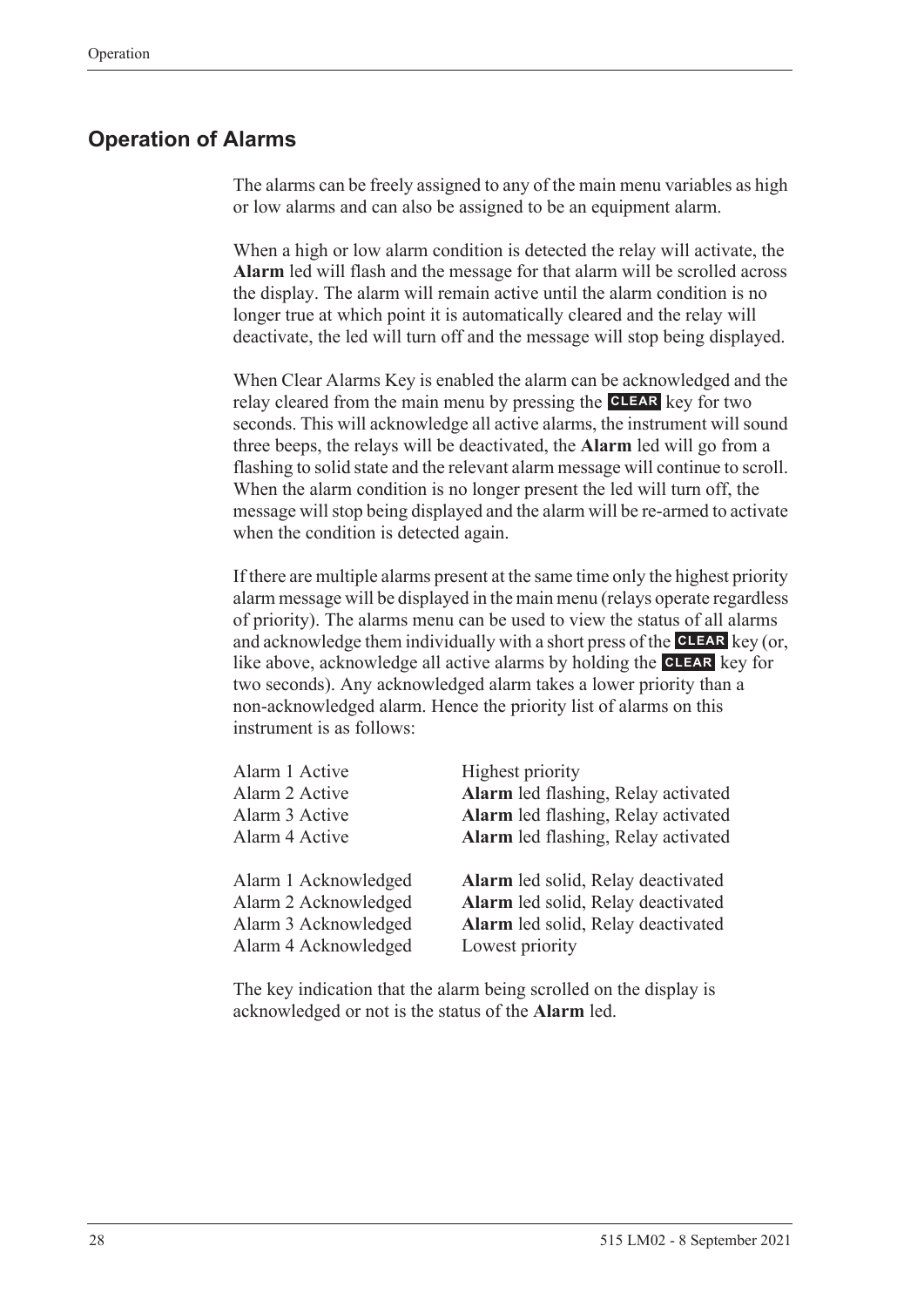## Operation of Alarms

The alarms can be freely assigned to any of the main menu variables as high or low alarms and can also be assigned to be an equipment alarm.

When a high or low alarm condition is detected the relay will activate, the **Alarm** led will flash and the message for that alarm will be scrolled across the display. The alarm will remain active until the alarm condition is no longer true at which point it is automatically cleared and the relay will deactivate, the led will turn off and the message will stop being displayed.

When Clear Alarms Key is enabled the alarm can be acknowledged and the relay cleared from the main menu by pressing the **CLEAR** key for two seconds. This will acknowledge all active alarms, the instrument will sound three beeps, the relays will be deactivated, the **Alarm** led will go from a flashing to solid state and the relevant alarm message will continue to scroll. When the alarm condition is no longer present the led will turn off, the message will stop being displayed and the alarm will be re-armed to activate when the condition is detected again.

If there are multiple alarms present at the same time only the highest priority alarm message will be displayed in the main menu (relays operate regardless of priority). The alarms menu can be used to view the status of all alarms and acknowledge them individually with a short press of the **CLEAR** key (or, like above, acknowledge all active alarms by holding the **CLEAR** key for two seconds). Any acknowledged alarm takes a lower priority than a non-acknowledged alarm. Hence the priority list of alarms on this instrument is as follows:

| | |
|---|---|
| Alarm 1 Active | Highest priority |
| Alarm 2 Active | **Alarm** led flashing, Relay activated |
| Alarm 3 Active | **Alarm** led flashing, Relay activated |
| Alarm 4 Active | **Alarm** led flashing, Relay activated |
| Alarm 1 Acknowledged | **Alarm** led solid, Relay deactivated |
| Alarm 2 Acknowledged | **Alarm** led solid, Relay deactivated |
| Alarm 3 Acknowledged | **Alarm** led solid, Relay deactivated |
| Alarm 4 Acknowledged | Lowest priority |

The key indication that the alarm being scrolled on the display is acknowledged or not is the status of the **Alarm** led.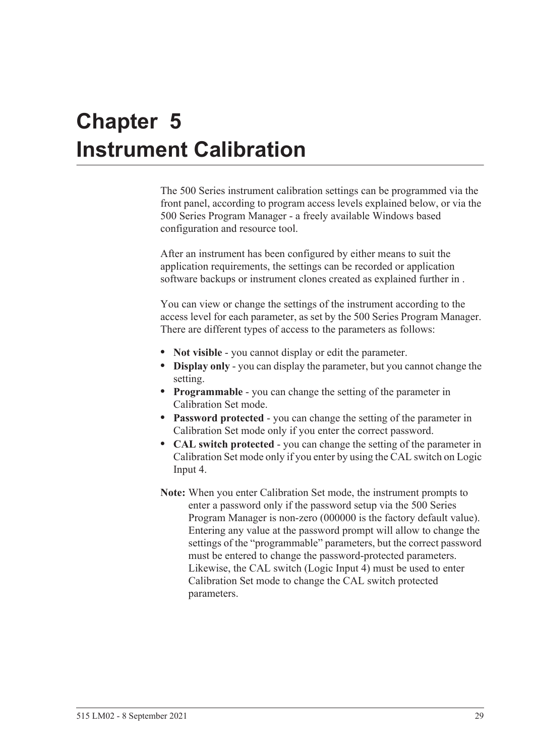# Chapter 5 Instrument Calibration

The 500 Series instrument calibration settings can be programmed via the front panel, according to program access levels explained below, or via the 500 Series Program Manager - a freely available Windows based configuration and resource tool.

After an instrument has been configured by either means to suit the application requirements, the settings can be recorded or application software backups or instrument clones created as explained further in .

You can view or change the settings of the instrument according to the access level for each parameter, as set by the 500 Series Program Manager. There are different types of access to the parameters as follows:

- **Not visible** - you cannot display or edit the parameter.
- **Display only** - you can display the parameter, but you cannot change the setting.
- **Programmable** - you can change the setting of the parameter in Calibration Set mode.
- **Password protected** - you can change the setting of the parameter in Calibration Set mode only if you enter the correct password.
- **CAL switch protected** - you can change the setting of the parameter in Calibration Set mode only if you enter by using the CAL switch on Logic Input 4.

**Note:** When you enter Calibration Set mode, the instrument prompts to enter a password only if the password setup via the 500 Series Program Manager is non-zero (000000 is the factory default value). Entering any value at the password prompt will allow to change the settings of the "programmable" parameters, but the correct password must be entered to change the password-protected parameters. Likewise, the CAL switch (Logic Input 4) must be used to enter Calibration Set mode to change the CAL switch protected parameters.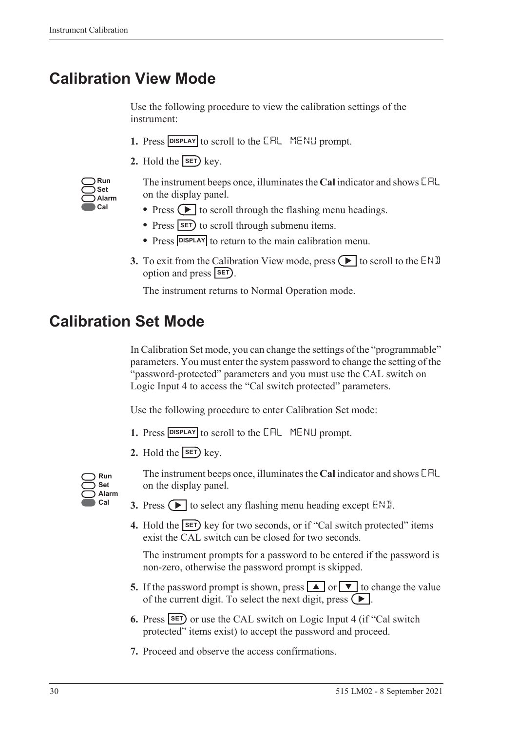# Calibration View Mode

Use the following procedure to view the calibration settings of the instrument:

1. Press DISPLAY to scroll to the CAL MENU prompt.
2. Hold the SET key.

   The instrument beeps once, illuminates the **Cal** indicator and shows CAL on the display panel.

   - Press ▶ to scroll through the flashing menu headings.
   - Press SET to scroll through submenu items.
   - Press DISPLAY to return to the main calibration menu.
3. To exit from the Calibration View mode, press ▶ to scroll to the END option and press SET.

   The instrument returns to Normal Operation mode.

# Calibration Set Mode

In Calibration Set mode, you can change the settings of the "programmable" parameters. You must enter the system password to change the setting of the "password-protected" parameters and you must use the CAL switch on Logic Input 4 to access the "Cal switch protected" parameters.

Use the following procedure to enter Calibration Set mode:

1. Press DISPLAY to scroll to the CAL MENU prompt.
2. Hold the SET key.

   The instrument beeps once, illuminates the **Cal** indicator and shows CAL on the display panel.
3. Press ▶ to select any flashing menu heading except END.
4. Hold the SET key for two seconds, or if "Cal switch protected" items exist the CAL switch can be closed for two seconds.

   The instrument prompts for a password to be entered if the password is non-zero, otherwise the password prompt is skipped.
5. If the password prompt is shown, press ▲ or ▼ to change the value of the current digit. To select the next digit, press ▶.
6. Press SET or use the CAL switch on Logic Input 4 (if "Cal switch protected" items exist) to accept the password and proceed.
7. Proceed and observe the access confirmations.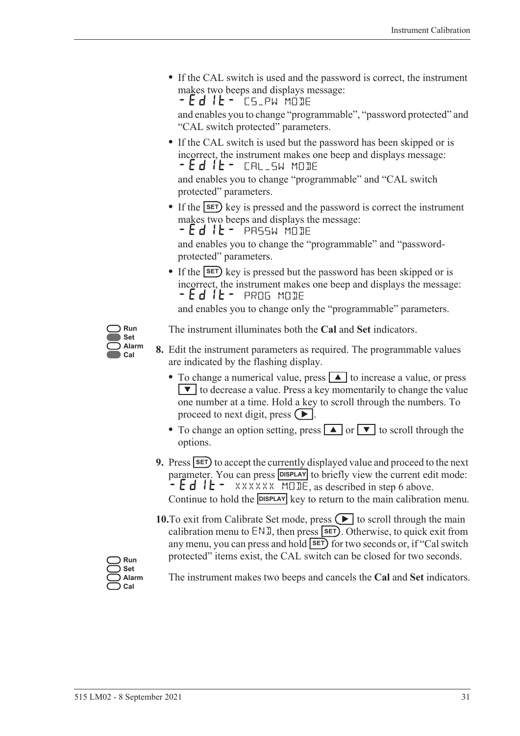- If the CAL switch is used and the password is correct, the instrument makes two beeps and displays message:
  -Edit- CS_PW MODE
  and enables you to change "programmable", "password protected" and "CAL switch protected" parameters.
- If the CAL switch is used but the password has been skipped or is incorrect, the instrument makes one beep and displays message:
  -Edit- CAL_SW MODE
  and enables you to change "programmable" and "CAL switch protected" parameters.
- If the SET key is pressed and the password is correct the instrument makes two beeps and displays the message:
  -Edit- PASSW MODE
  and enables you to change the "programmable" and "password-protected" parameters.
- If the SET key is pressed but the password has been skipped or is incorrect, the instrument makes one beep and displays the message:
  -Edit- PROG MODE
  and enables you to change only the "programmable" parameters.

Run
Set
Alarm
Cal

The instrument illuminates both the **Cal** and **Set** indicators.

**8.** Edit the instrument parameters as required. The programmable values are indicated by the flashing display.

- To change a numerical value, press ▲ to increase a value, or press ▼ to decrease a value. Press a key momentarily to change the value one number at a time. Hold a key to scroll through the numbers. To proceed to next digit, press ▶.
- To change an option setting, press ▲ or ▼ to scroll through the options.

**9.** Press SET to accept the currently displayed value and proceed to the next parameter. You can press DISPLAY to briefly view the current edit mode: -Edit- XXXXXX MODE, as described in step 6 above. Continue to hold the DISPLAY key to return to the main calibration menu.

**10.** To exit from Calibrate Set mode, press ▶ to scroll through the main calibration menu to END, then press SET. Otherwise, to quick exit from any menu, you can press and hold SET for two seconds or, if "Cal switch protected" items exist, the CAL switch can be closed for two seconds.

Run
Set
Alarm
Cal

The instrument makes two beeps and cancels the **Cal** and **Set** indicators.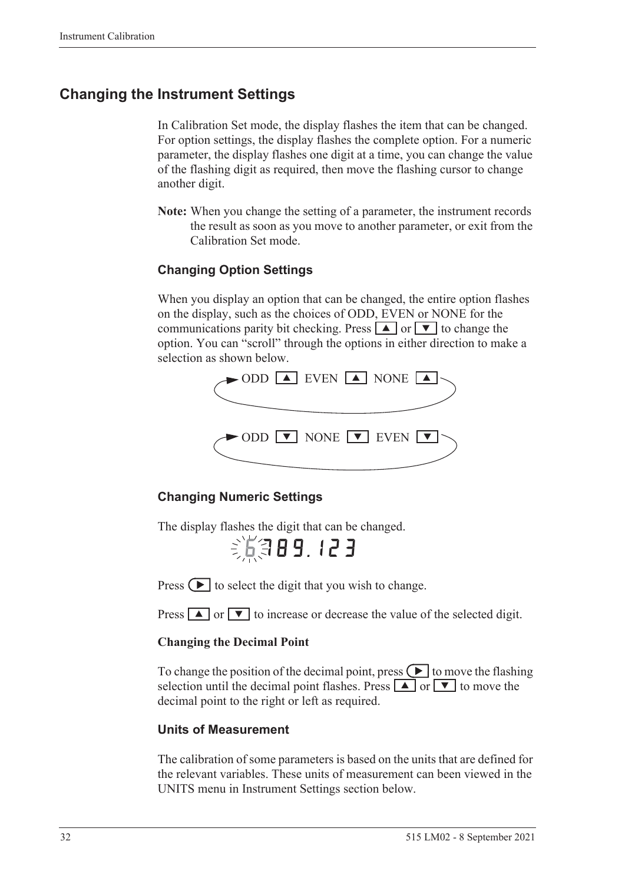## Changing the Instrument Settings

In Calibration Set mode, the display flashes the item that can be changed. For option settings, the display flashes the complete option. For a numeric parameter, the display flashes one digit at a time, you can change the value of the flashing digit as required, then move the flashing cursor to change another digit.

**Note:** When you change the setting of a parameter, the instrument records the result as soon as you move to another parameter, or exit from the Calibration Set mode.

### Changing Option Settings

When you display an option that can be changed, the entire option flashes on the display, such as the choices of ODD, EVEN or NONE for the communications parity bit checking. Press ▲ or ▼ to change the option. You can "scroll" through the options in either direction to make a selection as shown below.

ODD ▲ EVEN ▲ NONE ▲

ODD ▼ NONE ▼ EVEN ▼

### Changing Numeric Settings

The display flashes the digit that can be changed.

6789.123

Press ▶ to select the digit that you wish to change.

Press ▲ or ▼ to increase or decrease the value of the selected digit.

**Changing the Decimal Point**

To change the position of the decimal point, press ▶ to move the flashing selection until the decimal point flashes. Press ▲ or ▼ to move the decimal point to the right or left as required.

### Units of Measurement

The calibration of some parameters is based on the units that are defined for the relevant variables. These units of measurement can been viewed in the UNITS menu in Instrument Settings section below.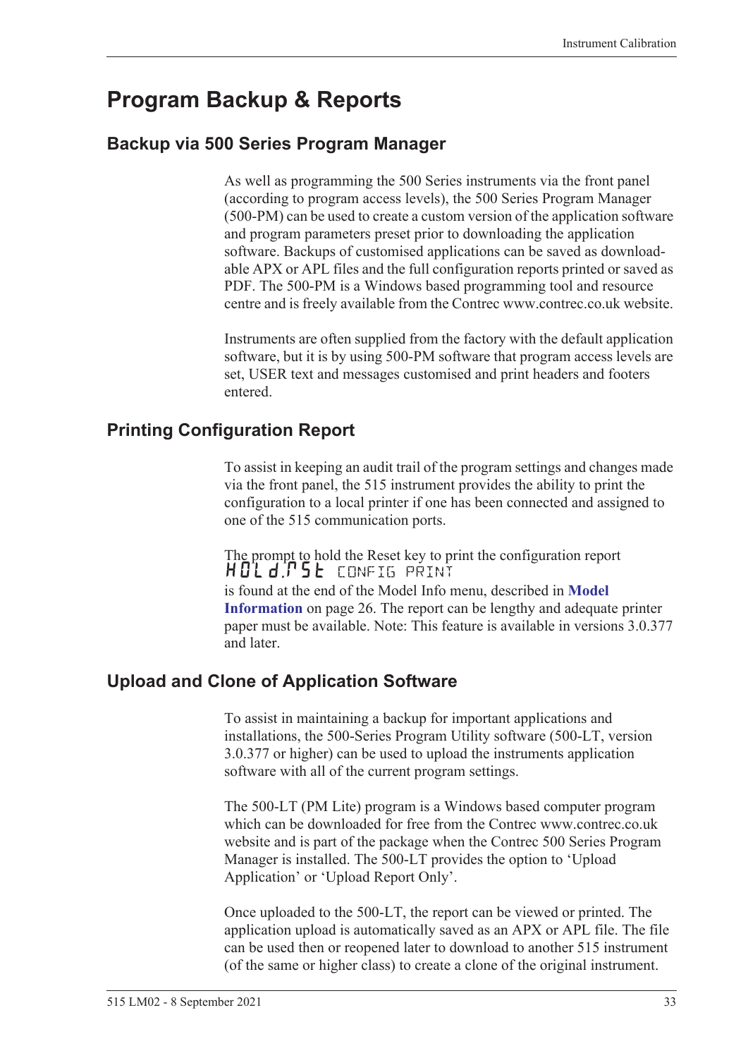# Program Backup & Reports

## Backup via 500 Series Program Manager

As well as programming the 500 Series instruments via the front panel (according to program access levels), the 500 Series Program Manager (500-PM) can be used to create a custom version of the application software and program parameters preset prior to downloading the application software. Backups of customised applications can be saved as downloadable APX or APL files and the full configuration reports printed or saved as PDF. The 500-PM is a Windows based programming tool and resource centre and is freely available from the Contrec www.contrec.co.uk website.

Instruments are often supplied from the factory with the default application software, but it is by using 500-PM software that program access levels are set, USER text and messages customised and print headers and footers entered.

## Printing Configuration Report

To assist in keeping an audit trail of the program settings and changes made via the front panel, the 515 instrument provides the ability to print the configuration to a local printer if one has been connected and assigned to one of the 515 communication ports.

The prompt to hold the Reset key to print the configuration report
HOLd.RSt CONFIG PRINT
is found at the end of the Model Info menu, described in **Model Information** on page 26. The report can be lengthy and adequate printer paper must be available. Note: This feature is available in versions 3.0.377 and later.

## Upload and Clone of Application Software

To assist in maintaining a backup for important applications and installations, the 500-Series Program Utility software (500-LT, version 3.0.377 or higher) can be used to upload the instruments application software with all of the current program settings.

The 500-LT (PM Lite) program is a Windows based computer program which can be downloaded for free from the Contrec www.contrec.co.uk website and is part of the package when the Contrec 500 Series Program Manager is installed. The 500-LT provides the option to 'Upload Application' or 'Upload Report Only'.

Once uploaded to the 500-LT, the report can be viewed or printed. The application upload is automatically saved as an APX or APL file. The file can be used then or reopened later to download to another 515 instrument (of the same or higher class) to create a clone of the original instrument.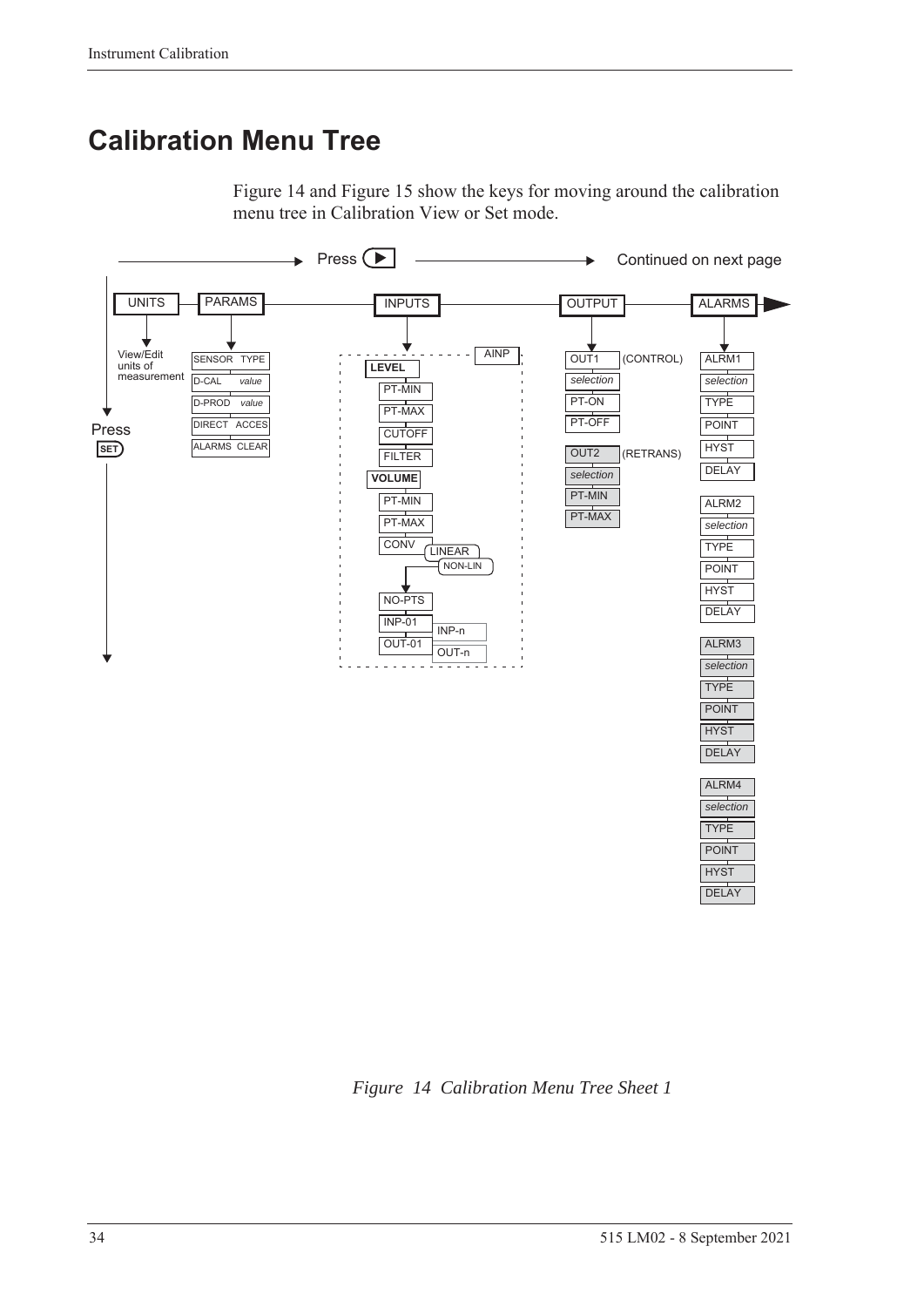# Calibration Menu Tree

Figure 14 and Figure 15 show the keys for moving around the calibration menu tree in Calibration View or Set mode.

Press ▶ → Continued on next page

UNITS — PARAMS — INPUTS — OUTPUT — ALARMS

- **UNITS**: View/Edit units of measurement
- **PARAMS**: SENSOR TYPE, D-CAL *value*, D-PROD *value*, DIRECT ACCES, ALARMS CLEAR
- **INPUTS** (AINP):
  - **LEVEL**: PT-MIN, PT-MAX, CUTOFF, FILTER
  - **VOLUME**: PT-MIN, PT-MAX, CONV (LINEAR / NON-LIN), NO-PTS, INP-01 … INP-n, OUT-01 … OUT-n
- **OUTPUT**:
  - OUT1 (CONTROL): *selection*, PT-ON, PT-OFF
  - OUT2 (RETRANS): *selection*, PT-MIN, PT-MAX
- **ALARMS**:
  - ALRM1: *selection*, TYPE, POINT, HYST, DELAY
  - ALRM2: *selection*, TYPE, POINT, HYST, DELAY
  - ALRM3: *selection*, TYPE, POINT, HYST, DELAY
  - ALRM4: *selection*, TYPE, POINT, HYST, DELAY

Press SET

*Figure 14 Calibration Menu Tree Sheet 1*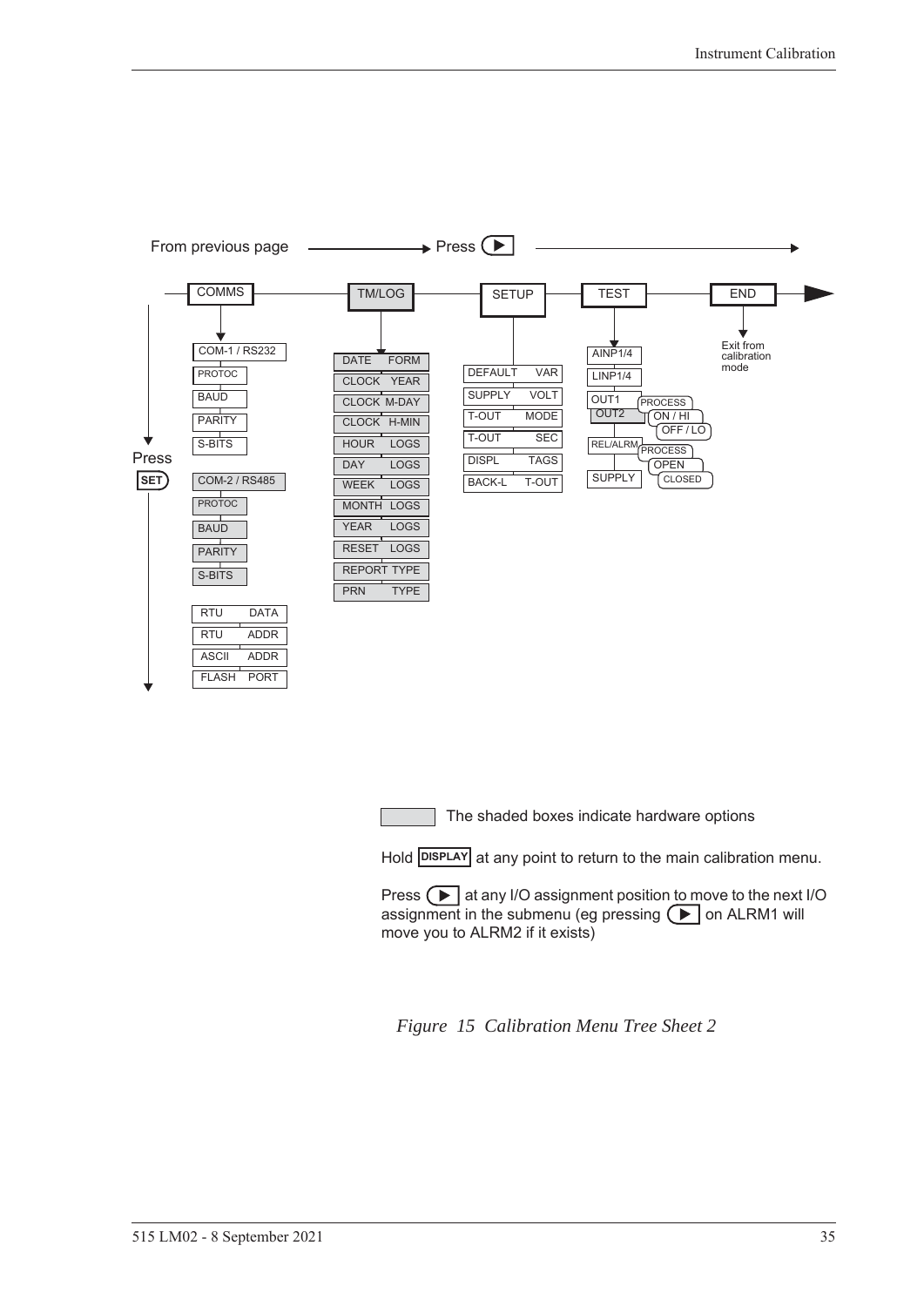From previous page ——→ Press ▶ ——→

COMMS — TM/LOG — SETUP — TEST — END

**COMMS**
- COM-1 / RS232
  - PROTOC
  - BAUD
  - PARITY
  - S-BITS
- COM-2 / RS485
  - PROTOC
  - BAUD
  - PARITY
  - S-BITS
- RTU DATA
- RTU ADDR
- ASCII ADDR
- FLASH PORT

**TM/LOG**
- DATE FORM
- CLOCK YEAR
- CLOCK M-DAY
- CLOCK H-MIN
- HOUR LOGS
- DAY LOGS
- WEEK LOGS
- MONTH LOGS
- YEAR LOGS
- RESET LOGS
- REPORT TYPE
- PRN TYPE

**SETUP**
- DEFAULT VAR
- SUPPLY VOLT
- T-OUT MODE
- T-OUT SEC
- DISPL TAGS
- BACK-L T-OUT

**TEST**
- AINP1/4
- LINP1/4
- OUT1 / OUT2 — PROCESS, ON / HI, OFF / LO
- REL/ALRM — PROCESS, OPEN, CLOSED
- SUPPLY

**END**
- Exit from calibration mode

Press SET

The shaded boxes indicate hardware options

Hold DISPLAY at any point to return to the main calibration menu.

Press ▶ at any I/O assignment position to move to the next I/O assignment in the submenu (eg pressing ▶ on ALRM1 will move you to ALRM2 if it exists)

*Figure 15 Calibration Menu Tree Sheet 2*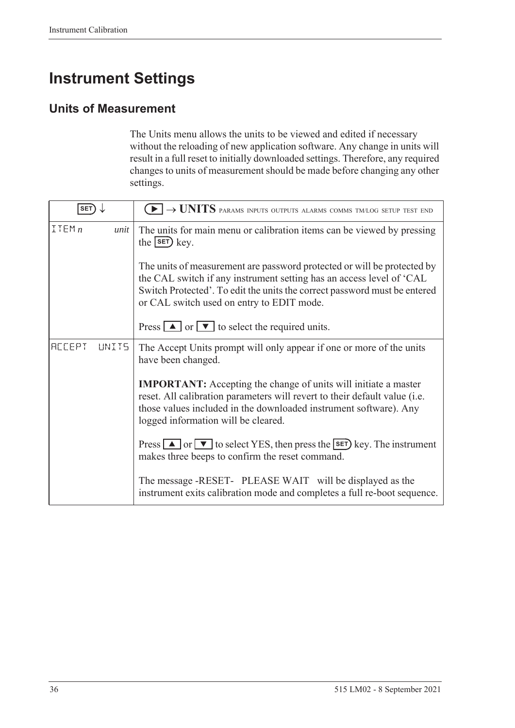# Instrument Settings

## Units of Measurement

The Units menu allows the units to be viewed and edited if necessary without the reloading of new application software. Any change in units will result in a full reset to initially downloaded settings. Therefore, any required changes to units of measurement should be made before changing any other settings.

| SET ↓ | ▶ → **UNITS** PARAMS INPUTS OUTPUTS ALARMS COMMS TM/LOG SETUP TEST END |
|---|---|
| ITEM *n* *unit* | The units for main menu or calibration items can be viewed by pressing the SET key.<br><br>The units of measurement are password protected or will be protected by the CAL switch if any instrument setting has an access level of 'CAL Switch Protected'. To edit the units the correct password must be entered or CAL switch used on entry to EDIT mode.<br><br>Press ▲ or ▼ to select the required units. |
| ACCEPT UNITS | The Accept Units prompt will only appear if one or more of the units have been changed.<br><br>**IMPORTANT:** Accepting the change of units will initiate a master reset. All calibration parameters will revert to their default value (i.e. those values included in the downloaded instrument software). Any logged information will be cleared.<br><br>Press ▲ or ▼ to select YES, then press the SET key. The instrument makes three beeps to confirm the reset command.<br><br>The message -RESET- PLEASE WAIT will be displayed as the instrument exits calibration mode and completes a full re-boot sequence. |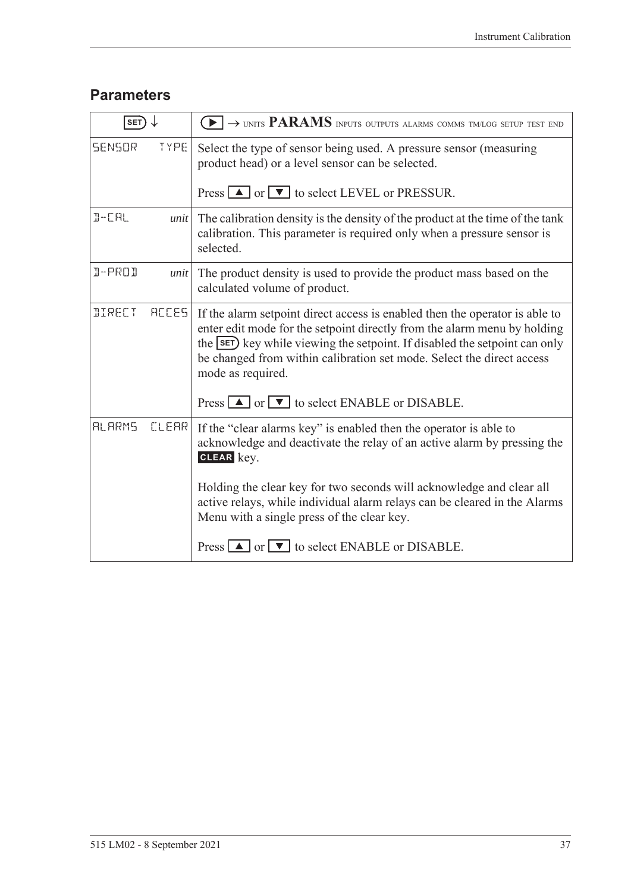## Parameters

| SET ↓ | ▶ → UNITS **PARAMS** INPUTS OUTPUTS ALARMS COMMS TM/LOG SETUP TEST END |
|---|---|
| SENSOR TYPE | Select the type of sensor being used. A pressure sensor (measuring product head) or a level sensor can be selected.<br><br>Press ▲ or ▼ to select LEVEL or PRESSUR. |
| D-CAL *unit* | The calibration density is the density of the product at the time of the tank calibration. This parameter is required only when a pressure sensor is selected. |
| D-PROD *unit* | The product density is used to provide the product mass based on the calculated volume of product. |
| DIRECT ACCES | If the alarm setpoint direct access is enabled then the operator is able to enter edit mode for the setpoint directly from the alarm menu by holding the SET key while viewing the setpoint. If disabled the setpoint can only be changed from within calibration set mode. Select the direct access mode as required.<br><br>Press ▲ or ▼ to select ENABLE or DISABLE. |
| ALARMS CLEAR | If the "clear alarms key" is enabled then the operator is able to acknowledge and deactivate the relay of an active alarm by pressing the **CLEAR** key.<br><br>Holding the clear key for two seconds will acknowledge and clear all active relays, while individual alarm relays can be cleared in the Alarms Menu with a single press of the clear key.<br><br>Press ▲ or ▼ to select ENABLE or DISABLE. |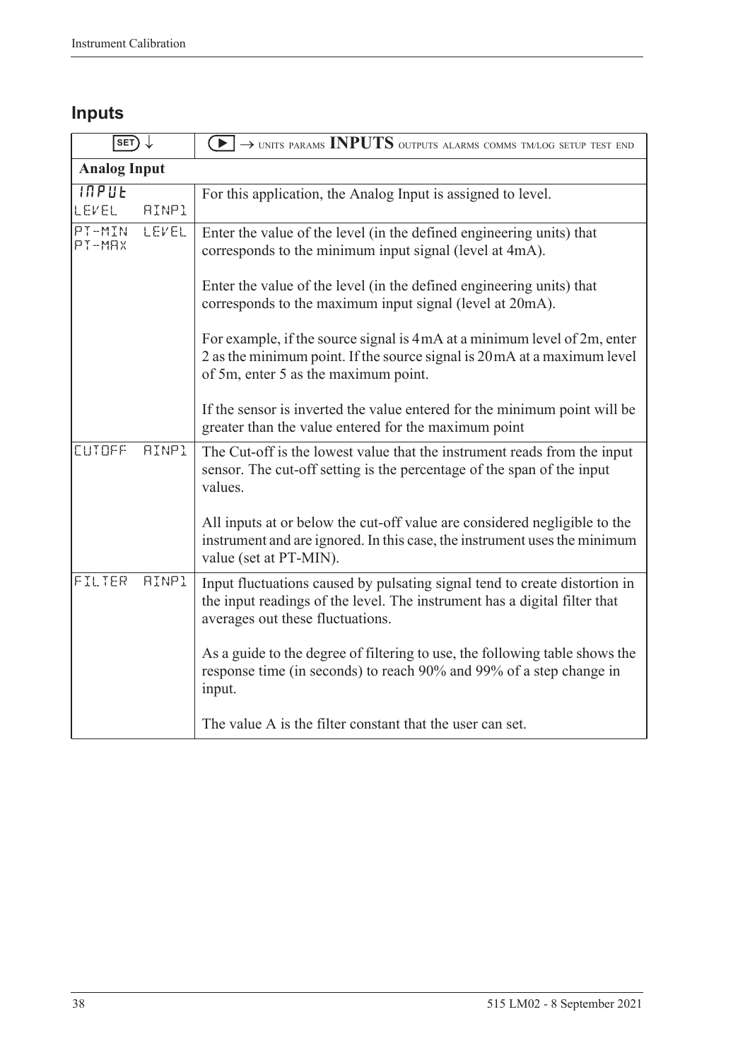## Inputs

| SET ↓ | ▶ → UNITS PARAMS **INPUTS** OUTPUTS ALARMS COMMS TM/LOG SETUP TEST END |
|---|---|
| **Analog Input** | |
| INPUT<br>LEVEL AINP1 | For this application, the Analog Input is assigned to level. |
| PT-MIN LEVEL<br>PT-MAX | Enter the value of the level (in the defined engineering units) that corresponds to the minimum input signal (level at 4mA).<br><br>Enter the value of the level (in the defined engineering units) that corresponds to the maximum input signal (level at 20mA).<br><br>For example, if the source signal is 4 mA at a minimum level of 2m, enter 2 as the minimum point. If the source signal is 20 mA at a maximum level of 5m, enter 5 as the maximum point.<br><br>If the sensor is inverted the value entered for the minimum point will be greater than the value entered for the maximum point |
| CUTOFF AINP1 | The Cut-off is the lowest value that the instrument reads from the input sensor. The cut-off setting is the percentage of the span of the input values.<br><br>All inputs at or below the cut-off value are considered negligible to the instrument and are ignored. In this case, the instrument uses the minimum value (set at PT-MIN). |
| FILTER AINP1 | Input fluctuations caused by pulsating signal tend to create distortion in the input readings of the level. The instrument has a digital filter that averages out these fluctuations.<br><br>As a guide to the degree of filtering to use, the following table shows the response time (in seconds) to reach 90% and 99% of a step change in input.<br><br>The value A is the filter constant that the user can set. |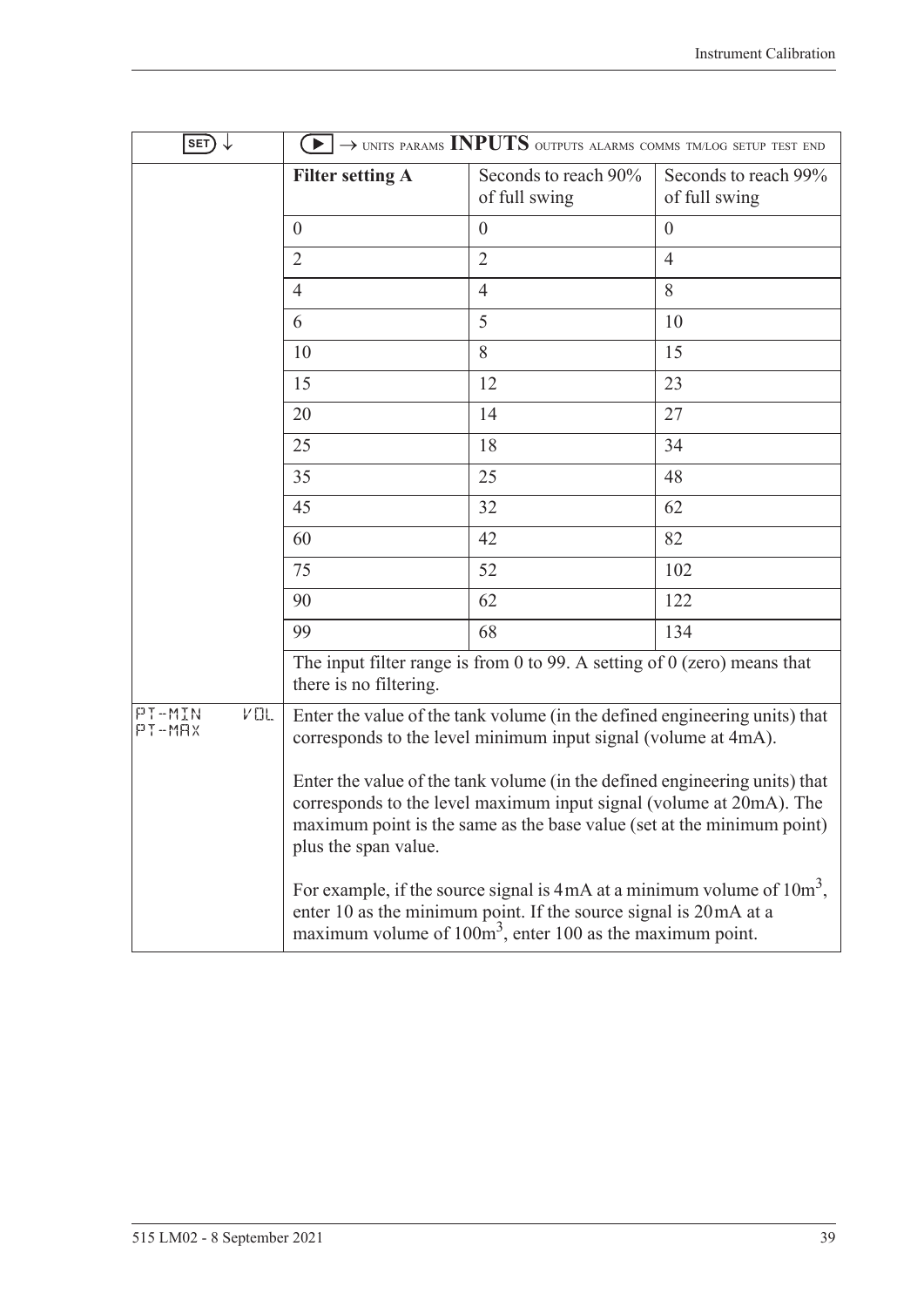| SET ↓ | ▶ → UNITS PARAMS **INPUTS** OUTPUTS ALARMS COMMS TM/LOG SETUP TEST END | | |
|---|---|---|---|
| | **Filter setting A** | Seconds to reach 90% of full swing | Seconds to reach 99% of full swing |
| | 0 | 0 | 0 |
| | 2 | 2 | 4 |
| | 4 | 4 | 8 |
| | 6 | 5 | 10 |
| | 10 | 8 | 15 |
| | 15 | 12 | 23 |
| | 20 | 14 | 27 |
| | 25 | 18 | 34 |
| | 35 | 25 | 48 |
| | 45 | 32 | 62 |
| | 60 | 42 | 82 |
| | 75 | 52 | 102 |
| | 90 | 62 | 122 |
| | 99 | 68 | 134 |
| | The input filter range is from 0 to 99. A setting of 0 (zero) means that there is no filtering. | | |
| PT-MIN VOL<br>PT-MAX | Enter the value of the tank volume (in the defined engineering units) that corresponds to the level minimum input signal (volume at 4mA).<br><br>Enter the value of the tank volume (in the defined engineering units) that corresponds to the level maximum input signal (volume at 20mA). The maximum point is the same as the base value (set at the minimum point) plus the span value.<br><br>For example, if the source signal is 4 mA at a minimum volume of $10m^3$, enter 10 as the minimum point. If the source signal is 20 mA at a maximum volume of $100m^3$, enter 100 as the maximum point. | | |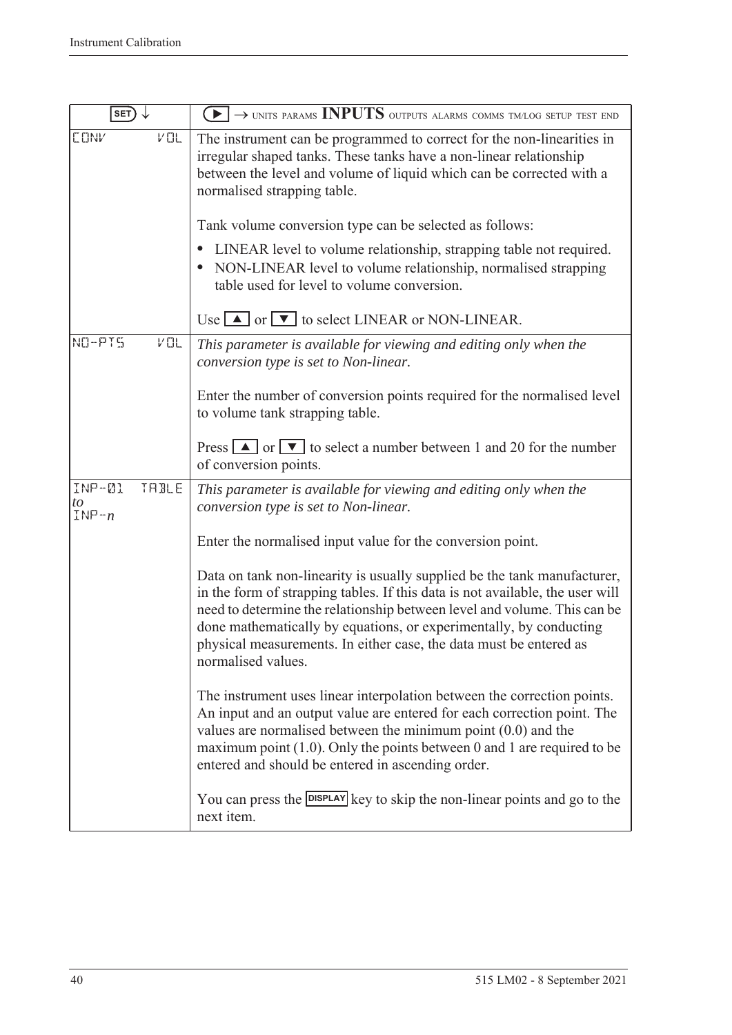| SET ↓ | ▶ → UNITS PARAMS **INPUTS** OUTPUTS ALARMS COMMS TM/LOG SETUP TEST END |
|---|---|
| CONV VOL | The instrument can be programmed to correct for the non-linearities in irregular shaped tanks. These tanks have a non-linear relationship between the level and volume of liquid which can be corrected with a normalised strapping table.<br><br>Tank volume conversion type can be selected as follows:<br>• LINEAR level to volume relationship, strapping table not required.<br>• NON-LINEAR level to volume relationship, normalised strapping table used for level to volume conversion.<br><br>Use ▲ or ▼ to select LINEAR or NON-LINEAR. |
| NO-PTS VOL | *This parameter is available for viewing and editing only when the conversion type is set to Non-linear.*<br><br>Enter the number of conversion points required for the normalised level to volume tank strapping table.<br><br>Press ▲ or ▼ to select a number between 1 and 20 for the number of conversion points. |
| INP-01 TABLE *to* INP-*n* | *This parameter is available for viewing and editing only when the conversion type is set to Non-linear.*<br><br>Enter the normalised input value for the conversion point.<br><br>Data on tank non-linearity is usually supplied be the tank manufacturer, in the form of strapping tables. If this data is not available, the user will need to determine the relationship between level and volume. This can be done mathematically by equations, or experimentally, by conducting physical measurements. In either case, the data must be entered as normalised values.<br><br>The instrument uses linear interpolation between the correction points. An input and an output value are entered for each correction point. The values are normalised between the minimum point (0.0) and the maximum point (1.0). Only the points between 0 and 1 are required to be entered and should be entered in ascending order.<br><br>You can press the DISPLAY key to skip the non-linear points and go to the next item. |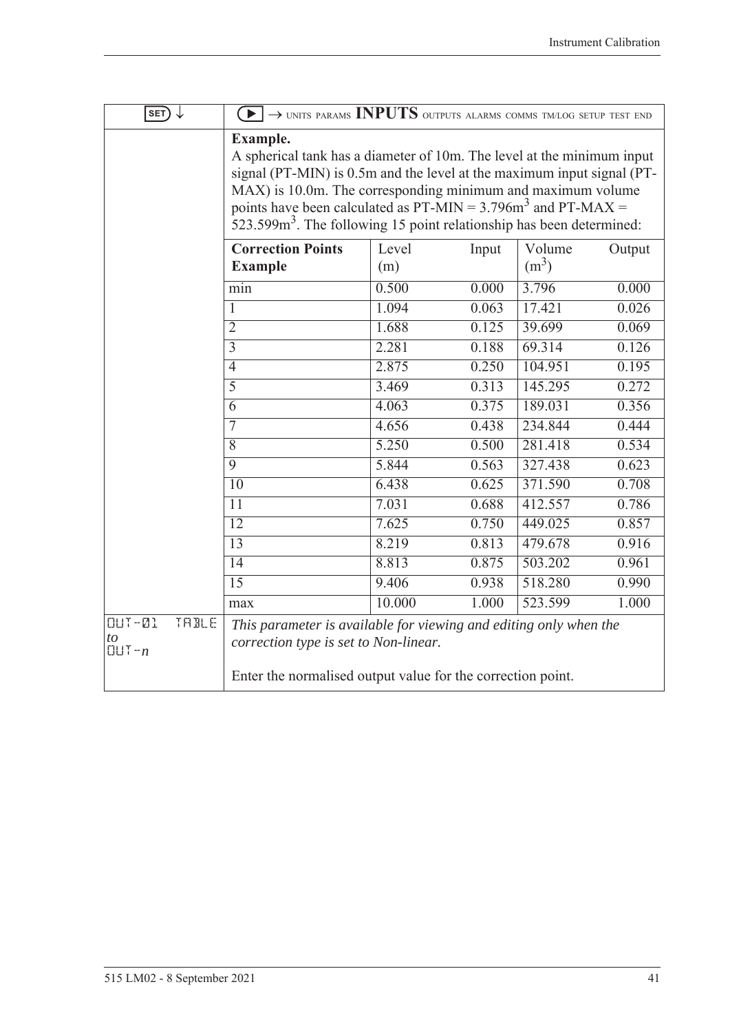| SET ↓ | ▶ → UNITS PARAMS **INPUTS** OUTPUTS ALARMS COMMS TM/LOG SETUP TEST END |
|---|---|
| | **Example.**<br>A spherical tank has a diameter of 10m. The level at the minimum input signal (PT-MIN) is 0.5m and the level at the maximum input signal (PT-MAX) is 10.0m. The corresponding minimum and maximum volume points have been calculated as PT-MIN = 3.796$m^3$ and PT-MAX = 523.599$m^3$. The following 15 point relationship has been determined: |

| Correction Points Example | Level (m) | Input | Volume ($m^3$) | Output |
|---|---|---|---|---|
| min | 0.500 | 0.000 | 3.796 | 0.000 |
| 1 | 1.094 | 0.063 | 17.421 | 0.026 |
| 2 | 1.688 | 0.125 | 39.699 | 0.069 |
| 3 | 2.281 | 0.188 | 69.314 | 0.126 |
| 4 | 2.875 | 0.250 | 104.951 | 0.195 |
| 5 | 3.469 | 0.313 | 145.295 | 0.272 |
| 6 | 4.063 | 0.375 | 189.031 | 0.356 |
| 7 | 4.656 | 0.438 | 234.844 | 0.444 |
| 8 | 5.250 | 0.500 | 281.418 | 0.534 |
| 9 | 5.844 | 0.563 | 327.438 | 0.623 |
| 10 | 6.438 | 0.625 | 371.590 | 0.708 |
| 11 | 7.031 | 0.688 | 412.557 | 0.786 |
| 12 | 7.625 | 0.750 | 449.025 | 0.857 |
| 13 | 8.219 | 0.813 | 479.678 | 0.916 |
| 14 | 8.813 | 0.875 | 503.202 | 0.961 |
| 15 | 9.406 | 0.938 | 518.280 | 0.990 |
| max | 10.000 | 1.000 | 523.599 | 1.000 |

| | |
|---|---|
| OUT-01 TABLE *to* OUT-*n* | *This parameter is available for viewing and editing only when the correction type is set to Non-linear.*<br><br>Enter the normalised output value for the correction point. |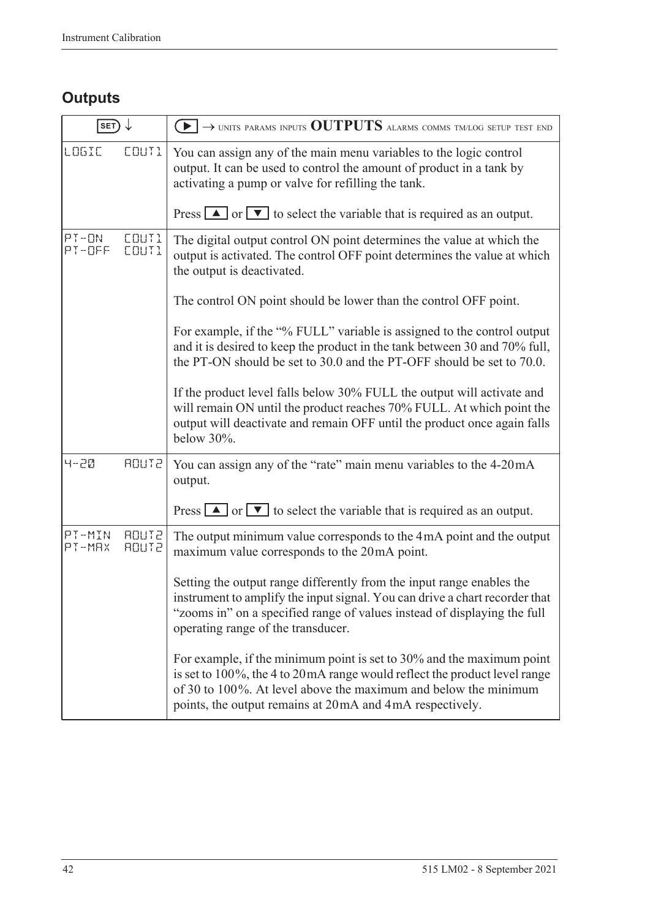## Outputs

| SET ↓ | ▶ → UNITS PARAMS INPUTS **OUTPUTS** ALARMS COMMS TM/LOG SETUP TEST END |
|---|---|
| LOGIC COUT1 | You can assign any of the main menu variables to the logic control output. It can be used to control the amount of product in a tank by activating a pump or valve for refilling the tank.<br><br>Press ▲ or ▼ to select the variable that is required as an output. |
| PT-ON COUT1<br>PT-OFF COUT1 | The digital output control ON point determines the value at which the output is activated. The control OFF point determines the value at which the output is deactivated.<br><br>The control ON point should be lower than the control OFF point.<br><br>For example, if the "% FULL" variable is assigned to the control output and it is desired to keep the product in the tank between 30 and 70% full, the PT-ON should be set to 30.0 and the PT-OFF should be set to 70.0.<br><br>If the product level falls below 30% FULL the output will activate and will remain ON until the product reaches 70% FULL. At which point the output will deactivate and remain OFF until the product once again falls below 30%. |
| 4-20 AOUT2 | You can assign any of the "rate" main menu variables to the 4-20 mA output.<br><br>Press ▲ or ▼ to select the variable that is required as an output. |
| PT-MIN AOUT2<br>PT-MAX AOUT2 | The output minimum value corresponds to the 4 mA point and the output maximum value corresponds to the 20 mA point.<br><br>Setting the output range differently from the input range enables the instrument to amplify the input signal. You can drive a chart recorder that "zooms in" on a specified range of values instead of displaying the full operating range of the transducer.<br><br>For example, if the minimum point is set to 30% and the maximum point is set to 100%, the 4 to 20 mA range would reflect the product level range of 30 to 100%. At level above the maximum and below the minimum points, the output remains at 20 mA and 4 mA respectively. |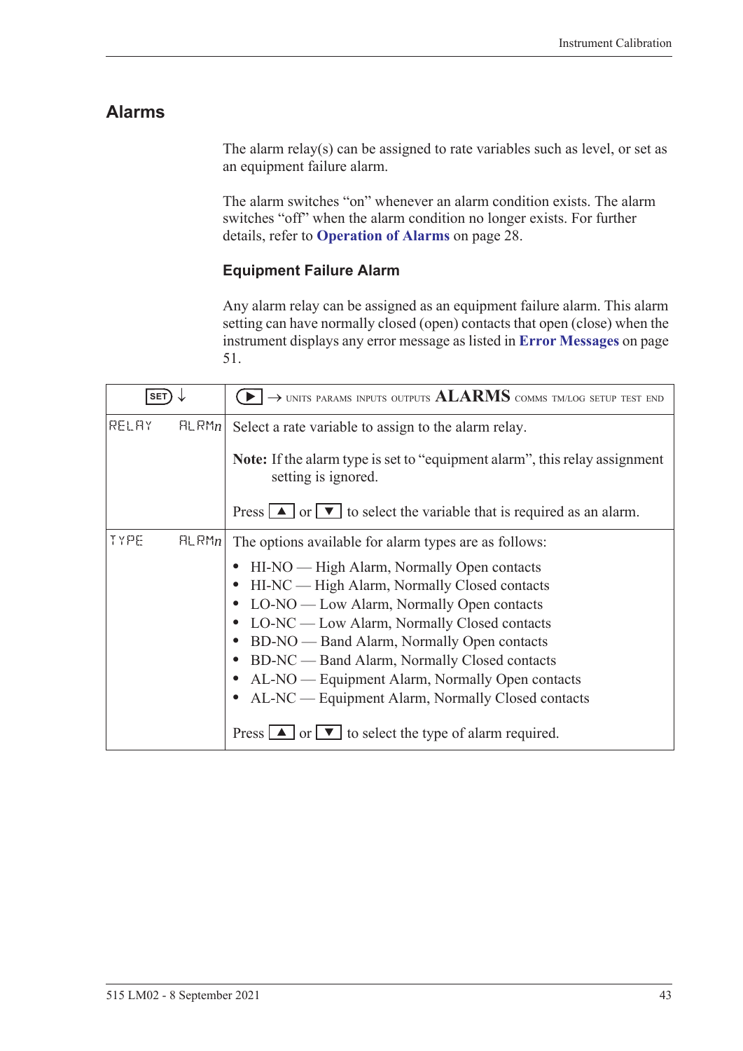## Alarms

The alarm relay(s) can be assigned to rate variables such as level, or set as an equipment failure alarm.

The alarm switches "on" whenever an alarm condition exists. The alarm switches "off" when the alarm condition no longer exists. For further details, refer to **Operation of Alarms** on page 28.

### Equipment Failure Alarm

Any alarm relay can be assigned as an equipment failure alarm. This alarm setting can have normally closed (open) contacts that open (close) when the instrument displays any error message as listed in **Error Messages** on page 51.

| SET ↓ | ▶ → UNITS PARAMS INPUTS OUTPUTS **ALARMS** COMMS TM/LOG SETUP TEST END |
|---|---|
| RELAY ALRM*n* | Select a rate variable to assign to the alarm relay.<br><br>**Note:** If the alarm type is set to "equipment alarm", this relay assignment setting is ignored.<br><br>Press ▲ or ▼ to select the variable that is required as an alarm. |
| TYPE ALRM*n* | The options available for alarm types are as follows:<br>• HI-NO — High Alarm, Normally Open contacts<br>• HI-NC — High Alarm, Normally Closed contacts<br>• LO-NO — Low Alarm, Normally Open contacts<br>• LO-NC — Low Alarm, Normally Closed contacts<br>• BD-NO — Band Alarm, Normally Open contacts<br>• BD-NC — Band Alarm, Normally Closed contacts<br>• AL-NO — Equipment Alarm, Normally Open contacts<br>• AL-NC — Equipment Alarm, Normally Closed contacts<br><br>Press ▲ or ▼ to select the type of alarm required. |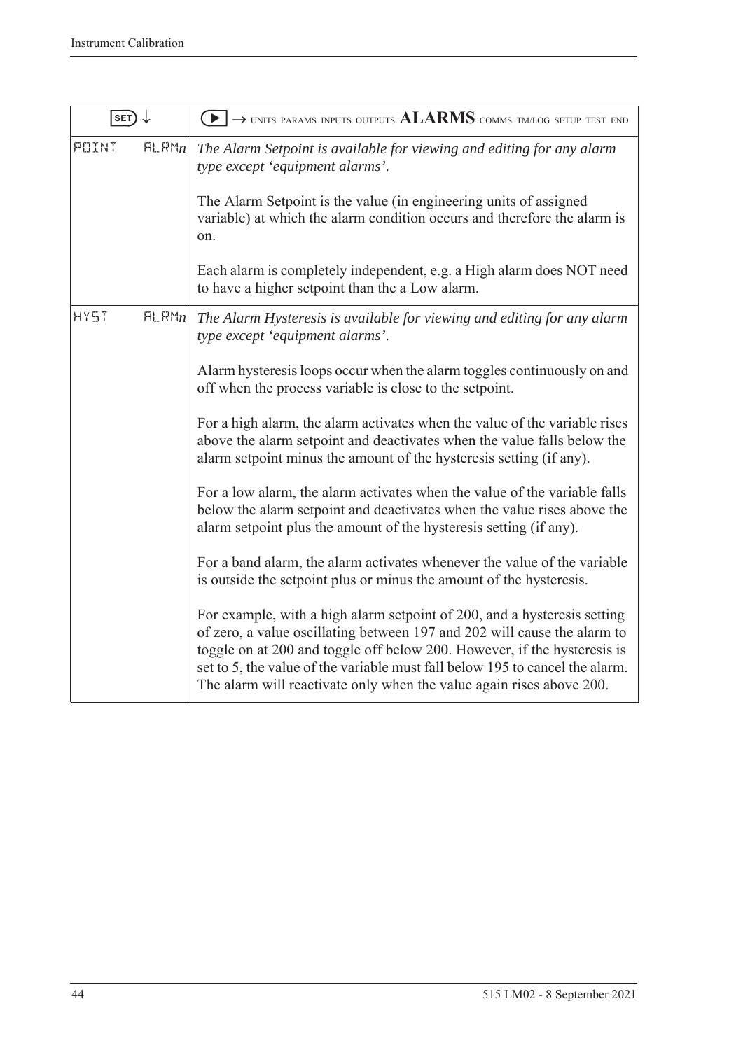| SET ↓ | ▶ → UNITS PARAMS INPUTS OUTPUTS **ALARMS** COMMS TM/LOG SETUP TEST END |
|---|---|
| POINT ALRM*n* | *The Alarm Setpoint is available for viewing and editing for any alarm type except 'equipment alarms'.*<br><br>The Alarm Setpoint is the value (in engineering units of assigned variable) at which the alarm condition occurs and therefore the alarm is on.<br><br>Each alarm is completely independent, e.g. a High alarm does NOT need to have a higher setpoint than the a Low alarm. |
| HYST ALRM*n* | *The Alarm Hysteresis is available for viewing and editing for any alarm type except 'equipment alarms'.*<br><br>Alarm hysteresis loops occur when the alarm toggles continuously on and off when the process variable is close to the setpoint.<br><br>For a high alarm, the alarm activates when the value of the variable rises above the alarm setpoint and deactivates when the value falls below the alarm setpoint minus the amount of the hysteresis setting (if any).<br><br>For a low alarm, the alarm activates when the value of the variable falls below the alarm setpoint and deactivates when the value rises above the alarm setpoint plus the amount of the hysteresis setting (if any).<br><br>For a band alarm, the alarm activates whenever the value of the variable is outside the setpoint plus or minus the amount of the hysteresis.<br><br>For example, with a high alarm setpoint of 200, and a hysteresis setting of zero, a value oscillating between 197 and 202 will cause the alarm to toggle on at 200 and toggle off below 200. However, if the hysteresis is set to 5, the value of the variable must fall below 195 to cancel the alarm. The alarm will reactivate only when the value again rises above 200. |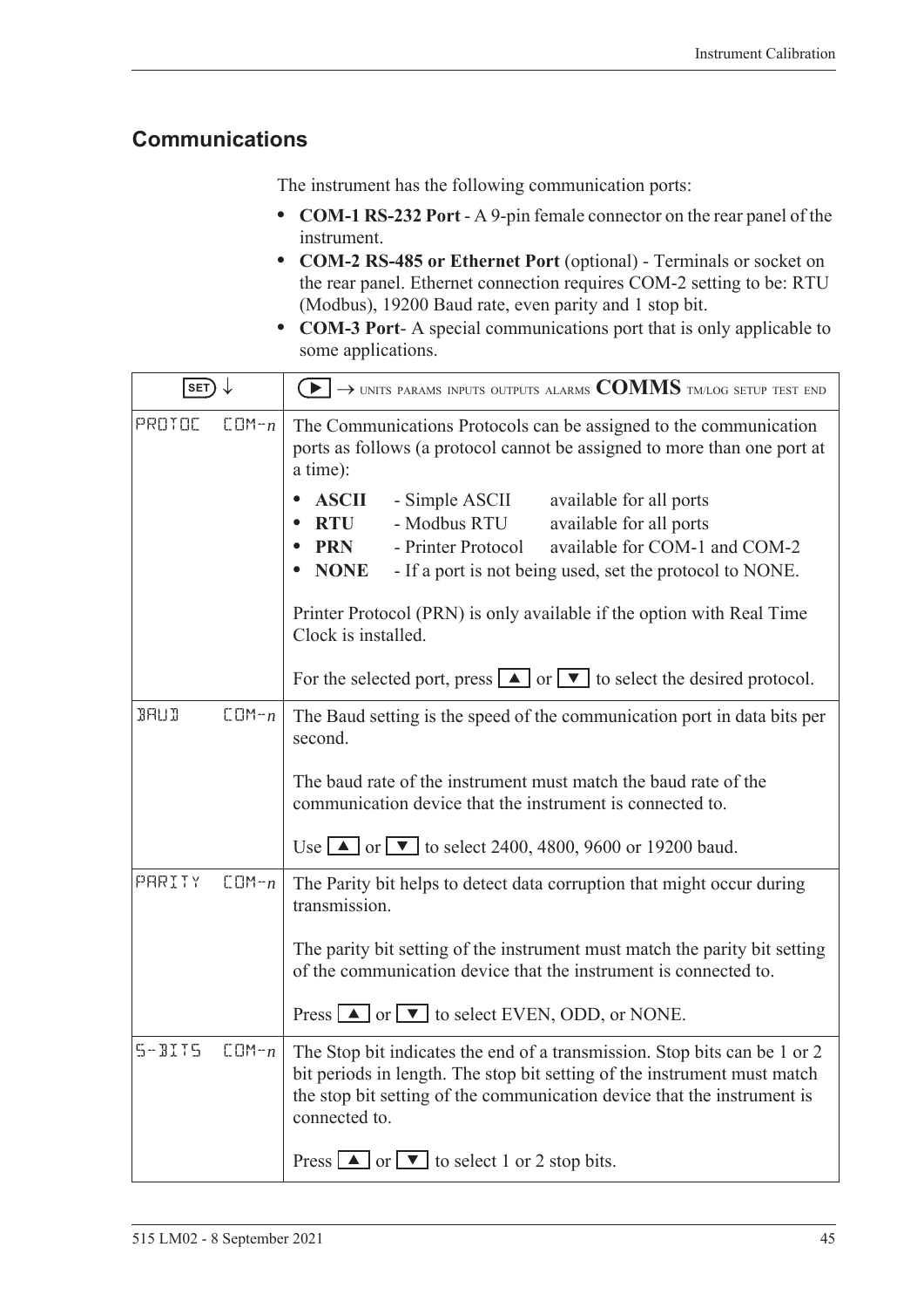## Communications

The instrument has the following communication ports:

- **COM-1 RS-232 Port** - A 9-pin female connector on the rear panel of the instrument.
- **COM-2 RS-485 or Ethernet Port** (optional) - Terminals or socket on the rear panel. Ethernet connection requires COM-2 setting to be: RTU (Modbus), 19200 Baud rate, even parity and 1 stop bit.
- **COM-3 Port**- A special communications port that is only applicable to some applications.

| SET ↓ | ▶ → UNITS PARAMS INPUTS OUTPUTS ALARMS **COMMS** TM/LOG SETUP TEST END |
|---|---|
| PROTOC COM-*n* | The Communications Protocols can be assigned to the communication ports as follows (a protocol cannot be assigned to more than one port at a time):<br>• **ASCII** - Simple ASCII available for all ports<br>• **RTU** - Modbus RTU available for all ports<br>• **PRN** - Printer Protocol available for COM-1 and COM-2<br>• **NONE** - If a port is not being used, set the protocol to NONE.<br><br>Printer Protocol (PRN) is only available if the option with Real Time Clock is installed.<br><br>For the selected port, press ▲ or ▼ to select the desired protocol. |
| BAUD COM-*n* | The Baud setting is the speed of the communication port in data bits per second.<br><br>The baud rate of the instrument must match the baud rate of the communication device that the instrument is connected to.<br><br>Use ▲ or ▼ to select 2400, 4800, 9600 or 19200 baud. |
| PARITY COM-*n* | The Parity bit helps to detect data corruption that might occur during transmission.<br><br>The parity bit setting of the instrument must match the parity bit setting of the communication device that the instrument is connected to.<br><br>Press ▲ or ▼ to select EVEN, ODD, or NONE. |
| S-BITS COM-*n* | The Stop bit indicates the end of a transmission. Stop bits can be 1 or 2 bit periods in length. The stop bit setting of the instrument must match the stop bit setting of the communication device that the instrument is connected to.<br><br>Press ▲ or ▼ to select 1 or 2 stop bits. |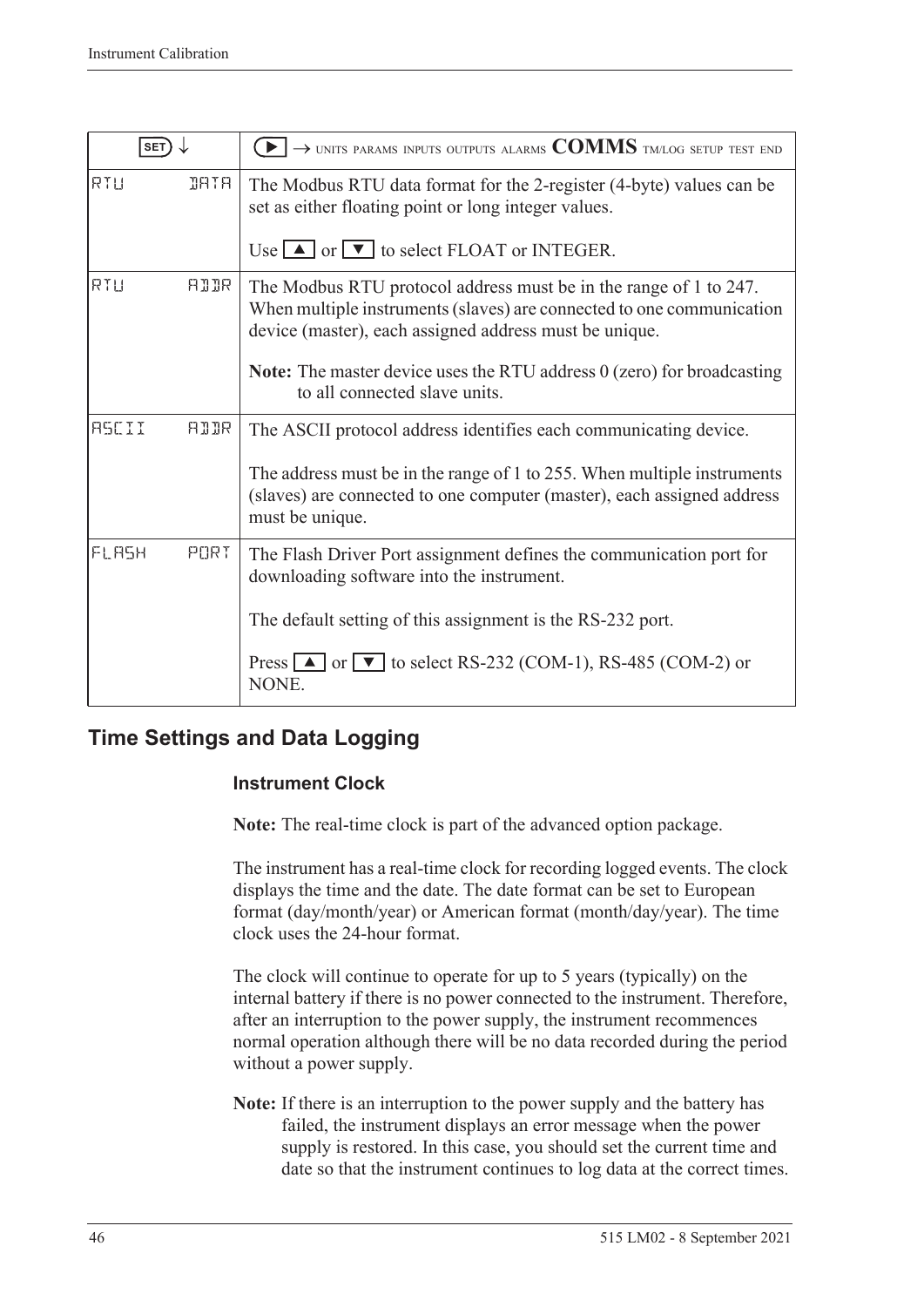| SET ↓ | ▶ → UNITS PARAMS INPUTS OUTPUTS ALARMS **COMMS** TM/LOG SETUP TEST END |
|---|---|
| RTU DATA | The Modbus RTU data format for the 2-register (4-byte) values can be set as either floating point or long integer values.<br><br>Use ▲ or ▼ to select FLOAT or INTEGER. |
| RTU ADDR | The Modbus RTU protocol address must be in the range of 1 to 247. When multiple instruments (slaves) are connected to one communication device (master), each assigned address must be unique.<br><br>**Note:** The master device uses the RTU address 0 (zero) for broadcasting to all connected slave units. |
| ASCII ADDR | The ASCII protocol address identifies each communicating device.<br><br>The address must be in the range of 1 to 255. When multiple instruments (slaves) are connected to one computer (master), each assigned address must be unique. |
| FLASH PORT | The Flash Driver Port assignment defines the communication port for downloading software into the instrument.<br><br>The default setting of this assignment is the RS-232 port.<br><br>Press ▲ or ▼ to select RS-232 (COM-1), RS-485 (COM-2) or NONE. |

## Time Settings and Data Logging

### Instrument Clock

**Note:** The real-time clock is part of the advanced option package.

The instrument has a real-time clock for recording logged events. The clock displays the time and the date. The date format can be set to European format (day/month/year) or American format (month/day/year). The time clock uses the 24-hour format.

The clock will continue to operate for up to 5 years (typically) on the internal battery if there is no power connected to the instrument. Therefore, after an interruption to the power supply, the instrument recommences normal operation although there will be no data recorded during the period without a power supply.

**Note:** If there is an interruption to the power supply and the battery has failed, the instrument displays an error message when the power supply is restored. In this case, you should set the current time and date so that the instrument continues to log data at the correct times.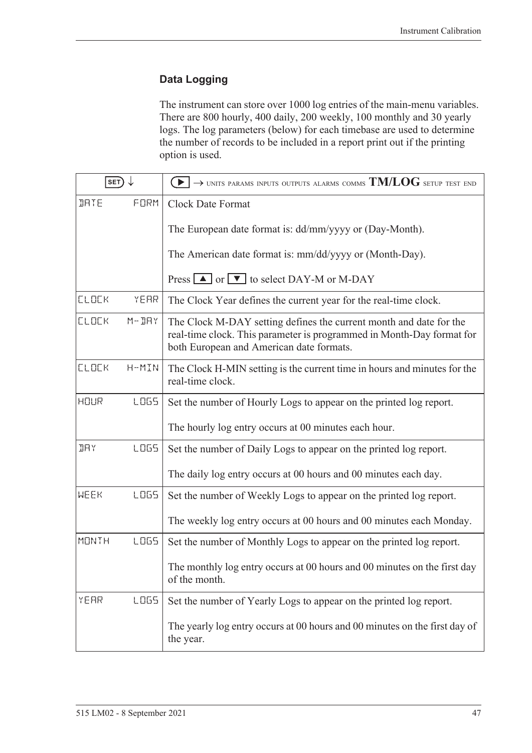## Data Logging

The instrument can store over 1000 log entries of the main-menu variables. There are 800 hourly, 400 daily, 200 weekly, 100 monthly and 30 yearly logs. The log parameters (below) for each timebase are used to determine the number of records to be included in a report print out if the printing option is used.

| SET ↓ | ▶ → UNITS PARAMS INPUTS OUTPUTS ALARMS COMMS **TM/LOG** SETUP TEST END |
|---|---|
| DATE FORM | Clock Date Format<br><br>The European date format is: dd/mm/yyyy or (Day-Month).<br><br>The American date format is: mm/dd/yyyy or (Month-Day).<br><br>Press ▲ or ▼ to select DAY-M or M-DAY |
| CLOCK YEAR | The Clock Year defines the current year for the real-time clock. |
| CLOCK M-DAY | The Clock M-DAY setting defines the current month and date for the real-time clock. This parameter is programmed in Month-Day format for both European and American date formats. |
| CLOCK H-MIN | The Clock H-MIN setting is the current time in hours and minutes for the real-time clock. |
| HOUR LOGS | Set the number of Hourly Logs to appear on the printed log report.<br><br>The hourly log entry occurs at 00 minutes each hour. |
| DAY LOGS | Set the number of Daily Logs to appear on the printed log report.<br><br>The daily log entry occurs at 00 hours and 00 minutes each day. |
| WEEK LOGS | Set the number of Weekly Logs to appear on the printed log report.<br><br>The weekly log entry occurs at 00 hours and 00 minutes each Monday. |
| MONTH LOGS | Set the number of Monthly Logs to appear on the printed log report.<br><br>The monthly log entry occurs at 00 hours and 00 minutes on the first day of the month. |
| YEAR LOGS | Set the number of Yearly Logs to appear on the printed log report.<br><br>The yearly log entry occurs at 00 hours and 00 minutes on the first day of the year. |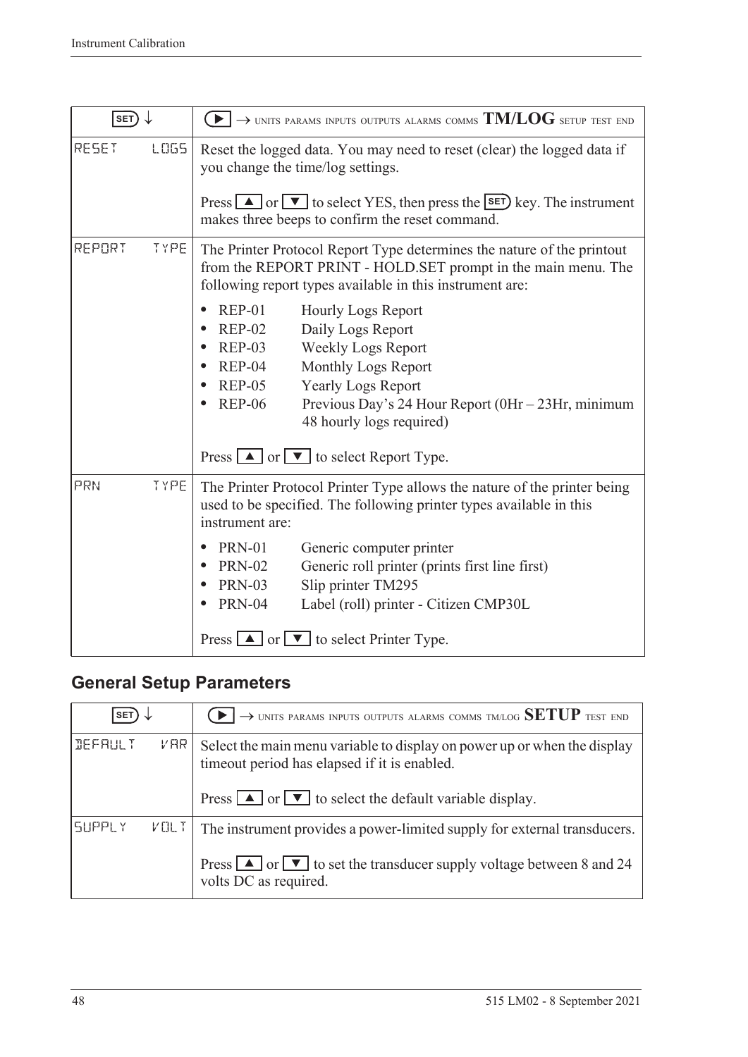| SET ↓ | ▶ → UNITS PARAMS INPUTS OUTPUTS ALARMS COMMS **TM/LOG** SETUP TEST END |
|---|---|
| RESET LOGS | Reset the logged data. You may need to reset (clear) the logged data if you change the time/log settings.<br><br>Press ▲ or ▼ to select YES, then press the SET key. The instrument makes three beeps to confirm the reset command. |
| REPORT TYPE | The Printer Protocol Report Type determines the nature of the printout from the REPORT PRINT - HOLD.SET prompt in the main menu. The following report types available in this instrument are:<br><br>• REP-01 Hourly Logs Report<br>• REP-02 Daily Logs Report<br>• REP-03 Weekly Logs Report<br>• REP-04 Monthly Logs Report<br>• REP-05 Yearly Logs Report<br>• REP-06 Previous Day's 24 Hour Report (0Hr – 23Hr, minimum 48 hourly logs required)<br><br>Press ▲ or ▼ to select Report Type. |
| PRN TYPE | The Printer Protocol Printer Type allows the nature of the printer being used to be specified. The following printer types available in this instrument are:<br><br>• PRN-01 Generic computer printer<br>• PRN-02 Generic roll printer (prints first line first)<br>• PRN-03 Slip printer TM295<br>• PRN-04 Label (roll) printer - Citizen CMP30L<br><br>Press ▲ or ▼ to select Printer Type. |

## General Setup Parameters

| SET ↓ | ▶ → UNITS PARAMS INPUTS OUTPUTS ALARMS COMMS TM/LOG **SETUP** TEST END |
|---|---|
| DEFAULT VAR | Select the main menu variable to display on power up or when the display timeout period has elapsed if it is enabled.<br><br>Press ▲ or ▼ to select the default variable display. |
| SUPPLY VOLT | The instrument provides a power-limited supply for external transducers.<br><br>Press ▲ or ▼ to set the transducer supply voltage between 8 and 24 volts DC as required. |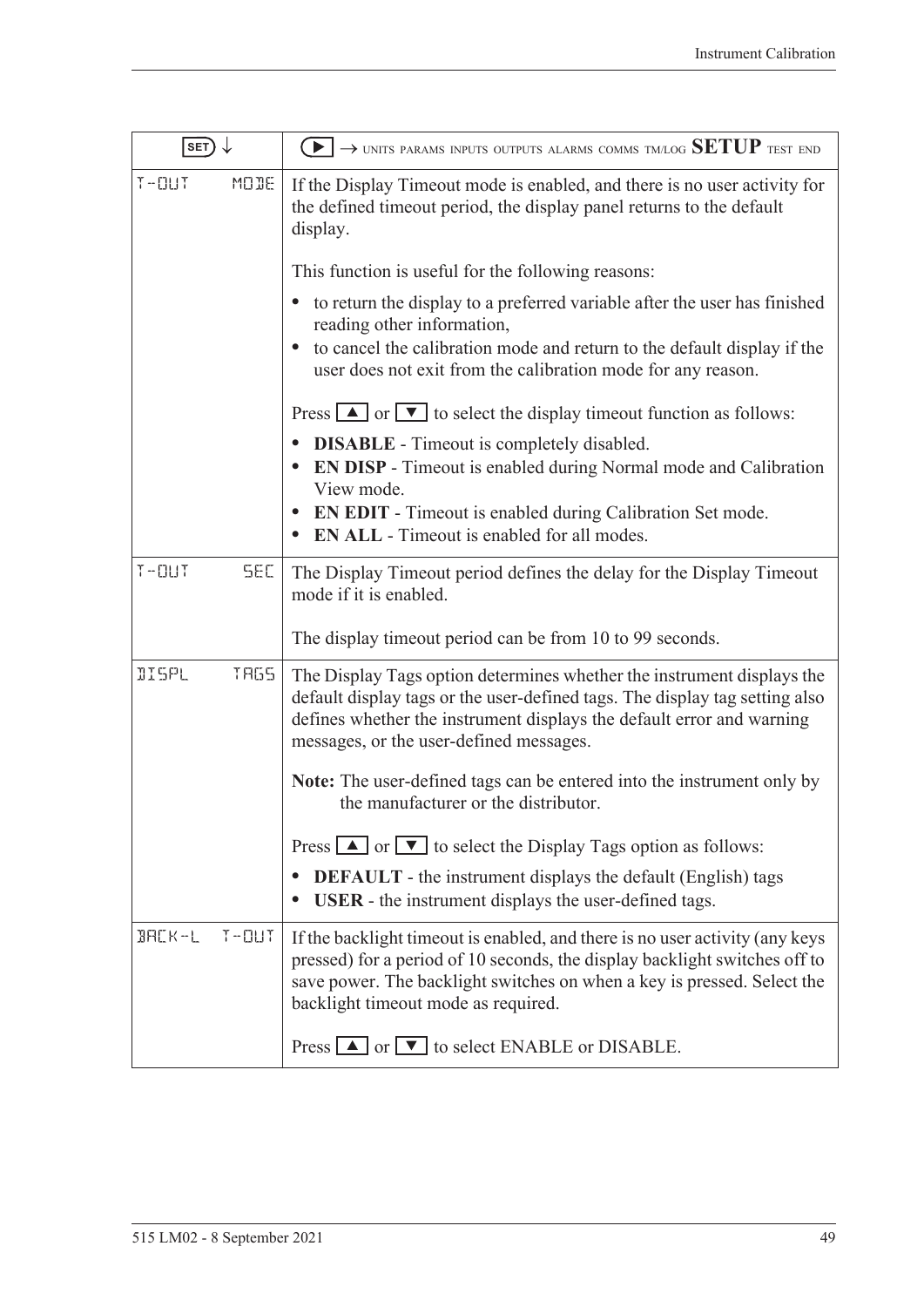| SET ↓ | ▶ → UNITS PARAMS INPUTS OUTPUTS ALARMS COMMS TM/LOG **SETUP** TEST END |
|---|---|
| T-OUT MODE | If the Display Timeout mode is enabled, and there is no user activity for the defined timeout period, the display panel returns to the default display.<br><br>This function is useful for the following reasons:<br>• to return the display to a preferred variable after the user has finished reading other information,<br>• to cancel the calibration mode and return to the default display if the user does not exit from the calibration mode for any reason.<br><br>Press ▲ or ▼ to select the display timeout function as follows:<br>• **DISABLE** - Timeout is completely disabled.<br>• **EN DISP** - Timeout is enabled during Normal mode and Calibration View mode.<br>• **EN EDIT** - Timeout is enabled during Calibration Set mode.<br>• **EN ALL** - Timeout is enabled for all modes. |
| T-OUT SEC | The Display Timeout period defines the delay for the Display Timeout mode if it is enabled.<br><br>The display timeout period can be from 10 to 99 seconds. |
| DISPL TAGS | The Display Tags option determines whether the instrument displays the default display tags or the user-defined tags. The display tag setting also defines whether the instrument displays the default error and warning messages, or the user-defined messages.<br><br>**Note:** The user-defined tags can be entered into the instrument only by the manufacturer or the distributor.<br><br>Press ▲ or ▼ to select the Display Tags option as follows:<br>• **DEFAULT** - the instrument displays the default (English) tags<br>• **USER** - the instrument displays the user-defined tags. |
| BACK-L T-OUT | If the backlight timeout is enabled, and there is no user activity (any keys pressed) for a period of 10 seconds, the display backlight switches off to save power. The backlight switches on when a key is pressed. Select the backlight timeout mode as required.<br><br>Press ▲ or ▼ to select ENABLE or DISABLE. |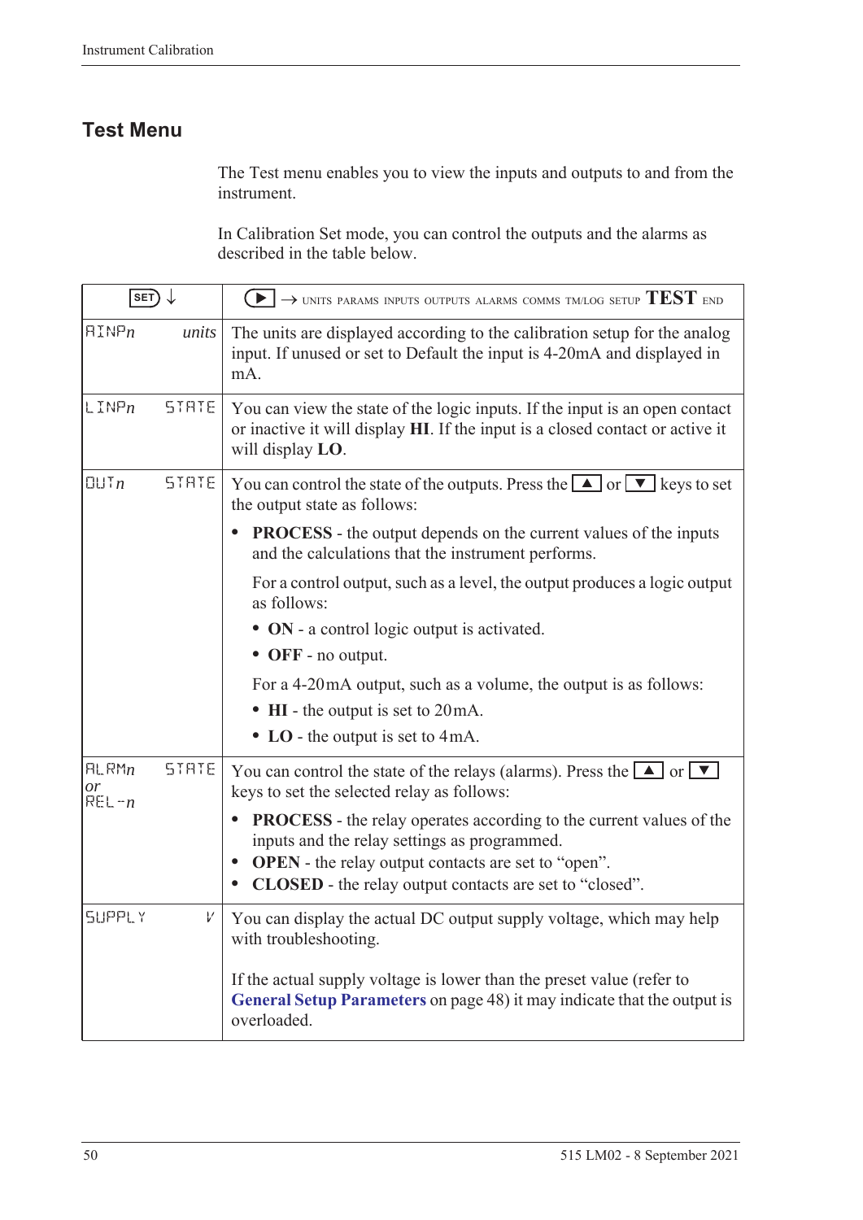## Test Menu

The Test menu enables you to view the inputs and outputs to and from the instrument.

In Calibration Set mode, you can control the outputs and the alarms as described in the table below.

| SET ↓ | | ▶ → UNITS PARAMS INPUTS OUTPUTS ALARMS COMMS TM/LOG SETUP **TEST** END |
|---|---|---|
| AINP*n* | *units* | The units are displayed according to the calibration setup for the analog input. If unused or set to Default the input is 4-20mA and displayed in mA. |
| LINP*n* | STATE | You can view the state of the logic inputs. If the input is an open contact or inactive it will display **HI**. If the input is a closed contact or active it will display **LO**. |
| OUT*n* | STATE | You can control the state of the outputs. Press the ▲ or ▼ keys to set the output state as follows:<br>• **PROCESS** - the output depends on the current values of the inputs and the calculations that the instrument performs.<br>For a control output, such as a level, the output produces a logic output as follows:<br>• **ON** - a control logic output is activated.<br>• **OFF** - no output.<br>For a 4-20mA output, such as a volume, the output is as follows:<br>• **HI** - the output is set to 20mA.<br>• **LO** - the output is set to 4mA. |
| ALRM*n* *or* REL-*n* | STATE | You can control the state of the relays (alarms). Press the ▲ or ▼ keys to set the selected relay as follows:<br>• **PROCESS** - the relay operates according to the current values of the inputs and the relay settings as programmed.<br>• **OPEN** - the relay output contacts are set to “open”.<br>• **CLOSED** - the relay output contacts are set to “closed”. |
| SUPPLY | V | You can display the actual DC output supply voltage, which may help with troubleshooting.<br><br>If the actual supply voltage is lower than the preset value (refer to **General Setup Parameters** on page 48) it may indicate that the output is overloaded. |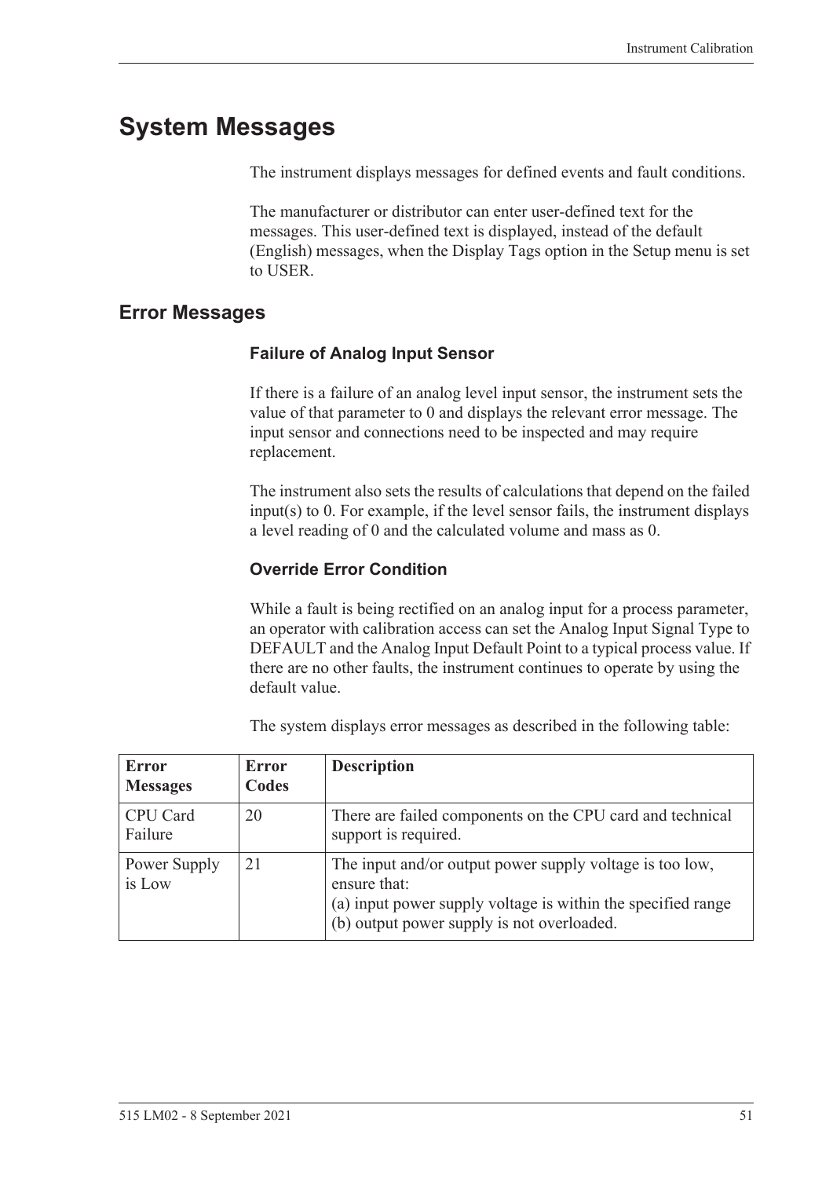# System Messages

The instrument displays messages for defined events and fault conditions.

The manufacturer or distributor can enter user-defined text for the messages. This user-defined text is displayed, instead of the default (English) messages, when the Display Tags option in the Setup menu is set to USER.

## Error Messages

### Failure of Analog Input Sensor

If there is a failure of an analog level input sensor, the instrument sets the value of that parameter to 0 and displays the relevant error message. The input sensor and connections need to be inspected and may require replacement.

The instrument also sets the results of calculations that depend on the failed input(s) to 0. For example, if the level sensor fails, the instrument displays a level reading of 0 and the calculated volume and mass as 0.

### Override Error Condition

While a fault is being rectified on an analog input for a process parameter, an operator with calibration access can set the Analog Input Signal Type to DEFAULT and the Analog Input Default Point to a typical process value. If there are no other faults, the instrument continues to operate by using the default value.

The system displays error messages as described in the following table:

| Error Messages | Error Codes | Description |
|---|---|---|
| CPU Card Failure | 20 | There are failed components on the CPU card and technical support is required. |
| Power Supply is Low | 21 | The input and/or output power supply voltage is too low, ensure that:<br>(a) input power supply voltage is within the specified range<br>(b) output power supply is not overloaded. |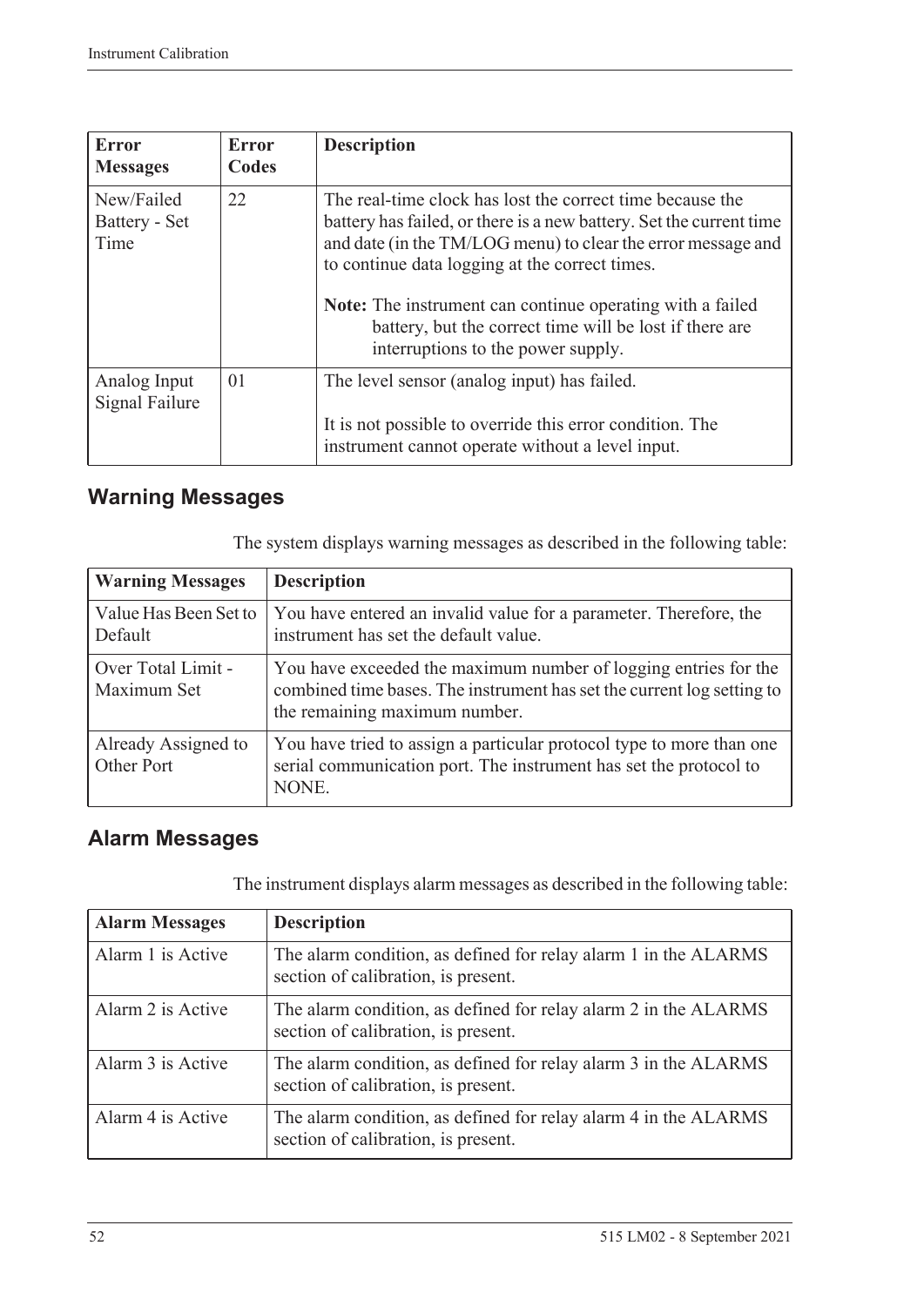| Error Messages | Error Codes | Description |
|---|---|---|
| New/Failed Battery - Set Time | 22 | The real-time clock has lost the correct time because the battery has failed, or there is a new battery. Set the current time and date (in the TM/LOG menu) to clear the error message and to continue data logging at the correct times. **Note:** The instrument can continue operating with a failed battery, but the correct time will be lost if there are interruptions to the power supply. |
| Analog Input Signal Failure | 01 | The level sensor (analog input) has failed. It is not possible to override this error condition. The instrument cannot operate without a level input. |

## Warning Messages

The system displays warning messages as described in the following table:

| Warning Messages | Description |
|---|---|
| Value Has Been Set to Default | You have entered an invalid value for a parameter. Therefore, the instrument has set the default value. |
| Over Total Limit - Maximum Set | You have exceeded the maximum number of logging entries for the combined time bases. The instrument has set the current log setting to the remaining maximum number. |
| Already Assigned to Other Port | You have tried to assign a particular protocol type to more than one serial communication port. The instrument has set the protocol to NONE. |

## Alarm Messages

The instrument displays alarm messages as described in the following table:

| Alarm Messages | Description |
|---|---|
| Alarm 1 is Active | The alarm condition, as defined for relay alarm 1 in the ALARMS section of calibration, is present. |
| Alarm 2 is Active | The alarm condition, as defined for relay alarm 2 in the ALARMS section of calibration, is present. |
| Alarm 3 is Active | The alarm condition, as defined for relay alarm 3 in the ALARMS section of calibration, is present. |
| Alarm 4 is Active | The alarm condition, as defined for relay alarm 4 in the ALARMS section of calibration, is present. |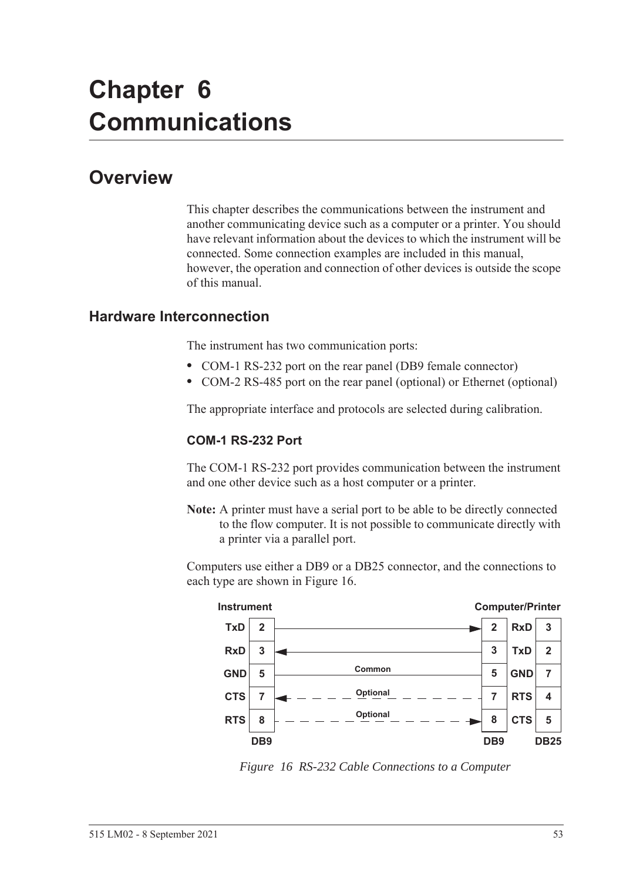# Chapter 6 Communications

## Overview

This chapter describes the communications between the instrument and another communicating device such as a computer or a printer. You should have relevant information about the devices to which the instrument will be connected. Some connection examples are included in this manual, however, the operation and connection of other devices is outside the scope of this manual.

### Hardware Interconnection

The instrument has two communication ports:

- COM-1 RS-232 port on the rear panel (DB9 female connector)
- COM-2 RS-485 port on the rear panel (optional) or Ethernet (optional)

The appropriate interface and protocols are selected during calibration.

#### COM-1 RS-232 Port

The COM-1 RS-232 port provides communication between the instrument and one other device such as a host computer or a printer.

**Note:** A printer must have a serial port to be able to be directly connected to the flow computer. It is not possible to communicate directly with a printer via a parallel port.

Computers use either a DB9 or a DB25 connector, and the connections to each type are shown in Figure 16.

| Instrument | DB9 | Connection | DB9 | Computer/Printer | DB25 |
|---|---|---|---|---|---|
| TxD | 2 | → | 2 | RxD | 3 |
| RxD | 3 | ← | 3 | TxD | 2 |
| GND | 5 | Common | 5 | GND | 7 |
| CTS | 7 | ← Optional | 7 | RTS | 4 |
| RTS | 8 | Optional → | 8 | CTS | 5 |

*Figure 16 RS-232 Cable Connections to a Computer*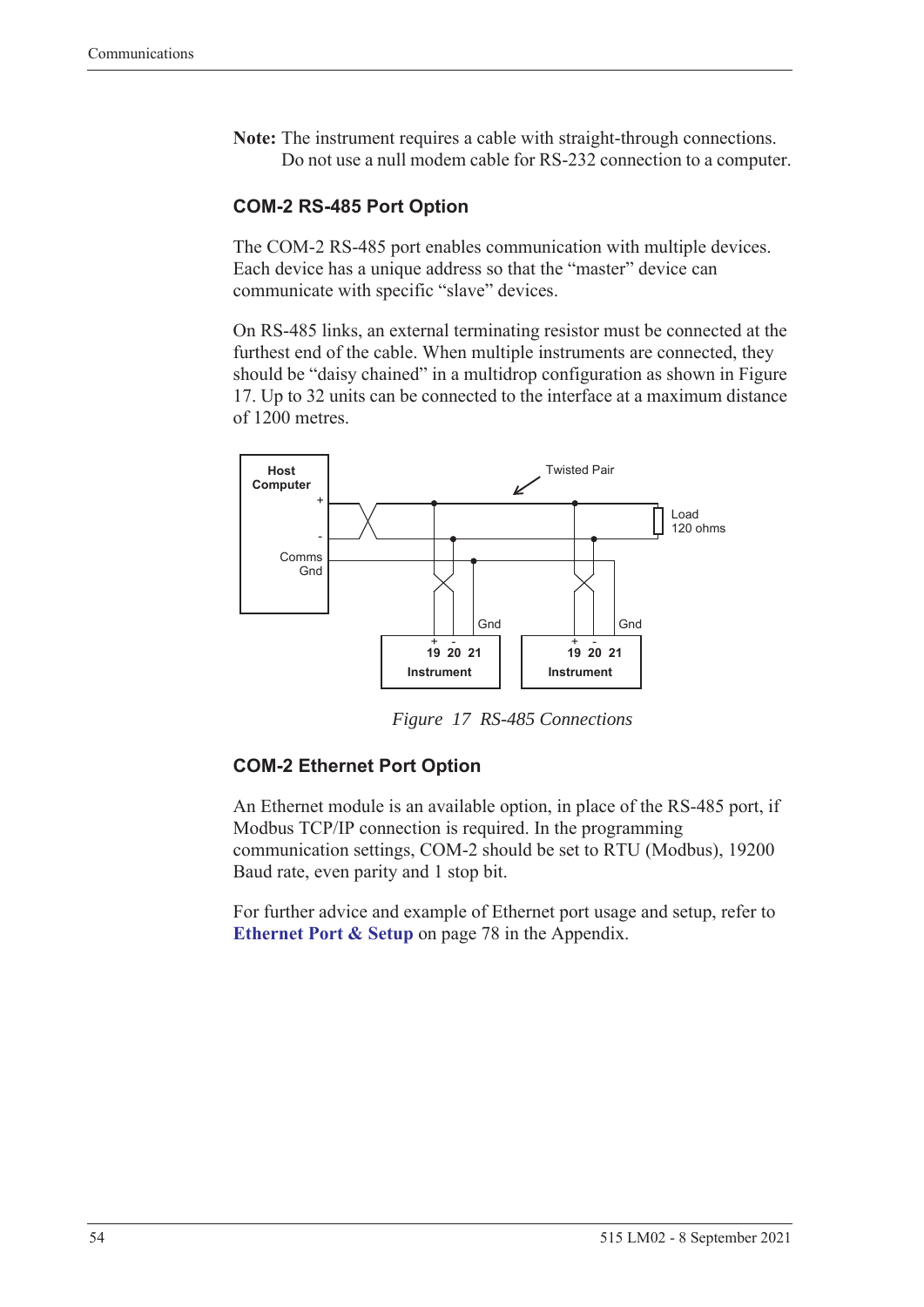**Note:** The instrument requires a cable with straight-through connections. Do not use a null modem cable for RS-232 connection to a computer.

### COM-2 RS-485 Port Option

The COM-2 RS-485 port enables communication with multiple devices. Each device has a unique address so that the "master" device can communicate with specific "slave" devices.

On RS-485 links, an external terminating resistor must be connected at the furthest end of the cable. When multiple instruments are connected, they should be "daisy chained" in a multidrop configuration as shown in Figure 17. Up to 32 units can be connected to the interface at a maximum distance of 1200 metres.

*Figure 17 RS-485 Connections*

### COM-2 Ethernet Port Option

An Ethernet module is an available option, in place of the RS-485 port, if Modbus TCP/IP connection is required. In the programming communication settings, COM-2 should be set to RTU (Modbus), 19200 Baud rate, even parity and 1 stop bit.

For further advice and example of Ethernet port usage and setup, refer to **Ethernet Port & Setup** on page 78 in the Appendix.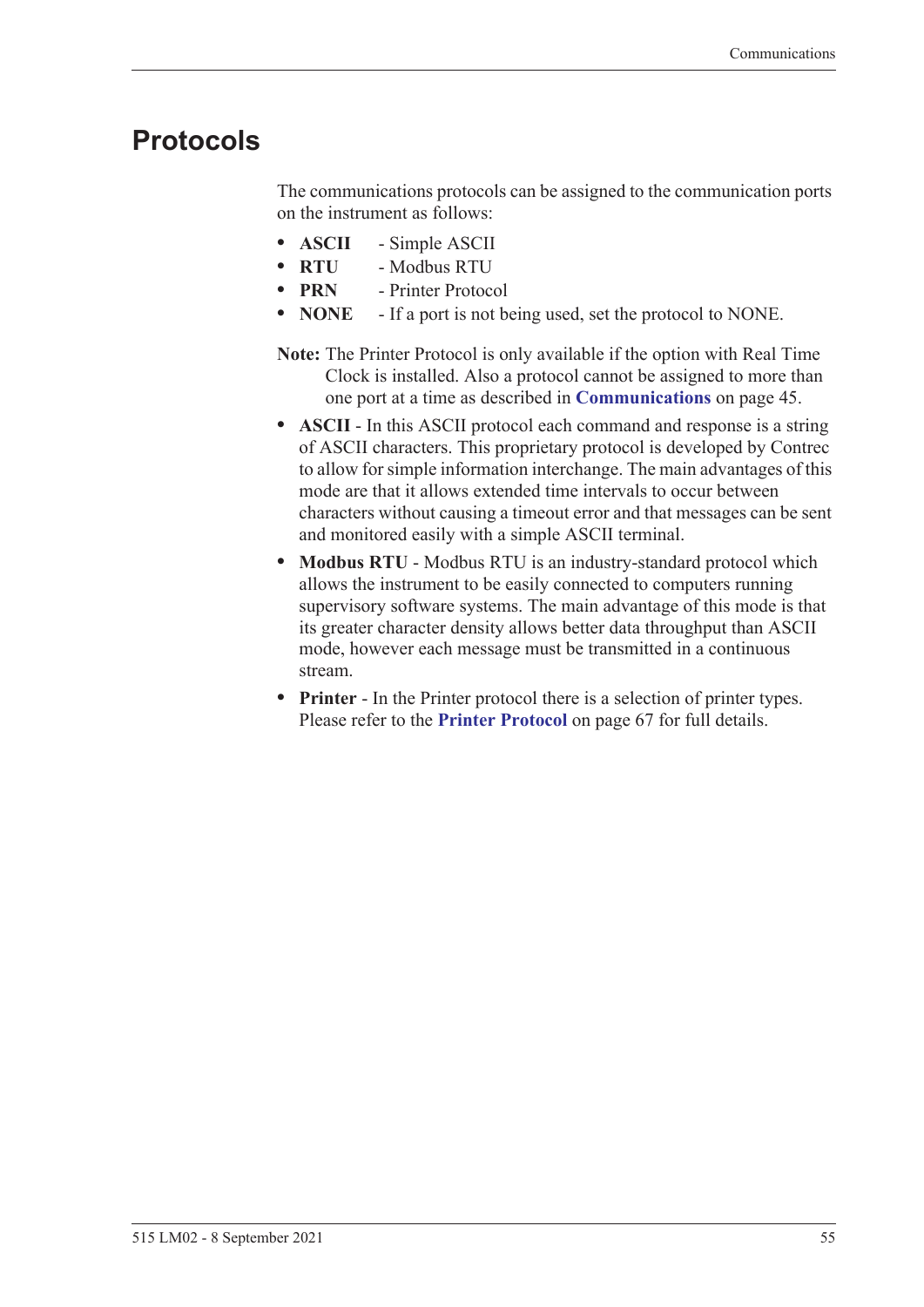# Protocols

The communications protocols can be assigned to the communication ports on the instrument as follows:

- **ASCII** - Simple ASCII
- **RTU** - Modbus RTU
- **PRN** - Printer Protocol
- **NONE** - If a port is not being used, set the protocol to NONE.

**Note:** The Printer Protocol is only available if the option with Real Time Clock is installed. Also a protocol cannot be assigned to more than one port at a time as described in **Communications** on page 45.

- **ASCII** - In this ASCII protocol each command and response is a string of ASCII characters. This proprietary protocol is developed by Contrec to allow for simple information interchange. The main advantages of this mode are that it allows extended time intervals to occur between characters without causing a timeout error and that messages can be sent and monitored easily with a simple ASCII terminal.
- **Modbus RTU** - Modbus RTU is an industry-standard protocol which allows the instrument to be easily connected to computers running supervisory software systems. The main advantage of this mode is that its greater character density allows better data throughput than ASCII mode, however each message must be transmitted in a continuous stream.
- **Printer** - In the Printer protocol there is a selection of printer types. Please refer to the **Printer Protocol** on page 67 for full details.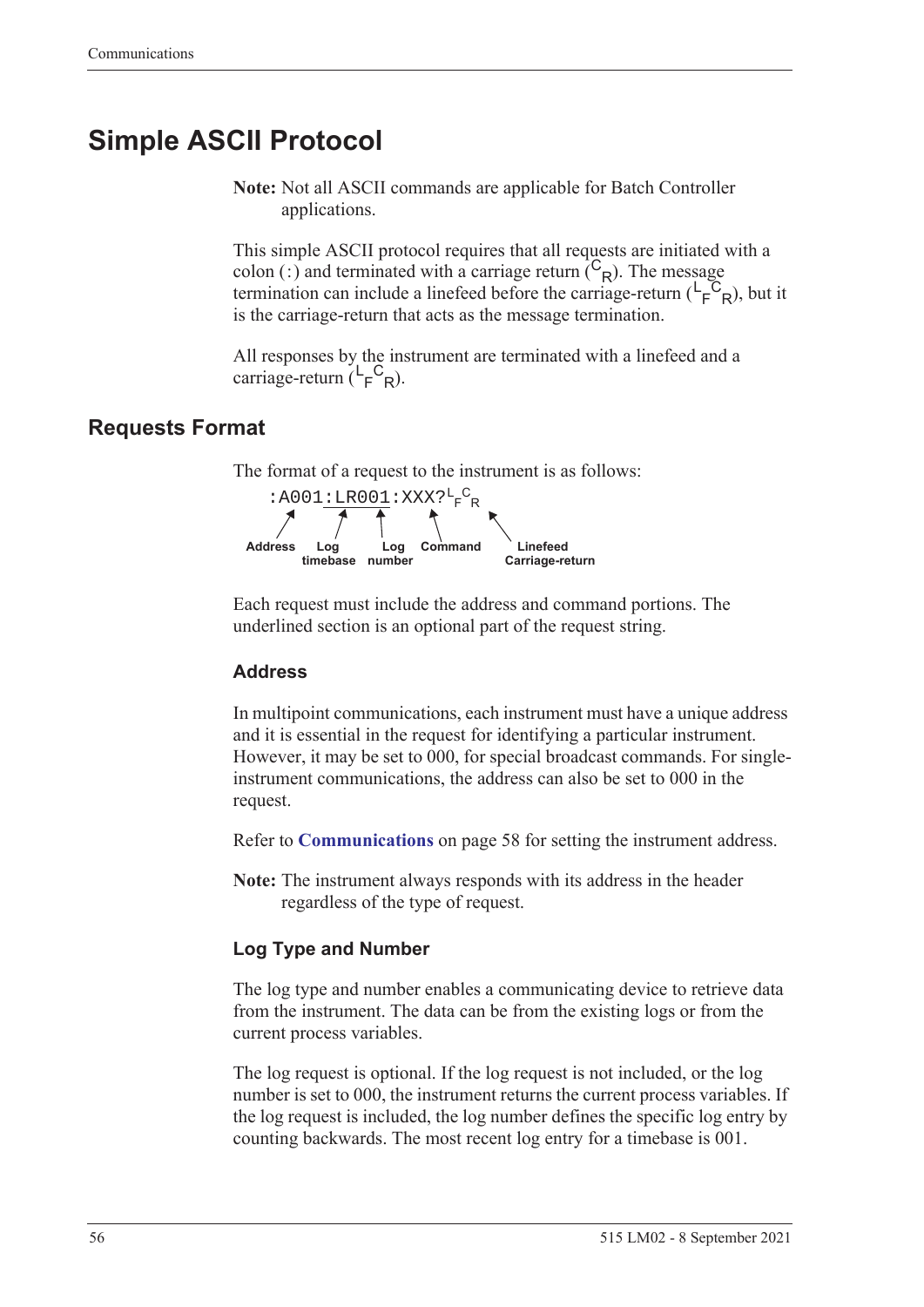# Simple ASCII Protocol

**Note:** Not all ASCII commands are applicable for Batch Controller applications.

This simple ASCII protocol requires that all requests are initiated with a colon (:) and terminated with a carriage return ($^{C}{}_{R}$). The message termination can include a linefeed before the carriage-return ($^{L}{}_{F}{}^{C}{}_{R}$), but it is the carriage-return that acts as the message termination.

All responses by the instrument are terminated with a linefeed and a carriage-return ($^{L}{}_{F}{}^{C}{}_{R}$).

## Requests Format

The format of a request to the instrument is as follows:

```
:A001:LR001:XXX?LFCR
```

- Address: `A001`
- Log timebase: `:LR` (optional, underlined)
- Log number: `001` (optional, underlined)
- Command: `XXX?`
- Linefeed Carriage-return: $^{L}{}_{F}{}^{C}{}_{R}$

Each request must include the address and command portions. The underlined section is an optional part of the request string.

### Address

In multipoint communications, each instrument must have a unique address and it is essential in the request for identifying a particular instrument. However, it may be set to 000, for special broadcast commands. For single-instrument communications, the address can also be set to 000 in the request.

Refer to **Communications** on page 58 for setting the instrument address.

**Note:** The instrument always responds with its address in the header regardless of the type of request.

### Log Type and Number

The log type and number enables a communicating device to retrieve data from the instrument. The data can be from the existing logs or from the current process variables.

The log request is optional. If the log request is not included, or the log number is set to 000, the instrument returns the current process variables. If the log request is included, the log number defines the specific log entry by counting backwards. The most recent log entry for a timebase is 001.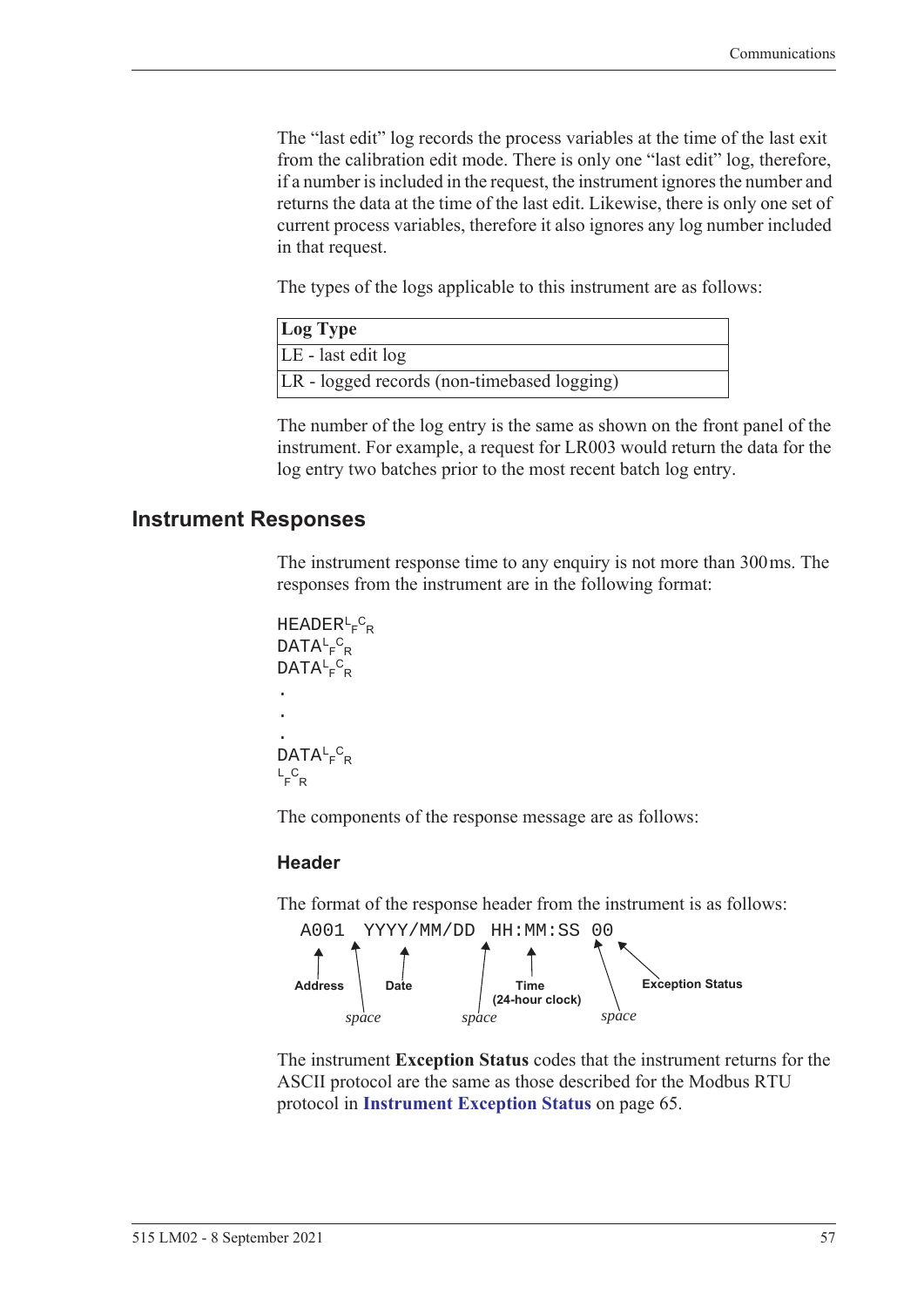The "last edit" log records the process variables at the time of the last exit from the calibration edit mode. There is only one "last edit" log, therefore, if a number is included in the request, the instrument ignores the number and returns the data at the time of the last edit. Likewise, there is only one set of current process variables, therefore it also ignores any log number included in that request.

The types of the logs applicable to this instrument are as follows:

| Log Type |
|---|
| LE - last edit log |
| LR - logged records (non-timebased logging) |

The number of the log entry is the same as shown on the front panel of the instrument. For example, a request for LR003 would return the data for the log entry two batches prior to the most recent batch log entry.

## Instrument Responses

The instrument response time to any enquiry is not more than 300 ms. The responses from the instrument are in the following format:

```
HEADER<LF><CR>
DATA<LF><CR>
DATA<LF><CR>
.
.
.
DATA<LF><CR>
<LF><CR>
```

The components of the response message are as follows:

### Header

The format of the response header from the instrument is as follows:

```
A001 YYYY/MM/DD HH:MM:SS 00
```

- A001 — Address
- space
- YYYY/MM/DD — Date
- space
- HH:MM:SS — Time (24-hour clock)
- space
- 00 — Exception Status

The instrument **Exception Status** codes that the instrument returns for the ASCII protocol are the same as those described for the Modbus RTU protocol in **Instrument Exception Status** on page 65.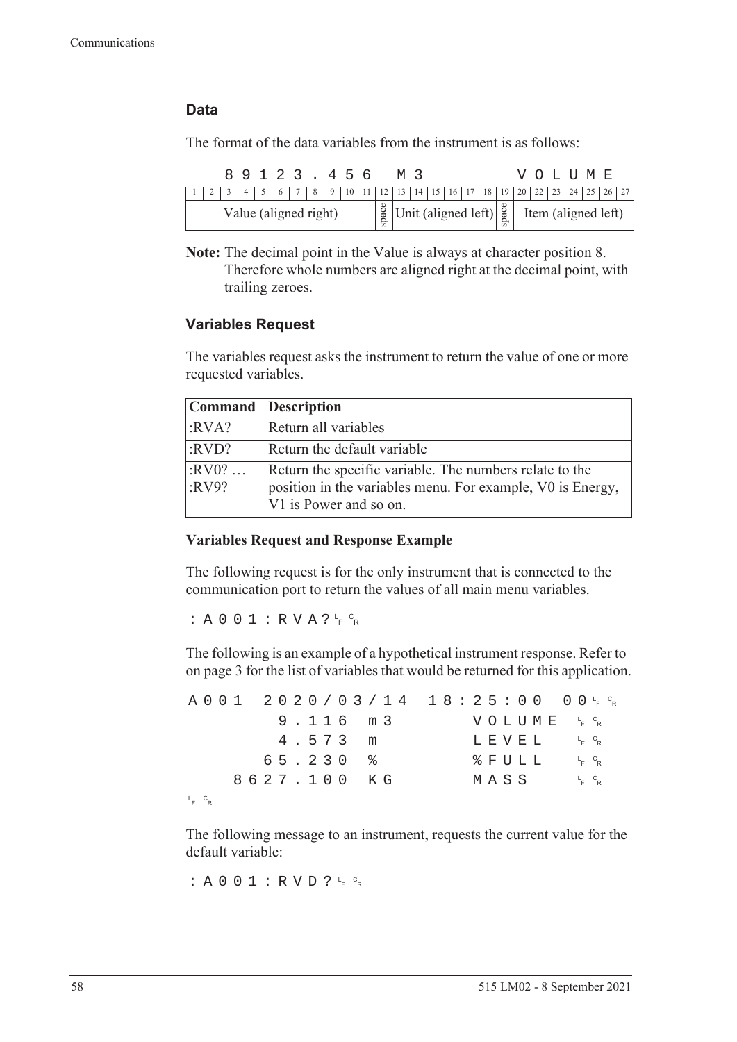### Data

The format of the data variables from the instrument is as follows:

```
    8 9 1 2 3 . 4 5 6   M 3             V O L U M E
```

| 1–11 | 12 | 13–18 | 19 | 20–27 |
|---|---|---|---|---|
| Value (aligned right) | space | Unit (aligned left) | space | Item (aligned left) |

**Note:** The decimal point in the Value is always at character position 8. Therefore whole numbers are aligned right at the decimal point, with trailing zeroes.

### Variables Request

The variables request asks the instrument to return the value of one or more requested variables.

| Command | Description |
|---|---|
| :RVA? | Return all variables |
| :RVD? | Return the default variable |
| :RV0? … :RV9? | Return the specific variable. The numbers relate to the position in the variables menu. For example, V0 is Energy, V1 is Power and so on. |

**Variables Request and Response Example**

The following request is for the only instrument that is connected to the communication port to return the values of all main menu variables.

```
:A001:RVA?LFCR
```

The following is an example of a hypothetical instrument response. Refer to on page 3 for the list of variables that would be returned for this application.

```
A001  2020/03/14  18:25:00  00LFCR
       9.116  m3        VOLUME  LFCR
       4.573  m         LEVEL   LFCR
      65.230  %         %FULL   LFCR
    8627.100  KG        MASS    LFCR
LFCR
```

The following message to an instrument, requests the current value for the default variable:

```
:A001:RVD?LFCR
```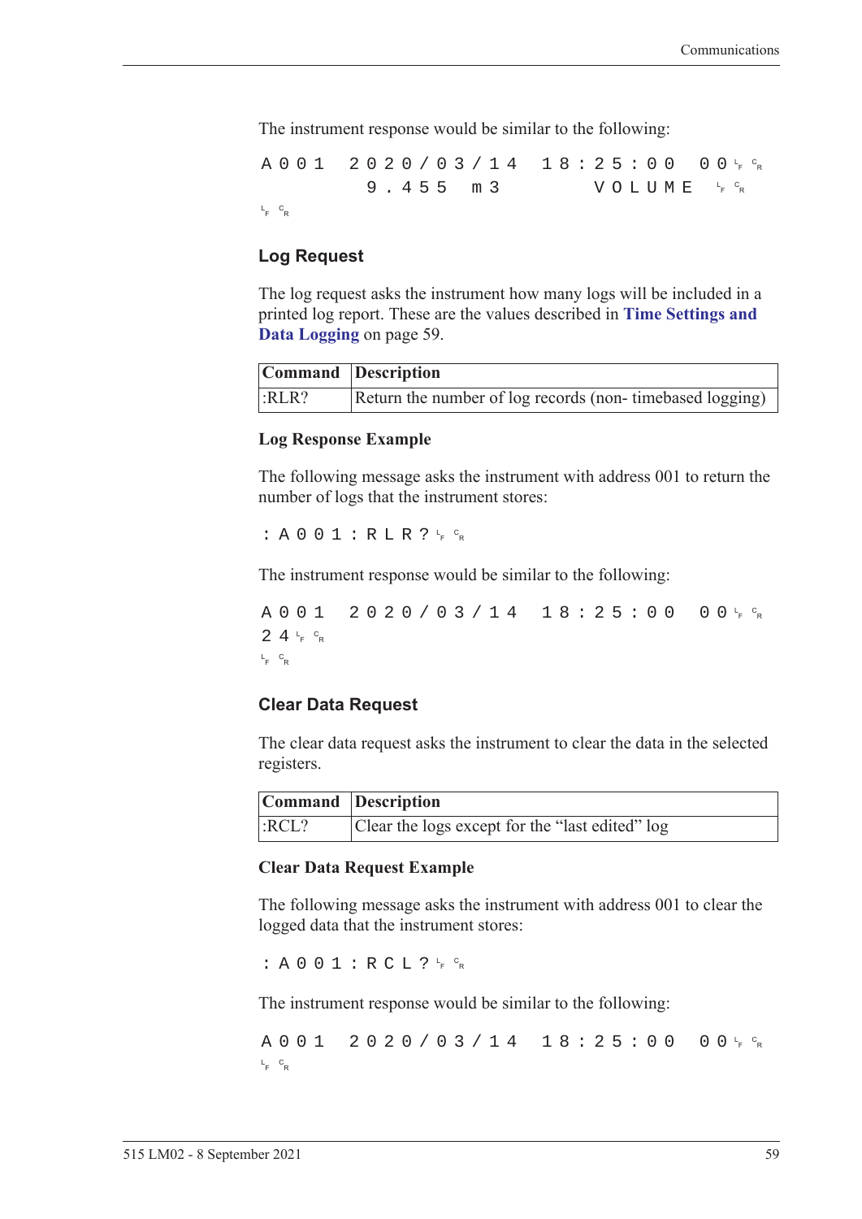The instrument response would be similar to the following:

```
A001  2020/03/14  18:25:00  00 LF CR
        9.455  m3         VOLUME  LF CR
LF CR
```

## Log Request

The log request asks the instrument how many logs will be included in a printed log report. These are the values described in **Time Settings and Data Logging** on page 59.

| Command | Description |
|---|---|
| :RLR? | Return the number of log records (non- timebased logging) |

### Log Response Example

The following message asks the instrument with address 001 to return the number of logs that the instrument stores:

```
:A001:RLR? LF CR
```

The instrument response would be similar to the following:

```
A001  2020/03/14  18:25:00  00 LF CR
24 LF CR
LF CR
```

## Clear Data Request

The clear data request asks the instrument to clear the data in the selected registers.

| Command | Description |
|---|---|
| :RCL? | Clear the logs except for the “last edited” log |

### Clear Data Request Example

The following message asks the instrument with address 001 to clear the logged data that the instrument stores:

```
:A001:RCL? LF CR
```

The instrument response would be similar to the following:

```
A001  2020/03/14  18:25:00  00 LF CR
LF CR
```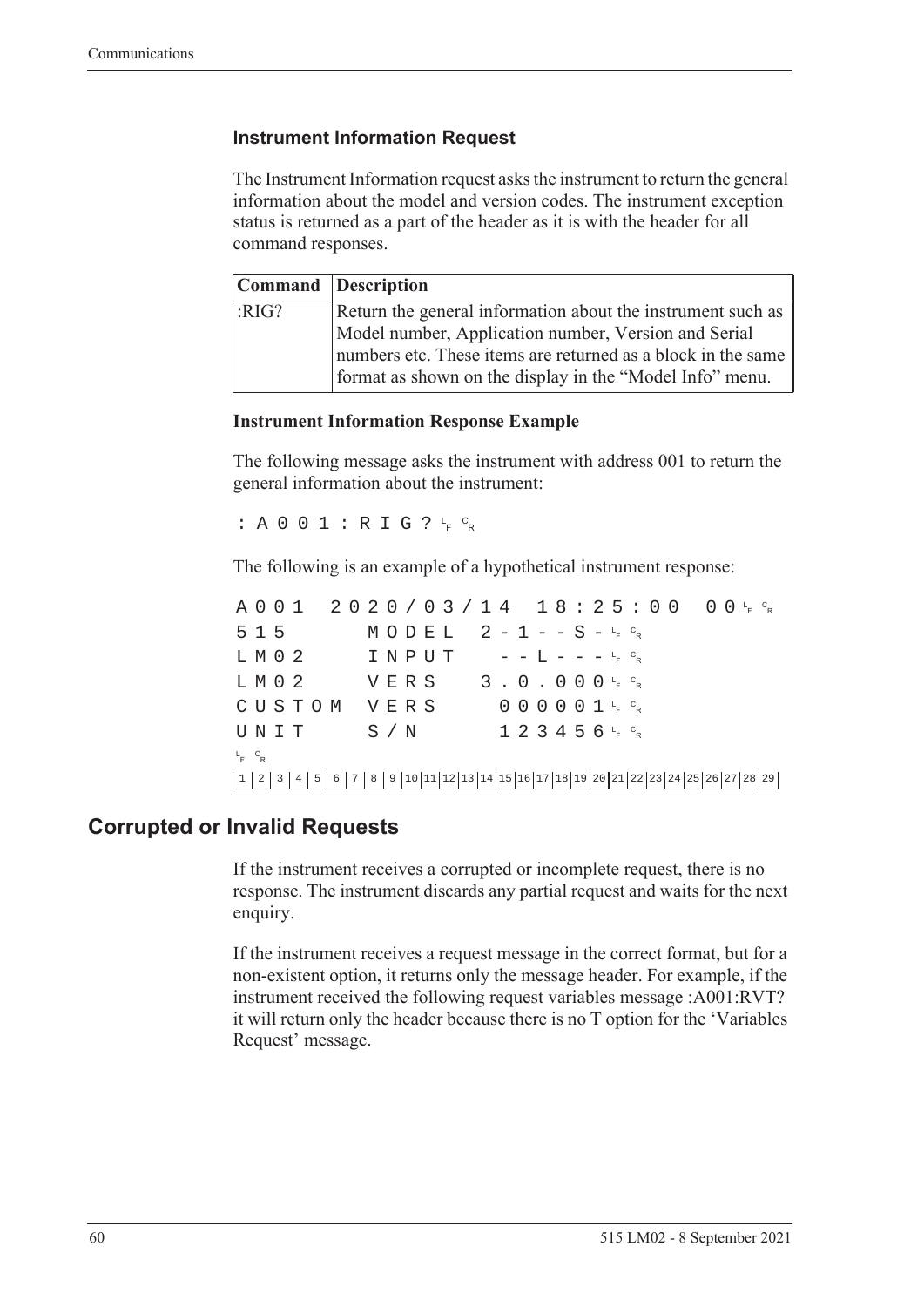### Instrument Information Request

The Instrument Information request asks the instrument to return the general information about the model and version codes. The instrument exception status is returned as a part of the header as it is with the header for all command responses.

| Command | Description |
|---|---|
| :RIG? | Return the general information about the instrument such as Model number, Application number, Version and Serial numbers etc. These items are returned as a block in the same format as shown on the display in the "Model Info" menu. |

#### Instrument Information Response Example

The following message asks the instrument with address 001 to return the general information about the instrument:

```
:A001:RIG?LFCR
```

The following is an example of a hypothetical instrument response:

```
A001 2020/03/14 18:25:00 00LFCR
515      MODEL  2-1--S-LFCR
LM02     INPUT   --L---LFCR
LM02     VERS   3.0.000LFCR
CUSTOM   VERS    000001LFCR
UNIT     S/N     123456LFCR
LFCR
```

## Corrupted or Invalid Requests

If the instrument receives a corrupted or incomplete request, there is no response. The instrument discards any partial request and waits for the next enquiry.

If the instrument receives a request message in the correct format, but for a non-existent option, it returns only the message header. For example, if the instrument received the following request variables message :A001:RVT? it will return only the header because there is no T option for the 'Variables Request' message.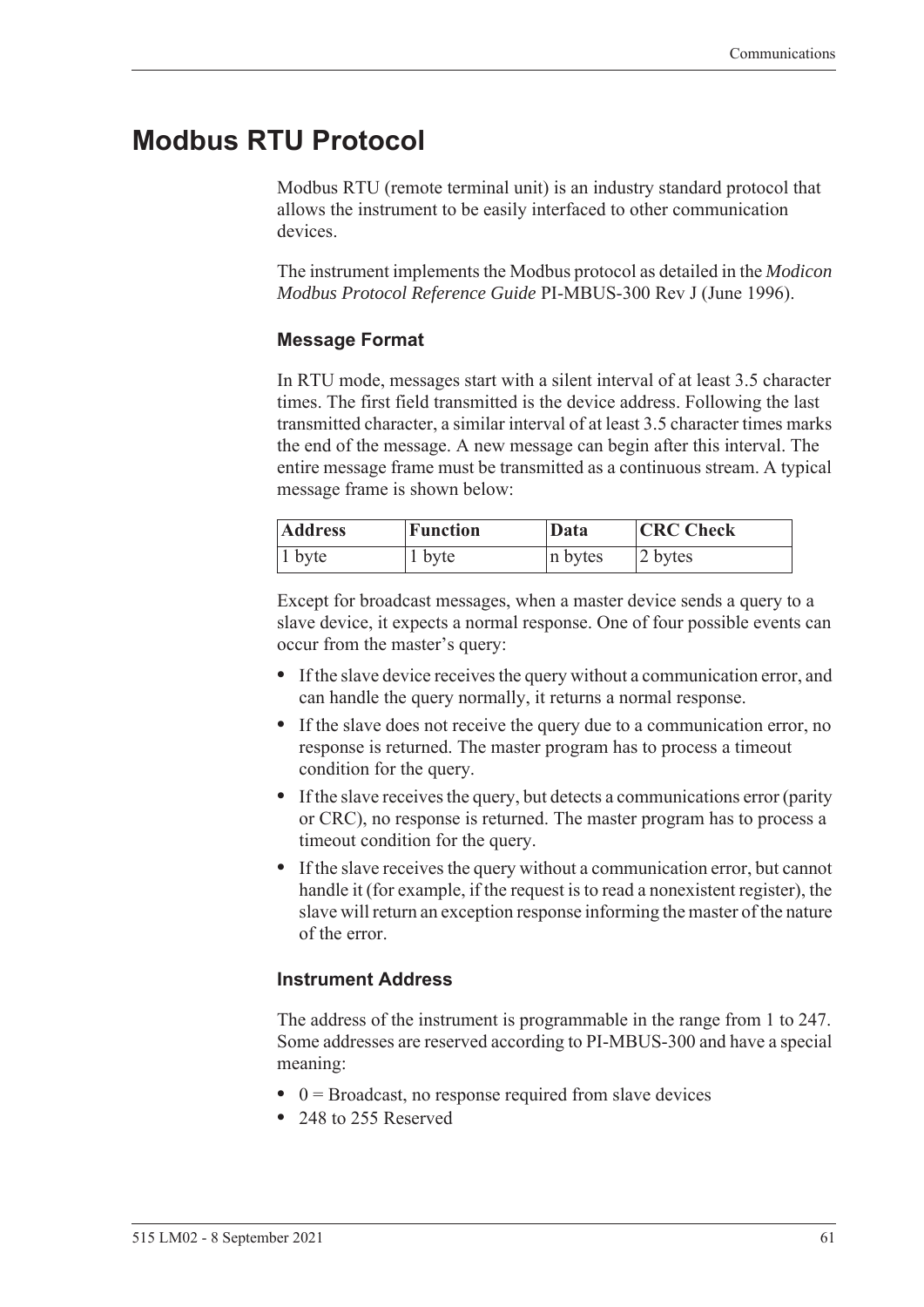# Modbus RTU Protocol

Modbus RTU (remote terminal unit) is an industry standard protocol that allows the instrument to be easily interfaced to other communication devices.

The instrument implements the Modbus protocol as detailed in the *Modicon Modbus Protocol Reference Guide* PI-MBUS-300 Rev J (June 1996).

### Message Format

In RTU mode, messages start with a silent interval of at least 3.5 character times. The first field transmitted is the device address. Following the last transmitted character, a similar interval of at least 3.5 character times marks the end of the message. A new message can begin after this interval. The entire message frame must be transmitted as a continuous stream. A typical message frame is shown below:

| Address | Function | Data | CRC Check |
|---|---|---|---|
| 1 byte | 1 byte | n bytes | 2 bytes |

Except for broadcast messages, when a master device sends a query to a slave device, it expects a normal response. One of four possible events can occur from the master's query:

- If the slave device receives the query without a communication error, and can handle the query normally, it returns a normal response.
- If the slave does not receive the query due to a communication error, no response is returned. The master program has to process a timeout condition for the query.
- If the slave receives the query, but detects a communications error (parity or CRC), no response is returned. The master program has to process a timeout condition for the query.
- If the slave receives the query without a communication error, but cannot handle it (for example, if the request is to read a nonexistent register), the slave will return an exception response informing the master of the nature of the error.

### Instrument Address

The address of the instrument is programmable in the range from 1 to 247. Some addresses are reserved according to PI-MBUS-300 and have a special meaning:

- 0 = Broadcast, no response required from slave devices
- 248 to 255 Reserved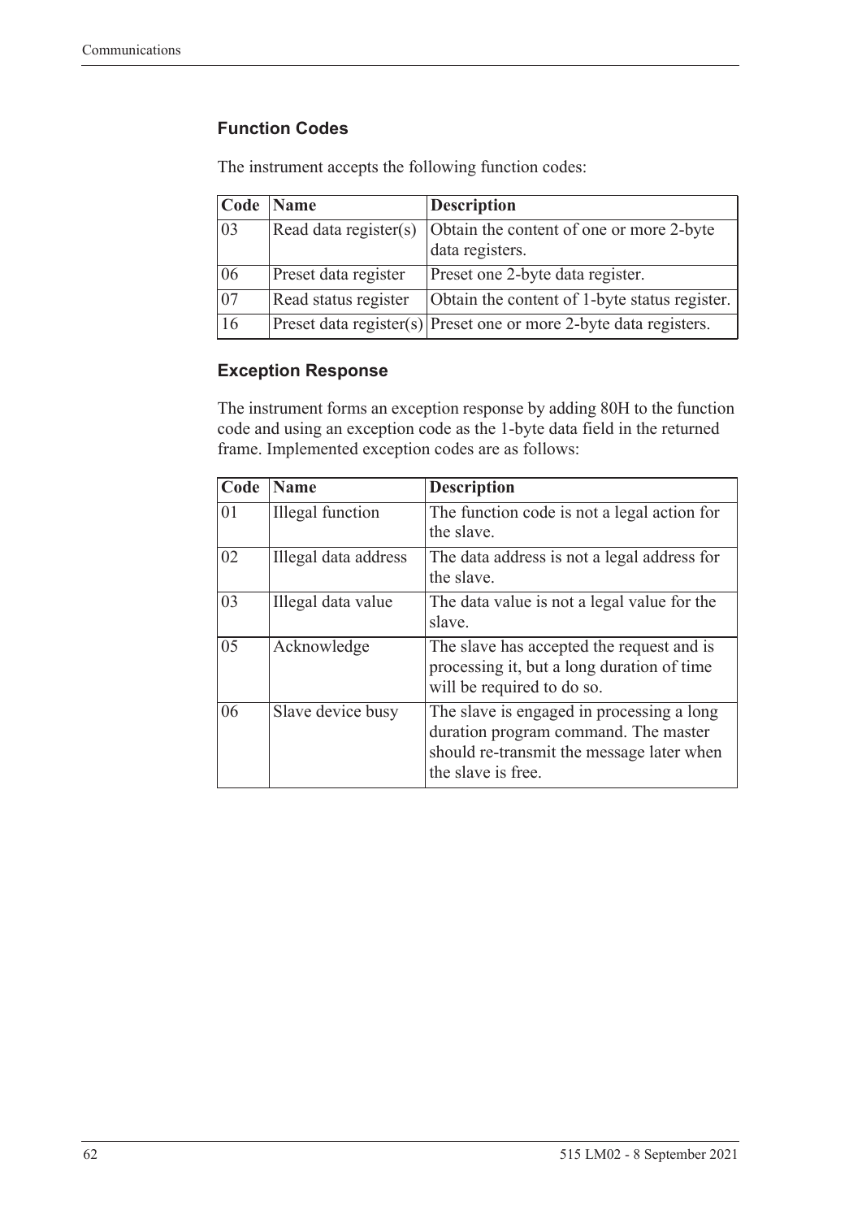### Function Codes

The instrument accepts the following function codes:

| Code | Name | Description |
|---|---|---|
| 03 | Read data register(s) | Obtain the content of one or more 2-byte data registers. |
| 06 | Preset data register | Preset one 2-byte data register. |
| 07 | Read status register | Obtain the content of 1-byte status register. |
| 16 | Preset data register(s) | Preset one or more 2-byte data registers. |

### Exception Response

The instrument forms an exception response by adding 80H to the function code and using an exception code as the 1-byte data field in the returned frame. Implemented exception codes are as follows:

| Code | Name | Description |
|---|---|---|
| 01 | Illegal function | The function code is not a legal action for the slave. |
| 02 | Illegal data address | The data address is not a legal address for the slave. |
| 03 | Illegal data value | The data value is not a legal value for the slave. |
| 05 | Acknowledge | The slave has accepted the request and is processing it, but a long duration of time will be required to do so. |
| 06 | Slave device busy | The slave is engaged in processing a long duration program command. The master should re-transmit the message later when the slave is free. |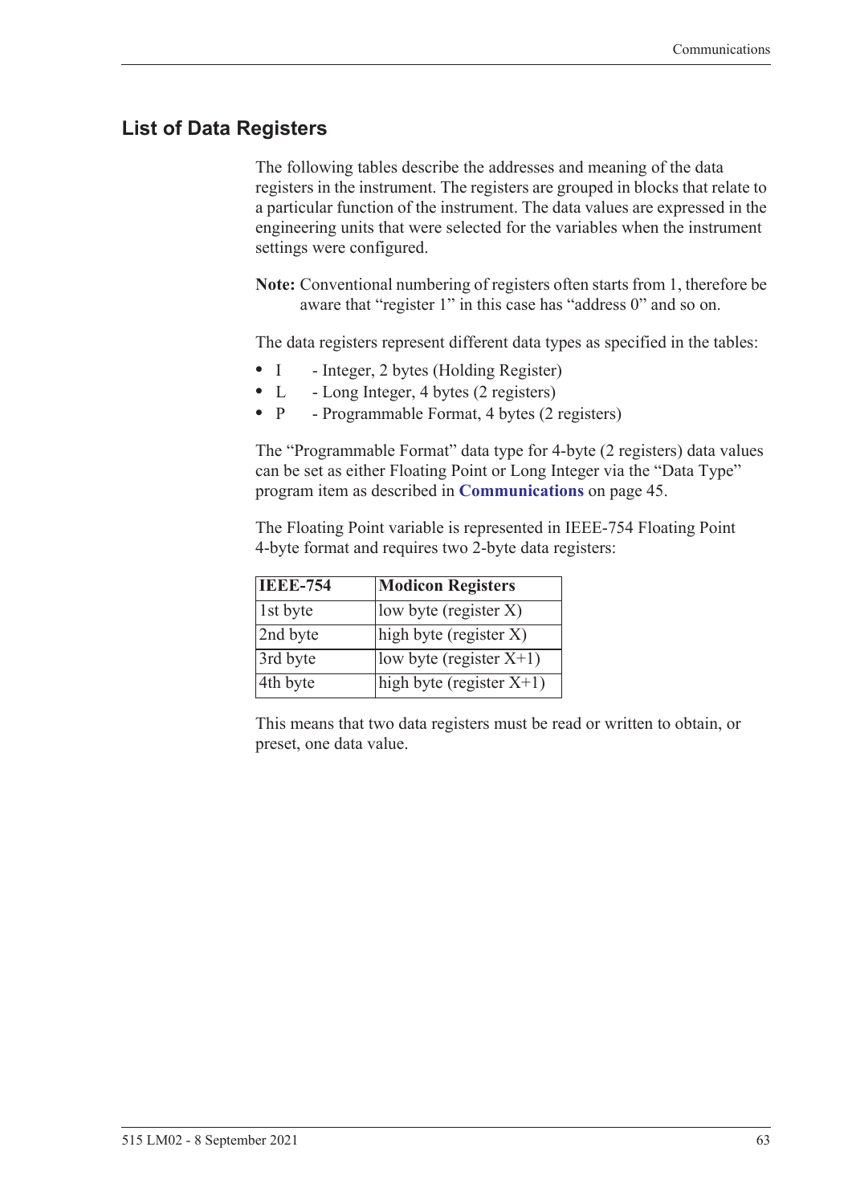## List of Data Registers

The following tables describe the addresses and meaning of the data registers in the instrument. The registers are grouped in blocks that relate to a particular function of the instrument. The data values are expressed in the engineering units that were selected for the variables when the instrument settings were configured.

**Note:** Conventional numbering of registers often starts from 1, therefore be aware that "register 1" in this case has "address 0" and so on.

The data registers represent different data types as specified in the tables:

- I - Integer, 2 bytes (Holding Register)
- L - Long Integer, 4 bytes (2 registers)
- P - Programmable Format, 4 bytes (2 registers)

The "Programmable Format" data type for 4-byte (2 registers) data values can be set as either Floating Point or Long Integer via the "Data Type" program item as described in **Communications** on page 45.

The Floating Point variable is represented in IEEE-754 Floating Point 4-byte format and requires two 2-byte data registers:

| IEEE-754 | Modicon Registers |
|---|---|
| 1st byte | low byte (register X) |
| 2nd byte | high byte (register X) |
| 3rd byte | low byte (register X+1) |
| 4th byte | high byte (register X+1) |

This means that two data registers must be read or written to obtain, or preset, one data value.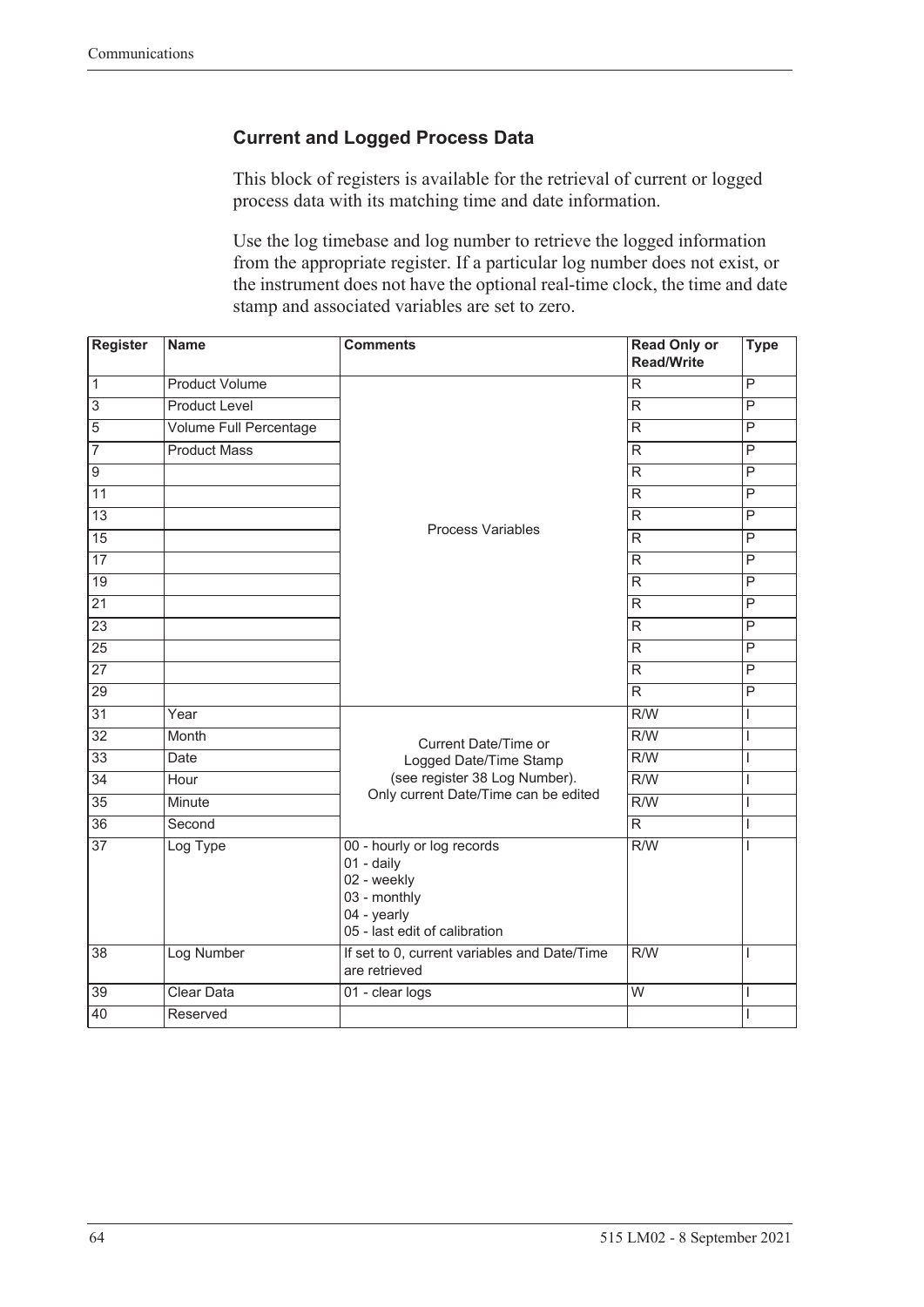### Current and Logged Process Data

This block of registers is available for the retrieval of current or logged process data with its matching time and date information.

Use the log timebase and log number to retrieve the logged information from the appropriate register. If a particular log number does not exist, or the instrument does not have the optional real-time clock, the time and date stamp and associated variables are set to zero.

| Register | Name | Comments | Read Only or Read/Write | Type |
|---|---|---|---|---|
| 1 | Product Volume | Process Variables | R | P |
| 3 | Product Level | | R | P |
| 5 | Volume Full Percentage | | R | P |
| 7 | Product Mass | | R | P |
| 9 | | | R | P |
| 11 | | | R | P |
| 13 | | | R | P |
| 15 | | | R | P |
| 17 | | | R | P |
| 19 | | | R | P |
| 21 | | | R | P |
| 23 | | | R | P |
| 25 | | | R | P |
| 27 | | | R | P |
| 29 | | | R | P |
| 31 | Year | Current Date/Time or Logged Date/Time Stamp (see register 38 Log Number). Only current Date/Time can be edited | R/W | I |
| 32 | Month | | R/W | I |
| 33 | Date | | R/W | I |
| 34 | Hour | | R/W | I |
| 35 | Minute | | R/W | I |
| 36 | Second | | R | I |
| 37 | Log Type | 00 - hourly or log records<br>01 - daily<br>02 - weekly<br>03 - monthly<br>04 - yearly<br>05 - last edit of calibration | R/W | I |
| 38 | Log Number | If set to 0, current variables and Date/Time are retrieved | R/W | I |
| 39 | Clear Data | 01 - clear logs | W | I |
| 40 | Reserved | | | I |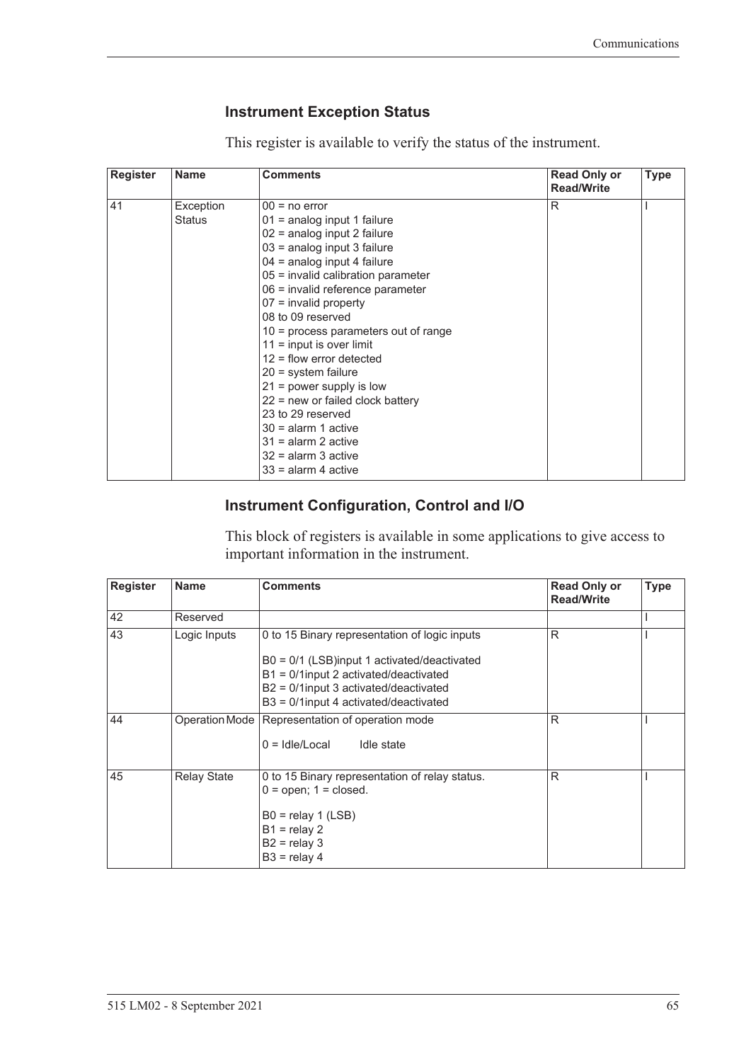### Instrument Exception Status

This register is available to verify the status of the instrument.

| Register | Name | Comments | Read Only or Read/Write | Type |
|---|---|---|---|---|
| 41 | Exception Status | 00 = no error<br>01 = analog input 1 failure<br>02 = analog input 2 failure<br>03 = analog input 3 failure<br>04 = analog input 4 failure<br>05 = invalid calibration parameter<br>06 = invalid reference parameter<br>07 = invalid property<br>08 to 09 reserved<br>10 = process parameters out of range<br>11 = input is over limit<br>12 = flow error detected<br>20 = system failure<br>21 = power supply is low<br>22 = new or failed clock battery<br>23 to 29 reserved<br>30 = alarm 1 active<br>31 = alarm 2 active<br>32 = alarm 3 active<br>33 = alarm 4 active | R | I |

### Instrument Configuration, Control and I/O

This block of registers is available in some applications to give access to important information in the instrument.

| Register | Name | Comments | Read Only or Read/Write | Type |
|---|---|---|---|---|
| 42 | Reserved | | | I |
| 43 | Logic Inputs | 0 to 15 Binary representation of logic inputs<br><br>B0 = 0/1 (LSB)input 1 activated/deactivated<br>B1 = 0/1input 2 activated/deactivated<br>B2 = 0/1input 3 activated/deactivated<br>B3 = 0/1input 4 activated/deactivated | R | I |
| 44 | Operation Mode | Representation of operation mode<br><br>0 = Idle/Local Idle state | R | I |
| 45 | Relay State | 0 to 15 Binary representation of relay status.<br>0 = open; 1 = closed.<br><br>B0 = relay 1 (LSB)<br>B1 = relay 2<br>B2 = relay 3<br>B3 = relay 4 | R | I |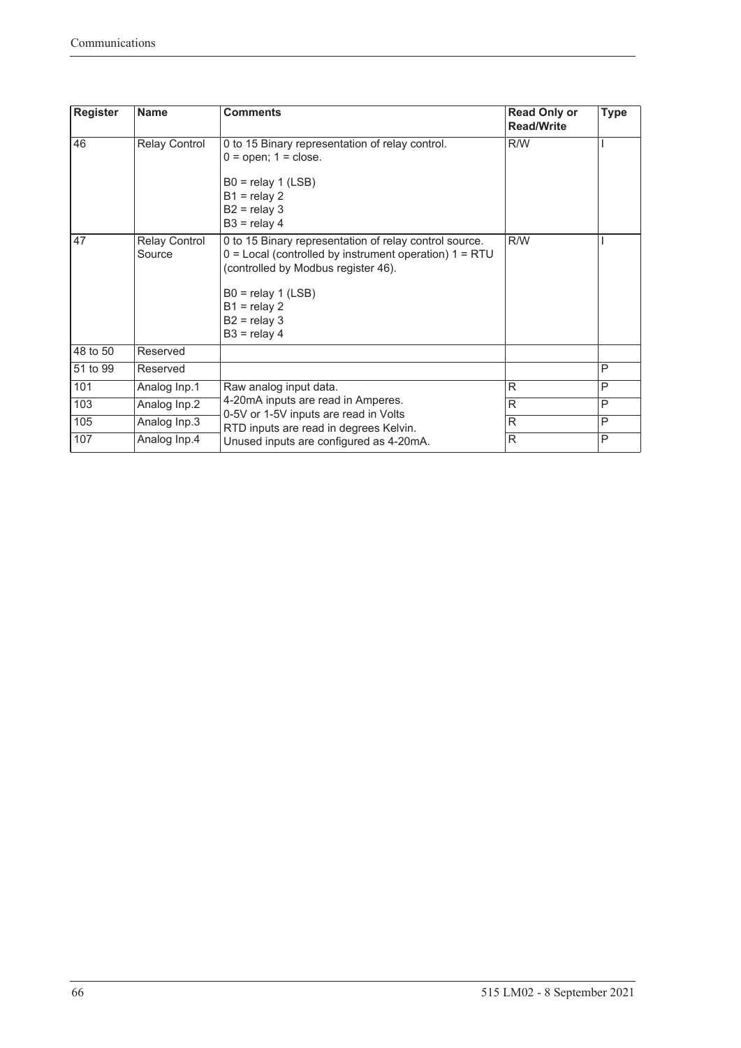| Register | Name | Comments | Read Only or Read/Write | Type |
|---|---|---|---|---|
| 46 | Relay Control | 0 to 15 Binary representation of relay control.<br>0 = open; 1 = close.<br><br>B0 = relay 1 (LSB)<br>B1 = relay 2<br>B2 = relay 3<br>B3 = relay 4 | R/W | I |
| 47 | Relay Control Source | 0 to 15 Binary representation of relay control source.<br>0 = Local (controlled by instrument operation) 1 = RTU (controlled by Modbus register 46).<br><br>B0 = relay 1 (LSB)<br>B1 = relay 2<br>B2 = relay 3<br>B3 = relay 4 | R/W | I |
| 48 to 50 | Reserved | | | |
| 51 to 99 | Reserved | | | P |
| 101 | Analog Inp.1 | Raw analog input data.<br>4-20mA inputs are read in Amperes.<br>0-5V or 1-5V inputs are read in Volts<br>RTD inputs are read in degrees Kelvin.<br>Unused inputs are configured as 4-20mA. | R | P |
| 103 | Analog Inp.2 | | R | P |
| 105 | Analog Inp.3 | | R | P |
| 107 | Analog Inp.4 | | R | P |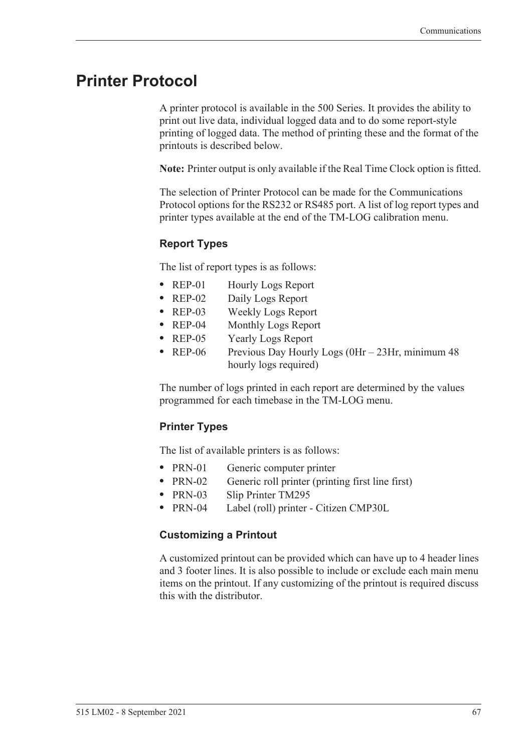# Printer Protocol

A printer protocol is available in the 500 Series. It provides the ability to print out live data, individual logged data and to do some report-style printing of logged data. The method of printing these and the format of the printouts is described below.

**Note:** Printer output is only available if the Real Time Clock option is fitted.

The selection of Printer Protocol can be made for the Communications Protocol options for the RS232 or RS485 port. A list of log report types and printer types available at the end of the TM-LOG calibration menu.

### Report Types

The list of report types is as follows:

- REP-01 Hourly Logs Report
- REP-02 Daily Logs Report
- REP-03 Weekly Logs Report
- REP-04 Monthly Logs Report
- REP-05 Yearly Logs Report
- REP-06 Previous Day Hourly Logs (0Hr – 23Hr, minimum 48 hourly logs required)

The number of logs printed in each report are determined by the values programmed for each timebase in the TM-LOG menu.

### Printer Types

The list of available printers is as follows:

- PRN-01 Generic computer printer
- PRN-02 Generic roll printer (printing first line first)
- PRN-03 Slip Printer TM295
- PRN-04 Label (roll) printer - Citizen CMP30L

### Customizing a Printout

A customized printout can be provided which can have up to 4 header lines and 3 footer lines. It is also possible to include or exclude each main menu items on the printout. If any customizing of the printout is required discuss this with the distributor.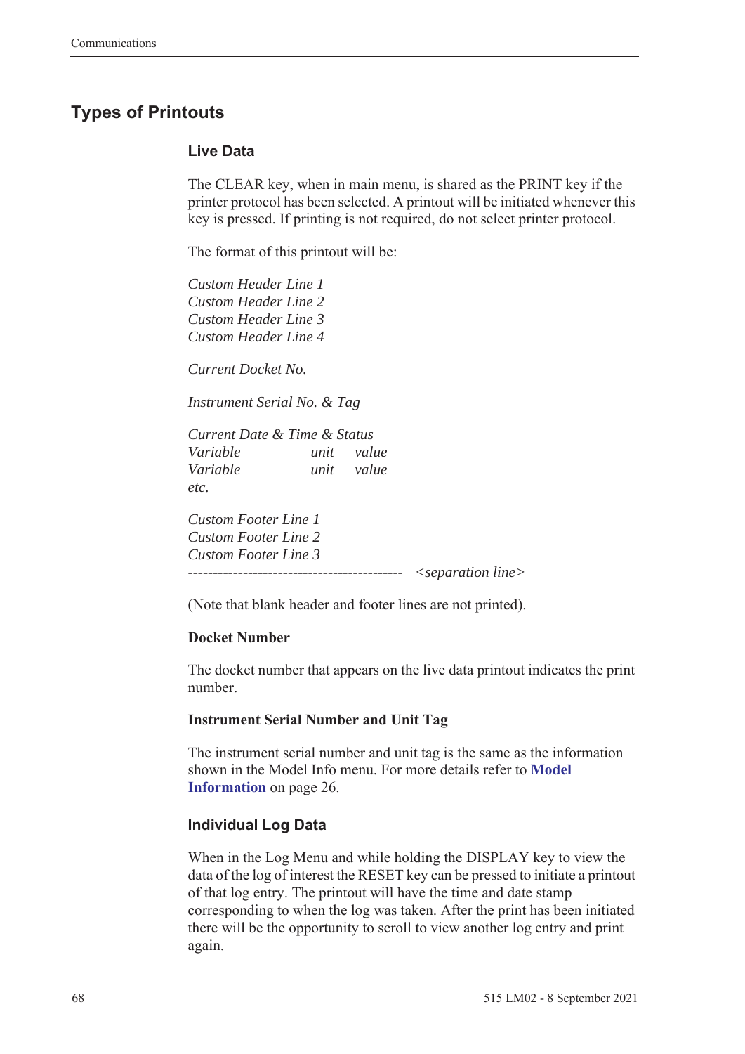## Types of Printouts

### Live Data

The CLEAR key, when in main menu, is shared as the PRINT key if the printer protocol has been selected. A printout will be initiated whenever this key is pressed. If printing is not required, do not select printer protocol.

The format of this printout will be:

*Custom Header Line 1*
*Custom Header Line 2*
*Custom Header Line 3*
*Custom Header Line 4*

*Current Docket No.*

*Instrument Serial No. & Tag*

*Current Date & Time & Status*
*Variable unit value*
*Variable unit value*
*etc.*

*Custom Footer Line 1*
*Custom Footer Line 2*
*Custom Footer Line 3*
------------------------------------------- *<separation line>*

(Note that blank header and footer lines are not printed).

**Docket Number**

The docket number that appears on the live data printout indicates the print number.

**Instrument Serial Number and Unit Tag**

The instrument serial number and unit tag is the same as the information shown in the Model Info menu. For more details refer to **Model Information** on page 26.

### Individual Log Data

When in the Log Menu and while holding the DISPLAY key to view the data of the log of interest the RESET key can be pressed to initiate a printout of that log entry. The printout will have the time and date stamp corresponding to when the log was taken. After the print has been initiated there will be the opportunity to scroll to view another log entry and print again.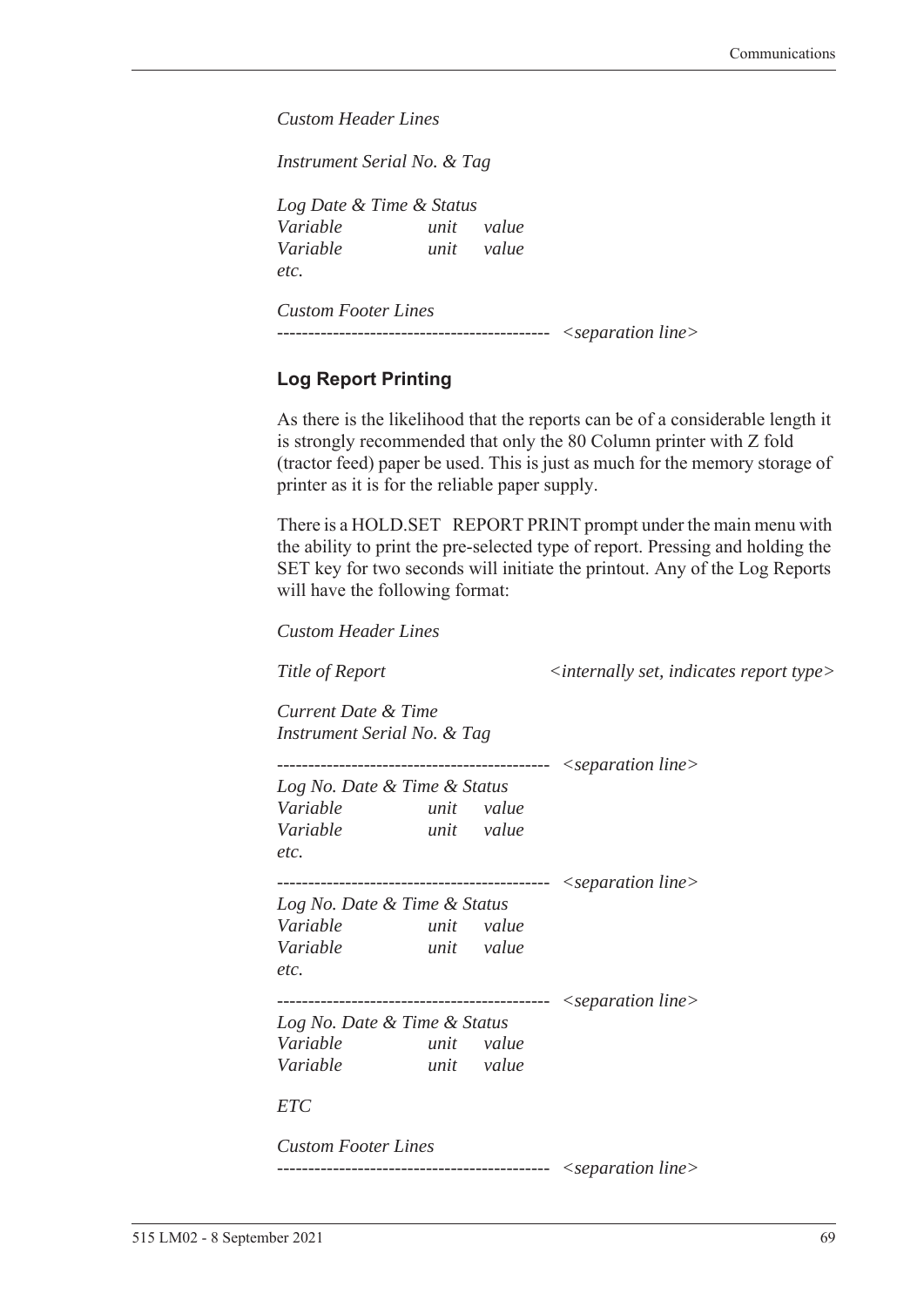*Custom Header Lines*

*Instrument Serial No. & Tag*

*Log Date & Time & Status*
*Variable unit value*
*Variable unit value*
*etc.*

*Custom Footer Lines*
-------------------------------------------- *<separation line>*

### Log Report Printing

As there is the likelihood that the reports can be of a considerable length it is strongly recommended that only the 80 Column printer with Z fold (tractor feed) paper be used. This is just as much for the memory storage of printer as it is for the reliable paper supply.

There is a HOLD.SET REPORT PRINT prompt under the main menu with the ability to print the pre-selected type of report. Pressing and holding the SET key for two seconds will initiate the printout. Any of the Log Reports will have the following format:

*Custom Header Lines*

*Title of Report* *<internally set, indicates report type>*

*Current Date & Time*
*Instrument Serial No. & Tag*

-------------------------------------------- *<separation line>*
*Log No. Date & Time & Status*
*Variable unit value*
*Variable unit value*
*etc.*

-------------------------------------------- *<separation line>*
*Log No. Date & Time & Status*
*Variable unit value*
*Variable unit value*
*etc.*

-------------------------------------------- *<separation line>*
*Log No. Date & Time & Status*
*Variable unit value*
*Variable unit value*

*ETC*

*Custom Footer Lines*
-------------------------------------------- *<separation line>*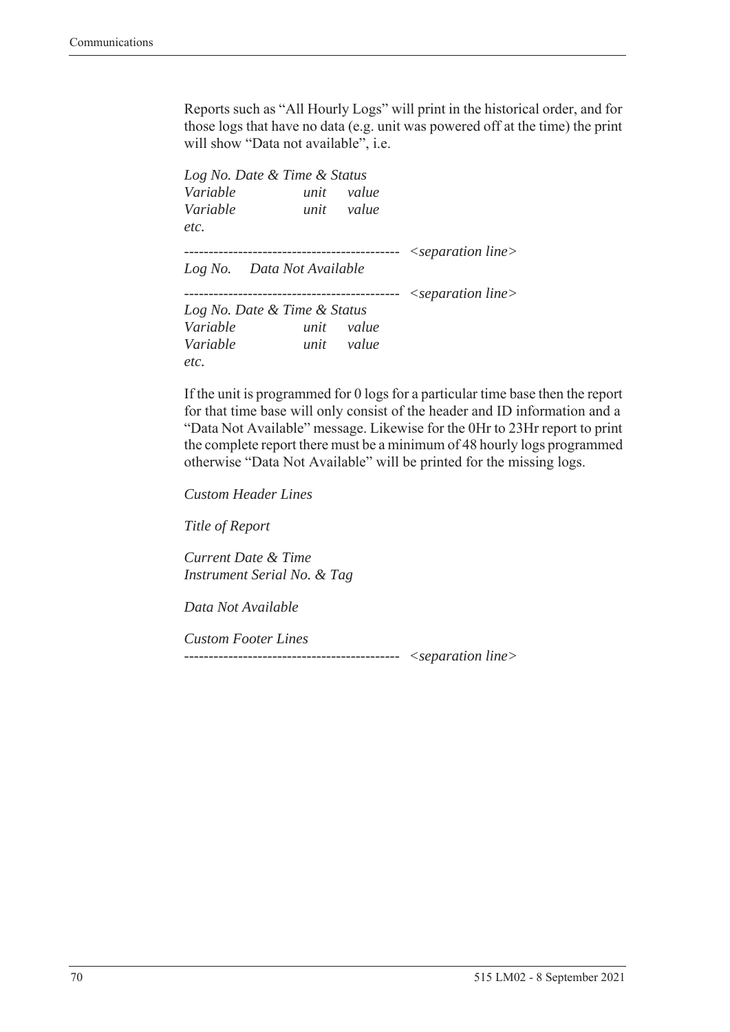Reports such as "All Hourly Logs" will print in the historical order, and for those logs that have no data (e.g. unit was powered off at the time) the print will show "Data not available", i.e.

```
Log No. Date & Time & Status
Variable        unit    value
Variable        unit    value
etc.
-------------------------------------------  <separation line>
Log No.    Data Not Available
-------------------------------------------  <separation line>
Log No. Date & Time & Status
Variable        unit    value
Variable        unit    value
etc.
```

If the unit is programmed for 0 logs for a particular time base then the report for that time base will only consist of the header and ID information and a "Data Not Available" message. Likewise for the 0Hr to 23Hr report to print the complete report there must be a minimum of 48 hourly logs programmed otherwise "Data Not Available" will be printed for the missing logs.

```
Custom Header Lines

Title of Report

Current Date & Time
Instrument Serial No. & Tag

Data Not Available

Custom Footer Lines
-------------------------------------------  <separation line>
```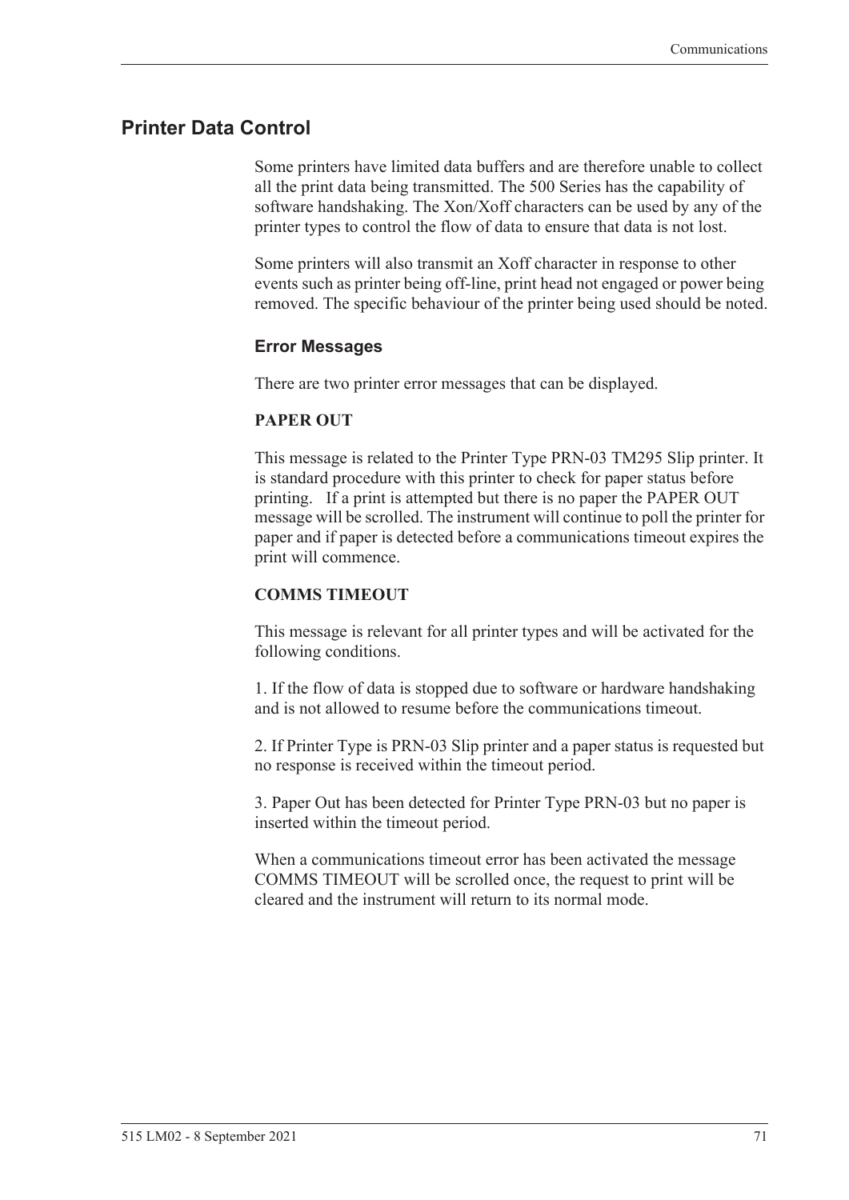## Printer Data Control

Some printers have limited data buffers and are therefore unable to collect all the print data being transmitted. The 500 Series has the capability of software handshaking. The Xon/Xoff characters can be used by any of the printer types to control the flow of data to ensure that data is not lost.

Some printers will also transmit an Xoff character in response to other events such as printer being off-line, print head not engaged or power being removed. The specific behaviour of the printer being used should be noted.

### Error Messages

There are two printer error messages that can be displayed.

**PAPER OUT**

This message is related to the Printer Type PRN-03 TM295 Slip printer. It is standard procedure with this printer to check for paper status before printing. If a print is attempted but there is no paper the PAPER OUT message will be scrolled. The instrument will continue to poll the printer for paper and if paper is detected before a communications timeout expires the print will commence.

**COMMS TIMEOUT**

This message is relevant for all printer types and will be activated for the following conditions.

1. If the flow of data is stopped due to software or hardware handshaking and is not allowed to resume before the communications timeout.

2. If Printer Type is PRN-03 Slip printer and a paper status is requested but no response is received within the timeout period.

3. Paper Out has been detected for Printer Type PRN-03 but no paper is inserted within the timeout period.

When a communications timeout error has been activated the message COMMS TIMEOUT will be scrolled once, the request to print will be cleared and the instrument will return to its normal mode.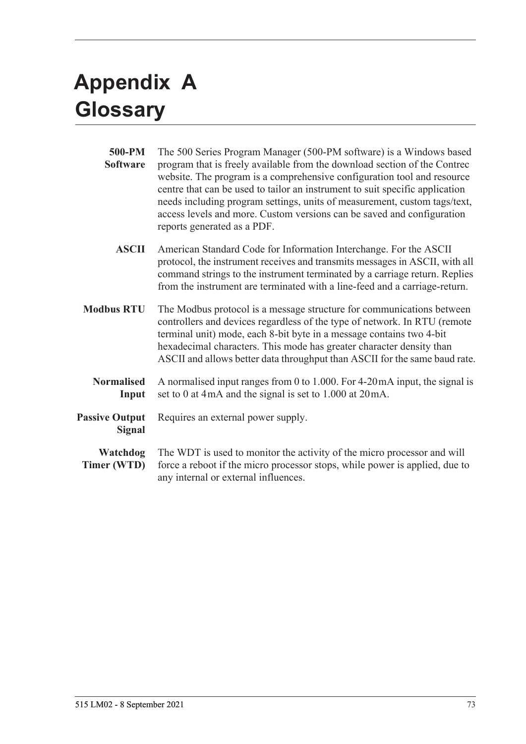# Appendix A Glossary

**500-PM Software** The 500 Series Program Manager (500-PM software) is a Windows based program that is freely available from the download section of the Contrec website. The program is a comprehensive configuration tool and resource centre that can be used to tailor an instrument to suit specific application needs including program settings, units of measurement, custom tags/text, access levels and more. Custom versions can be saved and configuration reports generated as a PDF.

**ASCII** American Standard Code for Information Interchange. For the ASCII protocol, the instrument receives and transmits messages in ASCII, with all command strings to the instrument terminated by a carriage return. Replies from the instrument are terminated with a line-feed and a carriage-return.

**Modbus RTU** The Modbus protocol is a message structure for communications between controllers and devices regardless of the type of network. In RTU (remote terminal unit) mode, each 8-bit byte in a message contains two 4-bit hexadecimal characters. This mode has greater character density than ASCII and allows better data throughput than ASCII for the same baud rate.

**Normalised Input** A normalised input ranges from 0 to 1.000. For 4-20mA input, the signal is set to 0 at 4mA and the signal is set to 1.000 at 20mA.

**Passive Output Signal** Requires an external power supply.

**Watchdog Timer (WTD)** The WDT is used to monitor the activity of the micro processor and will force a reboot if the micro processor stops, while power is applied, due to any internal or external influences.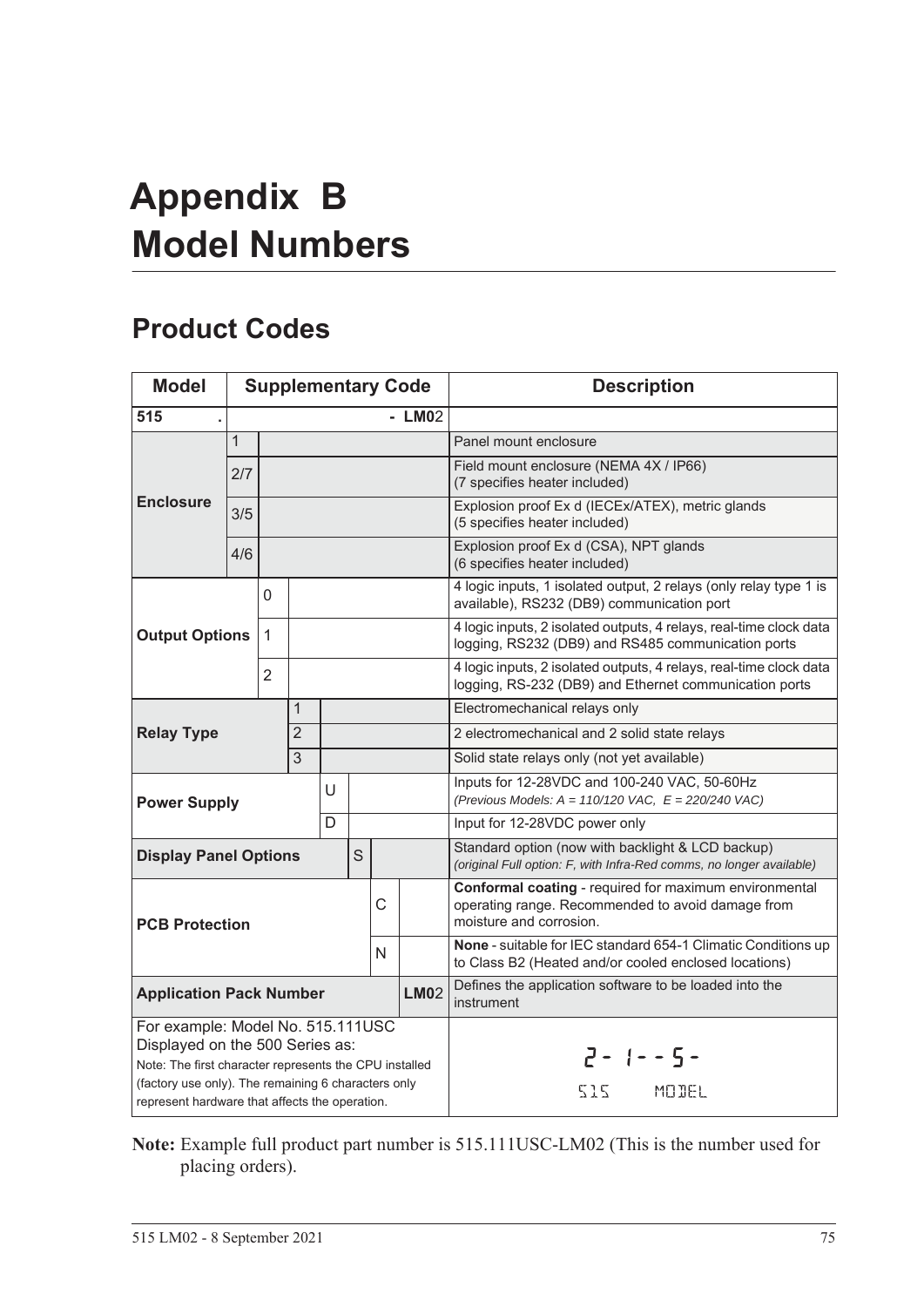# Appendix B
# Model Numbers

## Product Codes

| Model | Supplementary Code | | | | | | | Description |
|---|---|---|---|---|---|---|---|---|
| 515 . | | | | | | | - LM02 | |
| **Enclosure** | 1 | | | | | | | Panel mount enclosure |
| | 2/7 | | | | | | | Field mount enclosure (NEMA 4X / IP66) (7 specifies heater included) |
| | 3/5 | | | | | | | Explosion proof Ex d (IECEx/ATEX), metric glands (5 specifies heater included) |
| | 4/6 | | | | | | | Explosion proof Ex d (CSA), NPT glands (6 specifies heater included) |
| **Output Options** | | 0 | | | | | | 4 logic inputs, 1 isolated output, 2 relays (only relay type 1 is available), RS232 (DB9) communication port |
| | | 1 | | | | | | 4 logic inputs, 2 isolated outputs, 4 relays, real-time clock data logging, RS232 (DB9) and RS485 communication ports |
| | | 2 | | | | | | 4 logic inputs, 2 isolated outputs, 4 relays, real-time clock data logging, RS-232 (DB9) and Ethernet communication ports |
| **Relay Type** | | | 1 | | | | | Electromechanical relays only |
| | | | 2 | | | | | 2 electromechanical and 2 solid state relays |
| | | | 3 | | | | | Solid state relays only (not yet available) |
| **Power Supply** | | | | U | | | | Inputs for 12-28VDC and 100-240 VAC, 50-60Hz *(Previous Models: A = 110/120 VAC, E = 220/240 VAC)* |
| | | | | D | | | | Input for 12-28VDC power only |
| **Display Panel Options** | | | | | S | | | Standard option (now with backlight & LCD backup) *(original Full option: F, with Infra-Red comms, no longer available)* |
| **PCB Protection** | | | | | | C | | **Conformal coating** - required for maximum environmental operating range. Recommended to avoid damage from moisture and corrosion. |
| | | | | | | N | | **None** - suitable for IEC standard 654-1 Climatic Conditions up to Class B2 (Heated and/or cooled enclosed locations) |
| **Application Pack Number** | | | | | | | **LM02** | Defines the application software to be loaded into the instrument |
| For example: Model No. 515.111USC Displayed on the 500 Series as: Note: The first character represents the CPU installed (factory use only). The remaining 6 characters only represent hardware that affects the operation. | | | | | | | | 2- 1-- 5- 515 MODEL |

**Note:** Example full product part number is 515.111USC-LM02 (This is the number used for placing orders).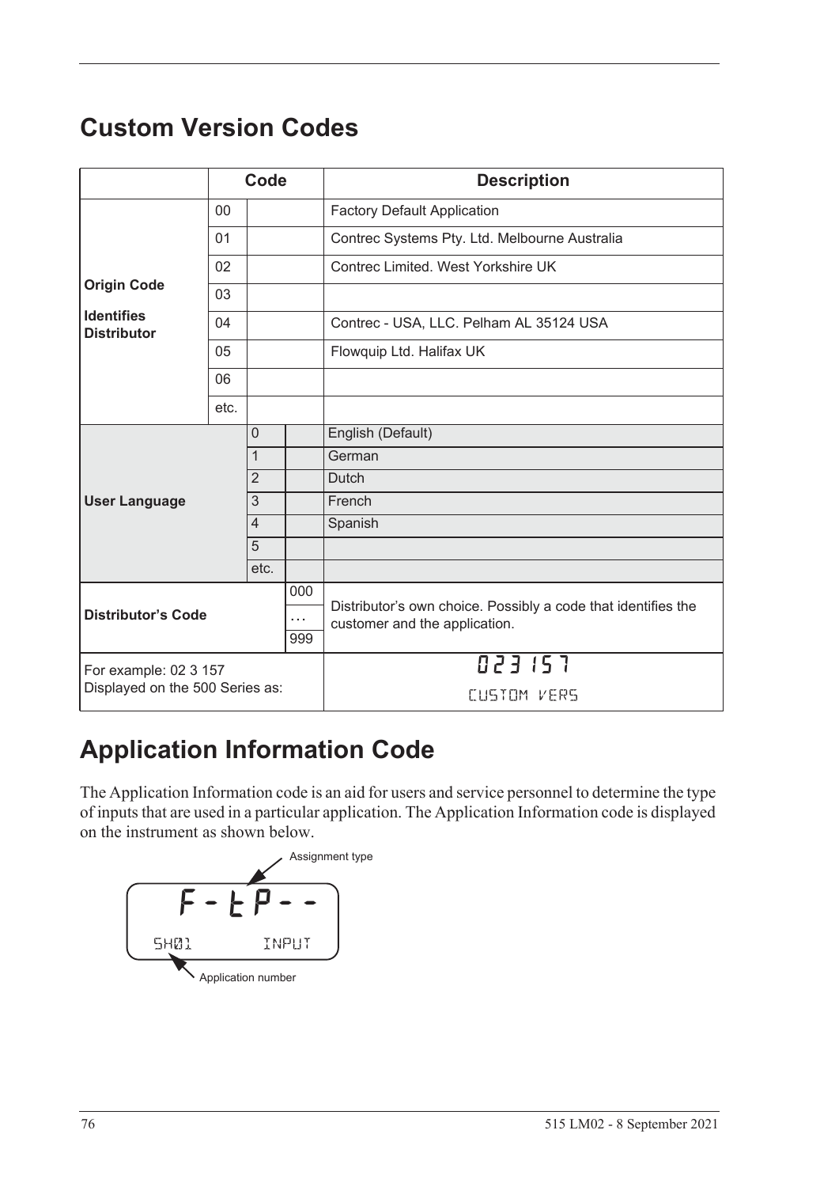## Custom Version Codes

| | Code | | | Description |
|---|---|---|---|---|
| **Origin Code** **Identifies Distributor** | 00 | | | Factory Default Application |
| | 01 | | | Contrec Systems Pty. Ltd. Melbourne Australia |
| | 02 | | | Contrec Limited. West Yorkshire UK |
| | 03 | | | |
| | 04 | | | Contrec - USA, LLC. Pelham AL 35124 USA |
| | 05 | | | Flowquip Ltd. Halifax UK |
| | 06 | | | |
| | etc. | | | |
| **User Language** | | 0 | | English (Default) |
| | | 1 | | German |
| | | 2 | | Dutch |
| | | 3 | | French |
| | | 4 | | Spanish |
| | | 5 | | |
| | | etc. | | |
| **Distributor's Code** | | | 000 | Distributor's own choice. Possibly a code that identifies the customer and the application. |
| | | | … | |
| | | | 999 | |
| For example: 02 3 157 Displayed on the 500 Series as: | | | | 023 157 CUSTOM VERS |

## Application Information Code

The Application Information code is an aid for users and service personnel to determine the type of inputs that are used in a particular application. The Application Information code is displayed on the instrument as shown below.

Assignment type

F-tP--

SH01 INPUT

Application number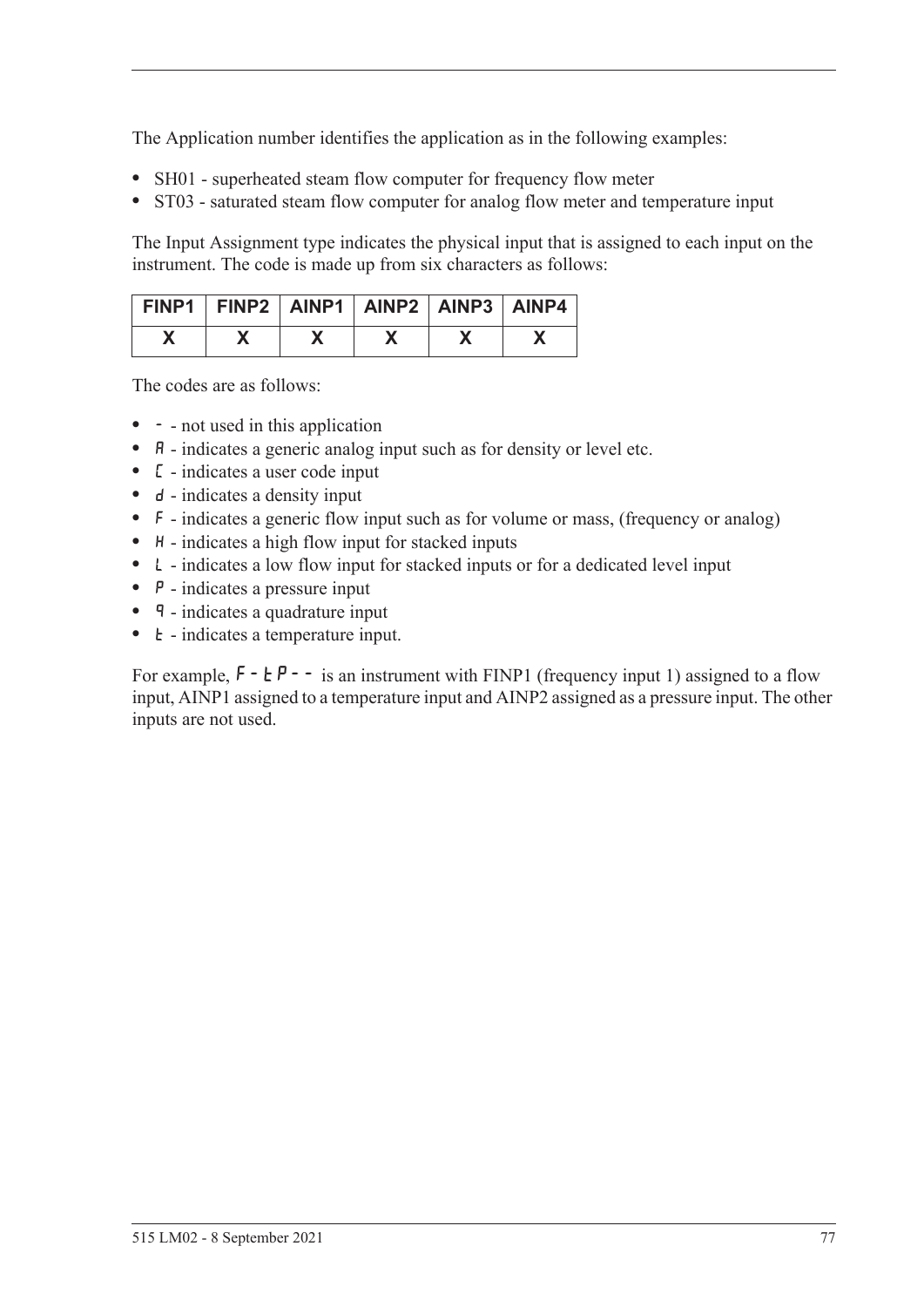The Application number identifies the application as in the following examples:

- SH01 - superheated steam flow computer for frequency flow meter
- ST03 - saturated steam flow computer for analog flow meter and temperature input

The Input Assignment type indicates the physical input that is assigned to each input on the instrument. The code is made up from six characters as follows:

| FINP1 | FINP2 | AINP1 | AINP2 | AINP3 | AINP4 |
|---|---|---|---|---|---|
| X | X | X | X | X | X |

The codes are as follows:

- - - not used in this application
- A - indicates a generic analog input such as for density or level etc.
- C - indicates a user code input
- d - indicates a density input
- F - indicates a generic flow input such as for volume or mass, (frequency or analog)
- H - indicates a high flow input for stacked inputs
- L - indicates a low flow input for stacked inputs or for a dedicated level input
- P - indicates a pressure input
- q - indicates a quadrature input
- t - indicates a temperature input.

For example, F-tP-- is an instrument with FINP1 (frequency input 1) assigned to a flow input, AINP1 assigned to a temperature input and AINP2 assigned as a pressure input. The other inputs are not used.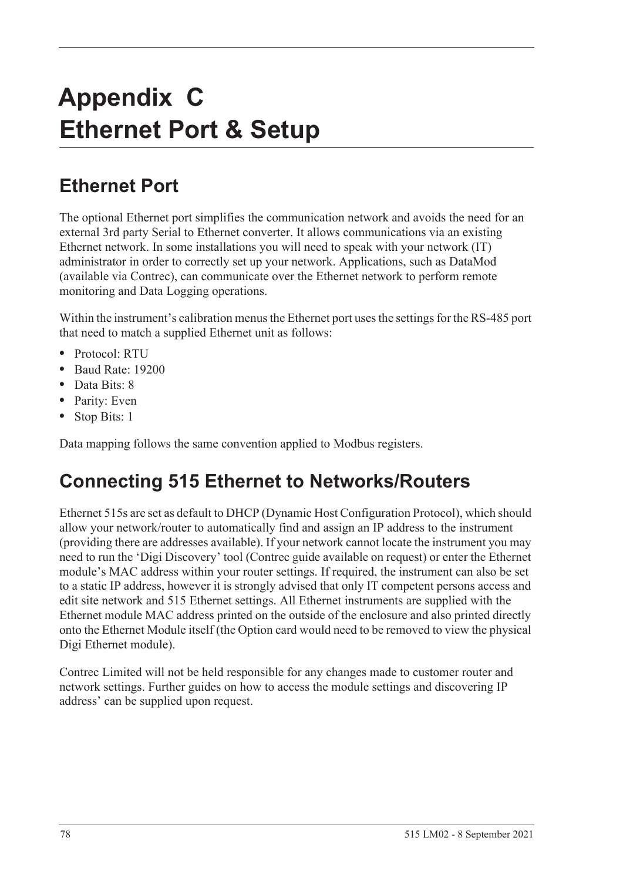# Appendix C
# Ethernet Port & Setup

## Ethernet Port

The optional Ethernet port simplifies the communication network and avoids the need for an external 3rd party Serial to Ethernet converter. It allows communications via an existing Ethernet network. In some installations you will need to speak with your network (IT) administrator in order to correctly set up your network. Applications, such as DataMod (available via Contrec), can communicate over the Ethernet network to perform remote monitoring and Data Logging operations.

Within the instrument's calibration menus the Ethernet port uses the settings for the RS-485 port that need to match a supplied Ethernet unit as follows:

- Protocol: RTU
- Baud Rate: 19200
- Data Bits: 8
- Parity: Even
- Stop Bits: 1

Data mapping follows the same convention applied to Modbus registers.

## Connecting 515 Ethernet to Networks/Routers

Ethernet 515s are set as default to DHCP (Dynamic Host Configuration Protocol), which should allow your network/router to automatically find and assign an IP address to the instrument (providing there are addresses available). If your network cannot locate the instrument you may need to run the 'Digi Discovery' tool (Contrec guide available on request) or enter the Ethernet module's MAC address within your router settings. If required, the instrument can also be set to a static IP address, however it is strongly advised that only IT competent persons access and edit site network and 515 Ethernet settings. All Ethernet instruments are supplied with the Ethernet module MAC address printed on the outside of the enclosure and also printed directly onto the Ethernet Module itself (the Option card would need to be removed to view the physical Digi Ethernet module).

Contrec Limited will not be held responsible for any changes made to customer router and network settings. Further guides on how to access the module settings and discovering IP address' can be supplied upon request.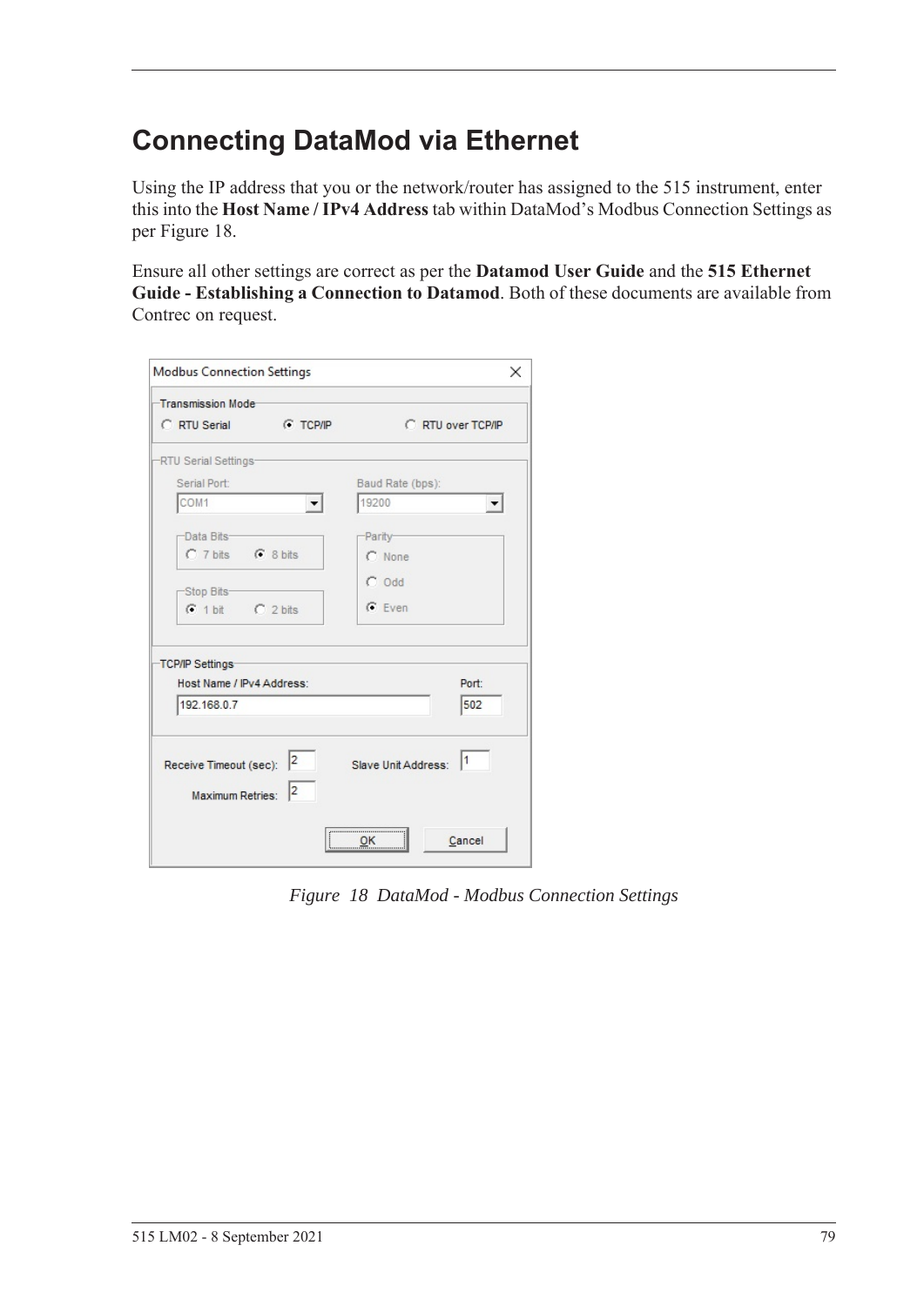# Connecting DataMod via Ethernet

Using the IP address that you or the network/router has assigned to the 515 instrument, enter this into the **Host Name / IPv4 Address** tab within DataMod's Modbus Connection Settings as per Figure 18.

Ensure all other settings are correct as per the **Datamod User Guide** and the **515 Ethernet Guide - Establishing a Connection to Datamod**. Both of these documents are available from Contrec on request.

*Figure 18 DataMod - Modbus Connection Settings*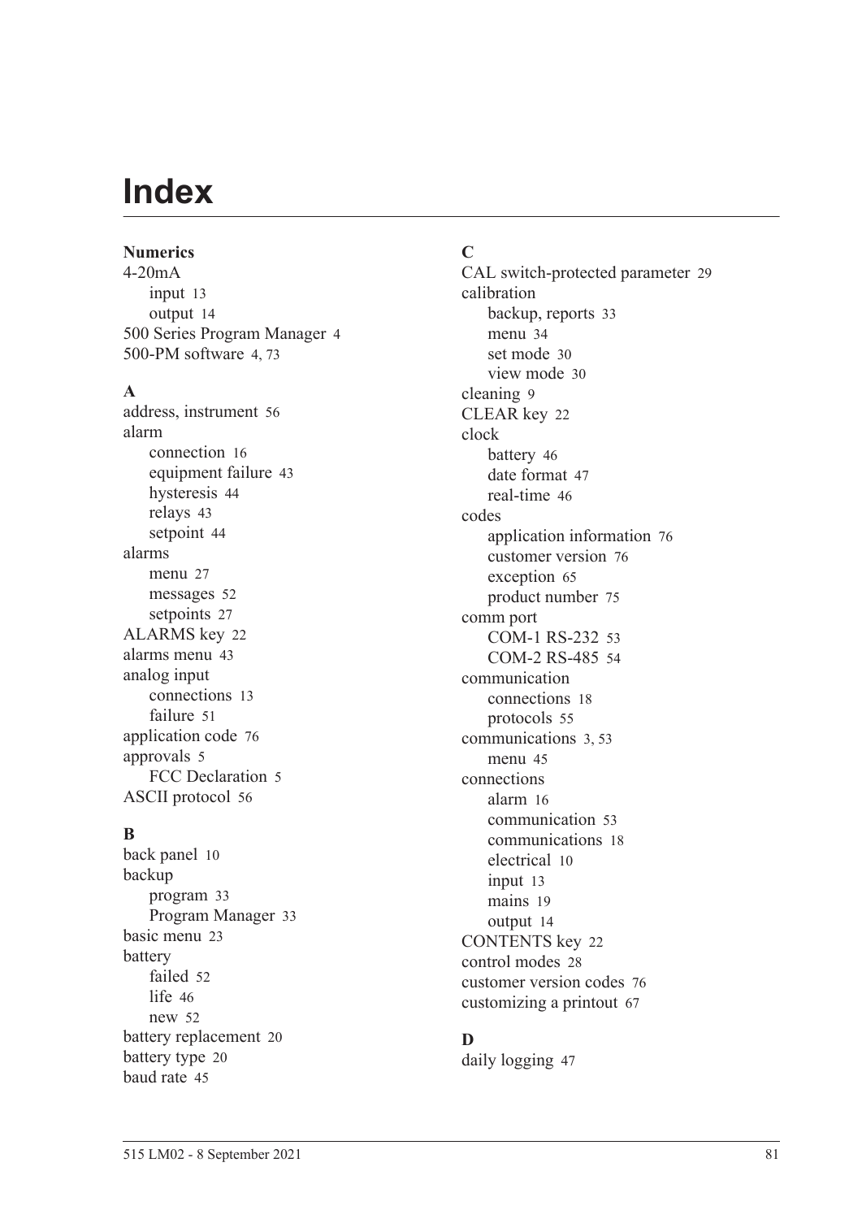# Index

**Numerics**

4-20mA
- input 13
- output 14

500 Series Program Manager 4
500-PM software 4, 73

**A**

address, instrument 56
alarm
- connection 16
- equipment failure 43
- hysteresis 44
- relays 43
- setpoint 44

alarms
- menu 27
- messages 52
- setpoints 27

ALARMS key 22
alarms menu 43
analog input
- connections 13
- failure 51

application code 76
approvals 5
- FCC Declaration 5

ASCII protocol 56

**B**

back panel 10
backup
- program 33
- Program Manager 33

basic menu 23
battery
- failed 52
- life 46
- new 52

battery replacement 20
battery type 20
baud rate 45

**C**

CAL switch-protected parameter 29
calibration
- backup, reports 33
- menu 34
- set mode 30
- view mode 30

cleaning 9
CLEAR key 22
clock
- battery 46
- date format 47
- real-time 46

codes
- application information 76
- customer version 76
- exception 65
- product number 75

comm port
- COM-1 RS-232 53
- COM-2 RS-485 54

communication
- connections 18
- protocols 55

communications 3, 53
- menu 45

connections
- alarm 16
- communication 53
- communications 18
- electrical 10
- input 13
- mains 19
- output 14

CONTENTS key 22
control modes 28
customer version codes 76
customizing a printout 67

**D**

daily logging 47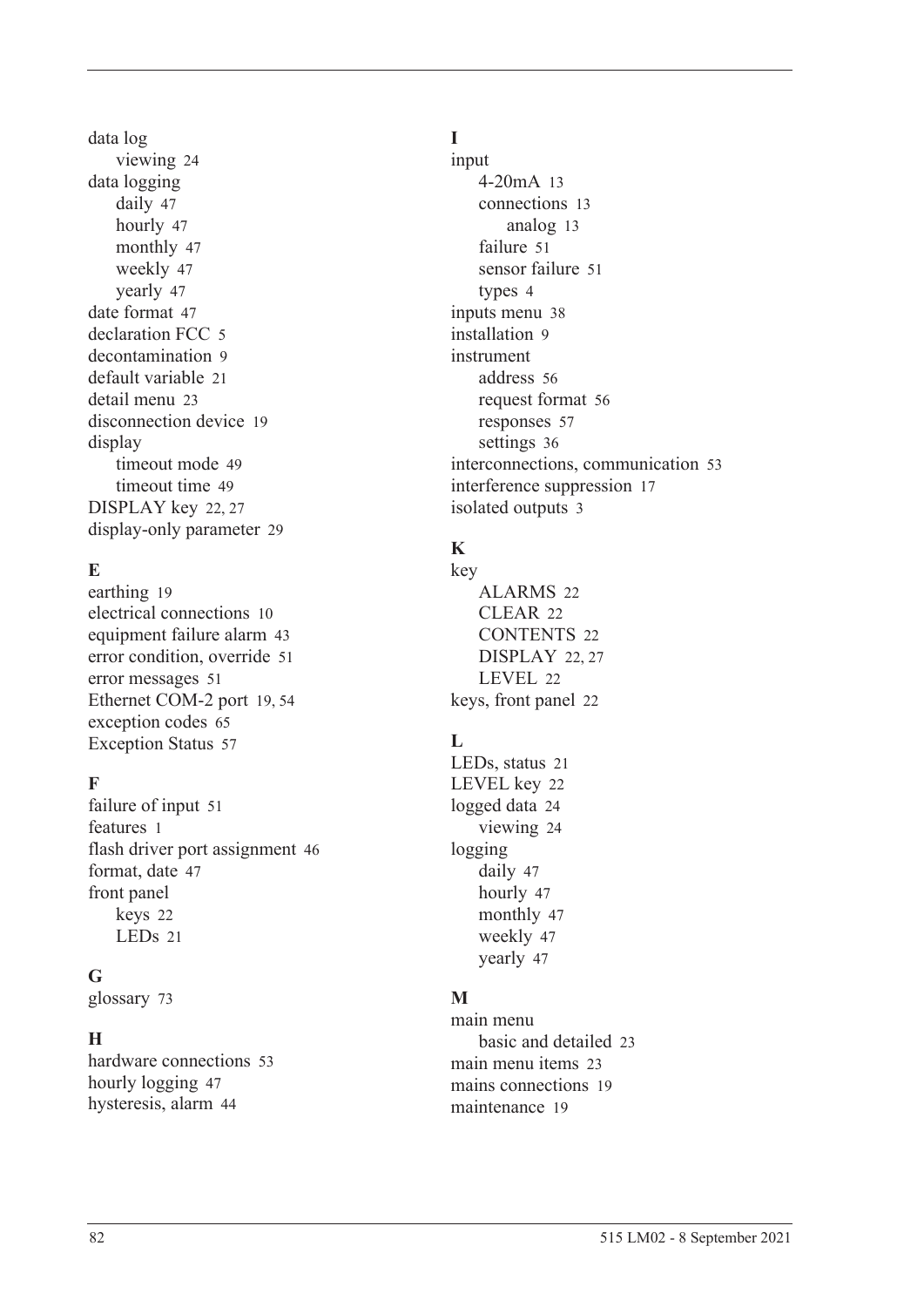data log
- viewing 24

data logging
- daily 47
- hourly 47
- monthly 47
- weekly 47
- yearly 47

date format 47
declaration FCC 5
decontamination 9
default variable 21
detail menu 23
disconnection device 19
display
- timeout mode 49
- timeout time 49

DISPLAY key 22, 27
display-only parameter 29

**E**

earthing 19
electrical connections 10
equipment failure alarm 43
error condition, override 51
error messages 51
Ethernet COM-2 port 19, 54
exception codes 65
Exception Status 57

**F**

failure of input 51
features 1
flash driver port assignment 46
format, date 47
front panel
- keys 22
- LEDs 21

**G**

glossary 73

**H**

hardware connections 53
hourly logging 47
hysteresis, alarm 44

**I**

input
- 4-20mA 13
- connections 13
  - analog 13
- failure 51
- sensor failure 51
- types 4

inputs menu 38
installation 9
instrument
- address 56
- request format 56
- responses 57
- settings 36

interconnections, communication 53
interference suppression 17
isolated outputs 3

**K**

key
- ALARMS 22
- CLEAR 22
- CONTENTS 22
- DISPLAY 22, 27
- LEVEL 22

keys, front panel 22

**L**

LEDs, status 21
LEVEL key 22
logged data 24
- viewing 24

logging
- daily 47
- hourly 47
- monthly 47
- weekly 47
- yearly 47

**M**

main menu
- basic and detailed 23

main menu items 23
mains connections 19
maintenance 19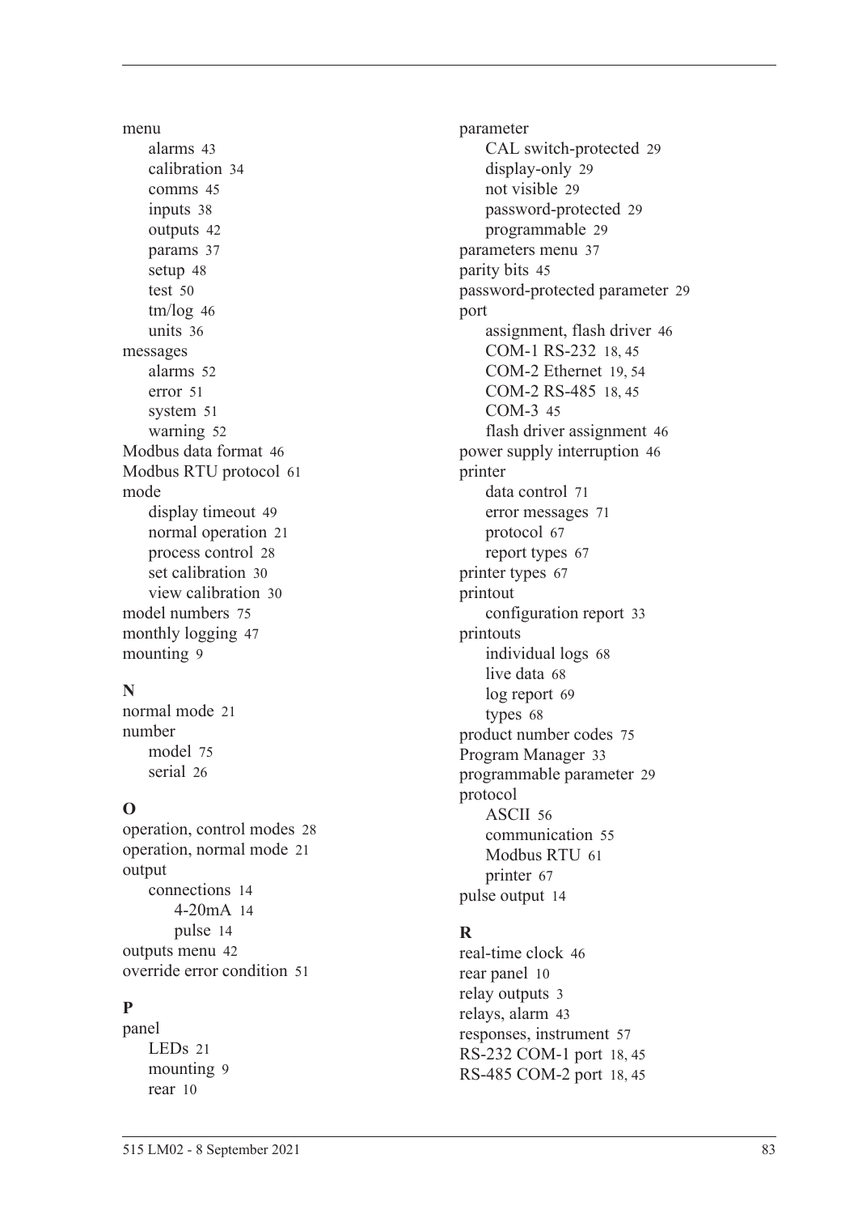menu
- alarms 43
- calibration 34
- comms 45
- inputs 38
- outputs 42
- params 37
- setup 48
- test 50
- tm/log 46
- units 36

messages
- alarms 52
- error 51
- system 51
- warning 52

Modbus data format 46
Modbus RTU protocol 61
mode
- display timeout 49
- normal operation 21
- process control 28
- set calibration 30
- view calibration 30

model numbers 75
monthly logging 47
mounting 9

### N

normal mode 21
number
- model 75
- serial 26

### O

operation, control modes 28
operation, normal mode 21
output
- connections 14
  - 4-20mA 14
  - pulse 14

outputs menu 42
override error condition 51

### P

panel
- LEDs 21
- mounting 9
- rear 10

parameter
- CAL switch-protected 29
- display-only 29
- not visible 29
- password-protected 29
- programmable 29

parameters menu 37
parity bits 45
password-protected parameter 29
port
- assignment, flash driver 46
- COM-1 RS-232 18, 45
- COM-2 Ethernet 19, 54
- COM-2 RS-485 18, 45
- COM-3 45
- flash driver assignment 46

power supply interruption 46
printer
- data control 71
- error messages 71
- protocol 67
- report types 67

printer types 67
printout
- configuration report 33

printouts
- individual logs 68
- live data 68
- log report 69
- types 68

product number codes 75
Program Manager 33
programmable parameter 29
protocol
- ASCII 56
- communication 55
- Modbus RTU 61
- printer 67

pulse output 14

### R

real-time clock 46
rear panel 10
relay outputs 3
relays, alarm 43
responses, instrument 57
RS-232 COM-1 port 18, 45
RS-485 COM-2 port 18, 45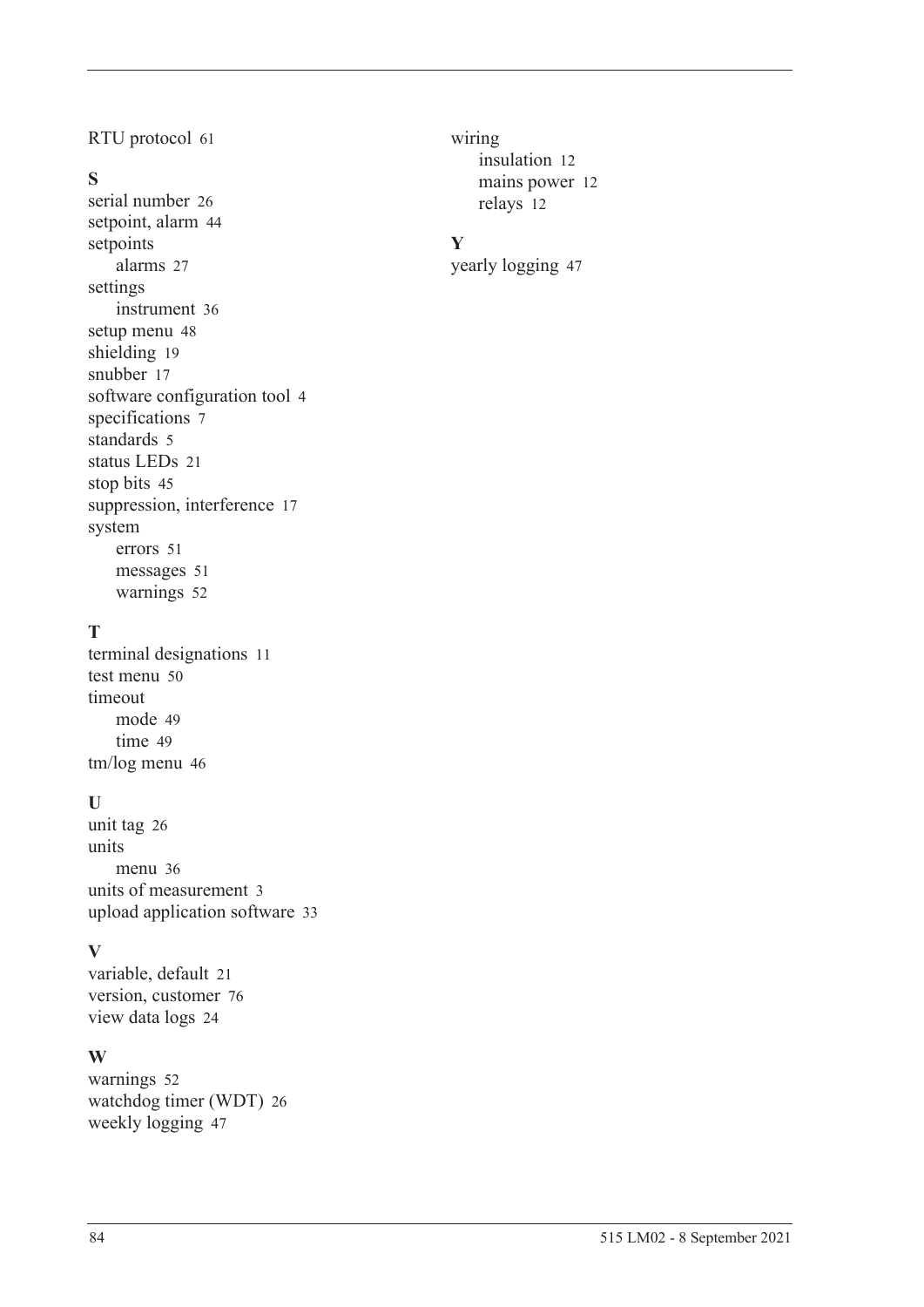RTU protocol 61

**S**

serial number 26
setpoint, alarm 44
setpoints
  alarms 27
settings
  instrument 36
setup menu 48
shielding 19
snubber 17
software configuration tool 4
specifications 7
standards 5
status LEDs 21
stop bits 45
suppression, interference 17
system
  errors 51
  messages 51
  warnings 52

**T**

terminal designations 11
test menu 50
timeout
  mode 49
  time 49
tm/log menu 46

**U**

unit tag 26
units
  menu 36
units of measurement 3
upload application software 33

**V**

variable, default 21
version, customer 76
view data logs 24

**W**

warnings 52
watchdog timer (WDT) 26
weekly logging 47
wiring
  insulation 12
  mains power 12
  relays 12

**Y**

yearly logging 47